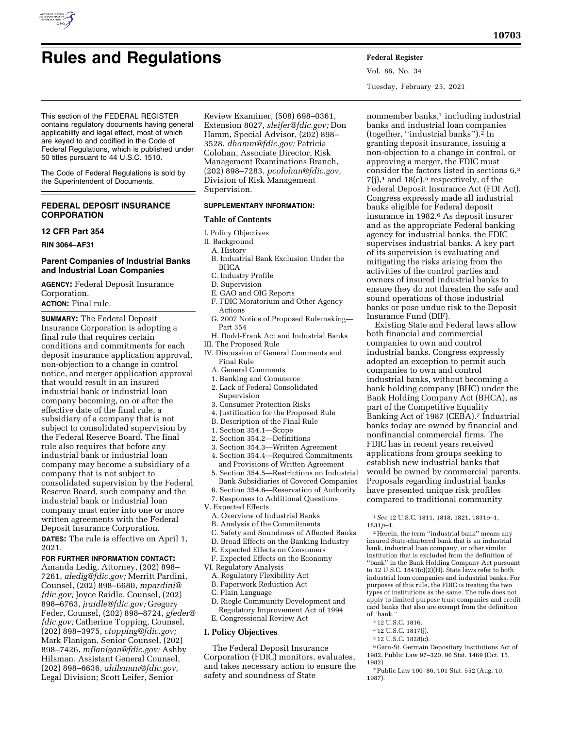# Rules and Regulations

This section of the FEDERAL REGISTER contains regulatory documents having general applicability and legal effect, most of which are keyed to and codified in the Code of Federal Regulations, which is published under 50 titles pursuant to 44 U.S.C. 1510.

The Code of Federal Regulations is sold by the Superintendent of Documents.

## FEDERAL DEPOSIT INSURANCE CORPORATION

### 12 CFR Part 354

**RIN 3064–AF31**

### Parent Companies of Industrial Banks and Industrial Loan Companies

**AGENCY:** Federal Deposit Insurance Corporation.

**ACTION:** Final rule.

**SUMMARY:** The Federal Deposit Insurance Corporation is adopting a final rule that requires certain conditions and commitments for each deposit insurance application approval, non-objection to a change in control notice, and merger application approval that would result in an insured industrial bank or industrial loan company becoming, on or after the effective date of the final rule, a subsidiary of a company that is not subject to consolidated supervision by the Federal Reserve Board. The final rule also requires that before any industrial bank or industrial loan company may become a subsidiary of a company that is not subject to consolidated supervision by the Federal Reserve Board, such company and the industrial bank or industrial loan company must enter into one or more written agreements with the Federal Deposit Insurance Corporation.

**DATES:** The rule is effective on April 1, 2021.

**FOR FURTHER INFORMATION CONTACT:** Amanda Ledig, Attorney, (202) 898–7261, *aledig@fdic.gov;* Merritt Pardini, Counsel, (202) 898–6680, *mpardini@fdic.gov;* Joyce Raidle, Counsel, (202) 898–6763, *jraidle@fdic.gov;* Gregory Feder, Counsel, (202) 898–8724, *gfeder@fdic.gov;* Catherine Topping, Counsel, (202) 898–3975, *ctopping@fdic.gov;* Mark Flanigan, Senior Counsel, (202) 898–7426, *mflanigan@fdic.gov;* Ashby Hilsman, Assistant General Counsel, (202) 898–6636, *ahilsman@fdic.gov,* Legal Division; Scott Leifer, Senior Review Examiner, (508) 698–0361, Extension 8027, *sleifer@fdic.gov;* Don Hamm, Special Advisor, (202) 898–3528, *dhamm@fdic.gov;* Patricia Colohan, Associate Director, Risk Management Examinations Branch, (202) 898–7283, *pcolohan@fdic.gov,* Division of Risk Management Supervision.

**SUPPLEMENTARY INFORMATION:**

**Table of Contents**

- I. Policy Objectives
- II. Background
  - A. History
  - B. Industrial Bank Exclusion Under the BHCA
  - C. Industry Profile
  - D. Supervision
  - E. GAO and OIG Reports
  - F. FDIC Moratorium and Other Agency Actions
  - G. 2007 Notice of Proposed Rulemaking—Part 354
  - H. Dodd-Frank Act and Industrial Banks
- III. The Proposed Rule
- IV. Discussion of General Comments and Final Rule
  - A. General Comments
    1. Banking and Commerce
    2. Lack of Federal Consolidated Supervision
    3. Consumer Protection Risks
    4. Justification for the Proposed Rule
  - B. Description of the Final Rule
    1. Section 354.1—Scope
    2. Section 354.2—Definitions
    3. Section 354.3—Written Agreement
    4. Section 354.4—Required Commitments and Provisions of Written Agreement
    5. Section 354.5—Restrictions on Industrial Bank Subsidiaries of Covered Companies
    6. Section 354.6—Reservation of Authority
    7. Responses to Additional Questions
- V. Expected Effects
  - A. Overview of Industrial Banks
  - B. Analysis of the Commitments
  - C. Safety and Soundness of Affected Banks
  - D. Broad Effects on the Banking Industry
  - E. Expected Effects on Consumers
  - F. Expected Effects on the Economy
- VI. Regulatory Analysis
  - A. Regulatory Flexibility Act
  - B. Paperwork Reduction Act
  - C. Plain Language
  - D. Riegle Community Development and Regulatory Improvement Act of 1994
  - E. Congressional Review Act

## I. Policy Objectives

The Federal Deposit Insurance Corporation (FDIC) monitors, evaluates, and takes necessary action to ensure the safety and soundness of State nonmember banks,[1] including industrial banks and industrial loan companies (together, "industrial banks").[2] In granting deposit insurance, issuing a non-objection to a change in control, or approving a merger, the FDIC must consider the factors listed in sections 6,[3] 7(j),[4] and 18(c),[5] respectively, of the Federal Deposit Insurance Act (FDI Act). Congress expressly made all industrial banks eligible for Federal deposit insurance in 1982.[6] As deposit insurer and as the appropriate Federal banking agency for industrial banks, the FDIC supervises industrial banks. A key part of its supervision is evaluating and mitigating the risks arising from the activities of the control parties and owners of insured industrial banks to ensure they do not threaten the safe and sound operations of those industrial banks or pose undue risk to the Deposit Insurance Fund (DIF).

Existing State and Federal laws allow both financial and commercial companies to own and control industrial banks. Congress expressly adopted an exception to permit such companies to own and control industrial banks, without becoming a bank holding company (BHC) under the Bank Holding Company Act (BHCA), as part of the Competitive Equality Banking Act of 1987 (CEBA).[7] Industrial banks today are owned by financial and nonfinancial commercial firms. The FDIC has in recent years received applications from groups seeking to establish new industrial banks that would be owned by commercial parents. Proposals regarding industrial banks have presented unique risk profiles compared to traditional community

---

[1] *See* 12 U.S.C. 1811, 1818, 1821, 1831*o*–1, 1831*p*–1.

[2] Herein, the term "industrial bank" means any insured State-chartered bank that is an industrial bank, industrial loan company, or other similar institution that is excluded from the definition of "bank" in the Bank Holding Company Act pursuant to 12 U.S.C. 1841(c)(2)(H). State laws refer to both industrial loan companies and industrial banks. For purposes of this rule, the FDIC is treating the two types of institutions as the same. The rule does not apply to limited purpose trust companies and credit card banks that also are exempt from the definition of "bank."

[3] 12 U.S.C. 1816.

[4] 12 U.S.C. 1817(j).

[5] 12 U.S.C. 1828(c).

[6] Garn-St. Germain Depository Institutions Act of 1982, Public Law 97–320, 96 Stat. 1469 (Oct. 15, 1982).

[7] Public Law 100–86, 101 Stat. 552 (Aug. 10, 1987).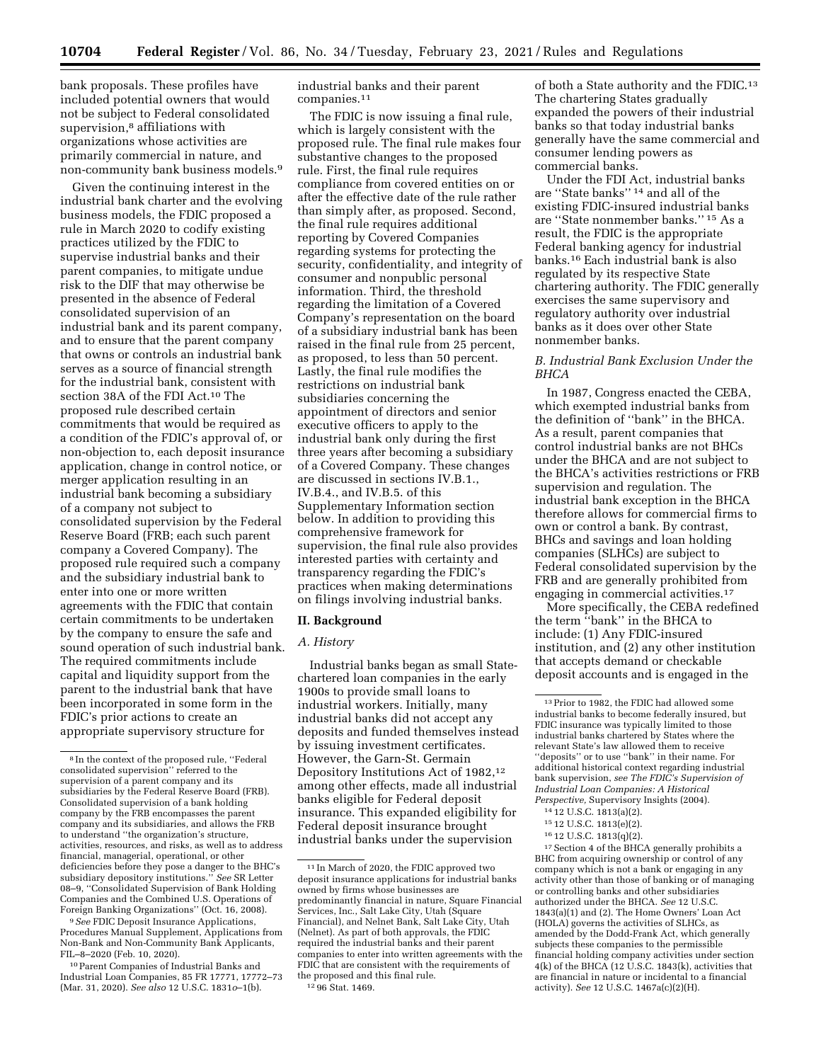bank proposals. These profiles have included potential owners that would not be subject to Federal consolidated supervision,[8] affiliations with organizations whose activities are primarily commercial in nature, and non-community bank business models.[9]

Given the continuing interest in the industrial bank charter and the evolving business models, the FDIC proposed a rule in March 2020 to codify existing practices utilized by the FDIC to supervise industrial banks and their parent companies, to mitigate undue risk to the DIF that may otherwise be presented in the absence of Federal consolidated supervision of an industrial bank and its parent company, and to ensure that the parent company that owns or controls an industrial bank serves as a source of financial strength for the industrial bank, consistent with section 38A of the FDI Act.[10] The proposed rule described certain commitments that would be required as a condition of the FDIC's approval of, or non-objection to, each deposit insurance application, change in control notice, or merger application resulting in an industrial bank becoming a subsidiary of a company not subject to consolidated supervision by the Federal Reserve Board (FRB; each such parent company a Covered Company). The proposed rule required such a company and the subsidiary industrial bank to enter into one or more written agreements with the FDIC that contain certain commitments to be undertaken by the company to ensure the safe and sound operation of such industrial bank. The required commitments include capital and liquidity support from the parent to the industrial bank that have been incorporated in some form in the FDIC's prior actions to create an appropriate supervisory structure for industrial banks and their parent companies.[11]

The FDIC is now issuing a final rule, which is largely consistent with the proposed rule. The final rule makes four substantive changes to the proposed rule. First, the final rule requires compliance from covered entities on or after the effective date of the rule rather than simply after, as proposed. Second, the final rule requires additional reporting by Covered Companies regarding systems for protecting the security, confidentiality, and integrity of consumer and nonpublic personal information. Third, the threshold regarding the limitation of a Covered Company's representation on the board of a subsidiary industrial bank has been raised in the final rule from 25 percent, as proposed, to less than 50 percent. Lastly, the final rule modifies the restrictions on industrial bank subsidiaries concerning the appointment of directors and senior executive officers to apply to the industrial bank only during the first three years after becoming a subsidiary of a Covered Company. These changes are discussed in sections IV.B.1., IV.B.4., and IV.B.5. of this Supplementary Information section below. In addition to providing this comprehensive framework for supervision, the final rule also provides interested parties with certainty and transparency regarding the FDIC's practices when making determinations on filings involving industrial banks.

## II. Background

### A. History

Industrial banks began as small State-chartered loan companies in the early 1900s to provide small loans to industrial workers. Initially, many industrial banks did not accept any deposits and funded themselves instead by issuing investment certificates. However, the Garn-St. Germain Depository Institutions Act of 1982,[12] among other effects, made all industrial banks eligible for Federal deposit insurance. This expanded eligibility for Federal deposit insurance brought industrial banks under the supervision of both a State authority and the FDIC.[13] The chartering States gradually expanded the powers of their industrial banks so that today industrial banks generally have the same commercial and consumer lending powers as commercial banks.

Under the FDI Act, industrial banks are ''State banks'' [14] and all of the existing FDIC-insured industrial banks are ''State nonmember banks.'' [15] As a result, the FDIC is the appropriate Federal banking agency for industrial banks.[16] Each industrial bank is also regulated by its respective State chartering authority. The FDIC generally exercises the same supervisory and regulatory authority over industrial banks as it does over other State nonmember banks.

### B. Industrial Bank Exclusion Under the BHCA

In 1987, Congress enacted the CEBA, which exempted industrial banks from the definition of ''bank'' in the BHCA. As a result, parent companies that control industrial banks are not BHCs under the BHCA and are not subject to the BHCA's activities restrictions or FRB supervision and regulation. The industrial bank exception in the BHCA therefore allows for commercial firms to own or control a bank. By contrast, BHCs and savings and loan holding companies (SLHCs) are subject to Federal consolidated supervision by the FRB and are generally prohibited from engaging in commercial activities.[17]

More specifically, the CEBA redefined the term ''bank'' in the BHCA to include: (1) Any FDIC-insured institution, and (2) any other institution that accepts demand or checkable deposit accounts and is engaged in the

---

[8] In the context of the proposed rule, ''Federal consolidated supervision'' referred to the supervision of a parent company and its subsidiaries by the Federal Reserve Board (FRB). Consolidated supervision of a bank holding company by the FRB encompasses the parent company and its subsidiaries, and allows the FRB to understand ''the organization's structure, activities, resources, and risks, as well as to address financial, managerial, operational, or other deficiencies before they pose a danger to the BHC's subsidiary depository institutions.'' *See* SR Letter 08–9, ''Consolidated Supervision of Bank Holding Companies and the Combined U.S. Operations of Foreign Banking Organizations'' (Oct. 16, 2008).

[9] *See* FDIC Deposit Insurance Applications, Procedures Manual Supplement, Applications from Non-Bank and Non-Community Bank Applicants, FIL–8–2020 (Feb. 10, 2020).

[10] Parent Companies of Industrial Banks and Industrial Loan Companies, 85 FR 17771, 17772–73 (Mar. 31, 2020). *See also* 12 U.S.C. 1831*o*–1(b).

[11] In March of 2020, the FDIC approved two deposit insurance applications for industrial banks owned by firms whose businesses are predominantly financial in nature, Square Financial Services, Inc., Salt Lake City, Utah (Square Financial), and Nelnet Bank, Salt Lake City, Utah (Nelnet). As part of both approvals, the FDIC required the industrial banks and their parent companies to enter into written agreements with the FDIC that are consistent with the requirements of the proposed and this final rule.

[12] 96 Stat. 1469.

[13] Prior to 1982, the FDIC had allowed some industrial banks to become federally insured, but FDIC insurance was typically limited to those industrial banks chartered by States where the relevant State's law allowed them to receive ''deposits'' or to use ''bank'' in their name. For additional historical context regarding industrial bank supervision, *see The FDIC's Supervision of Industrial Loan Companies: A Historical Perspective,* Supervisory Insights (2004).

[14] 12 U.S.C. 1813(a)(2).

[15] 12 U.S.C. 1813(e)(2).

[16] 12 U.S.C. 1813(q)(2).

[17] Section 4 of the BHCA generally prohibits a BHC from acquiring ownership or control of any company which is not a bank or engaging in any activity other than those of banking or of managing or controlling banks and other subsidiaries authorized under the BHCA. *See* 12 U.S.C. 1843(a)(1) and (2). The Home Owners' Loan Act (HOLA) governs the activities of SLHCs, as amended by the Dodd-Frank Act, which generally subjects these companies to the permissible financial holding company activities under section 4(k) of the BHCA (12 U.S.C. 1843(k), activities that are financial in nature or incidental to a financial activity). *See* 12 U.S.C. 1467a(c)(2)(H).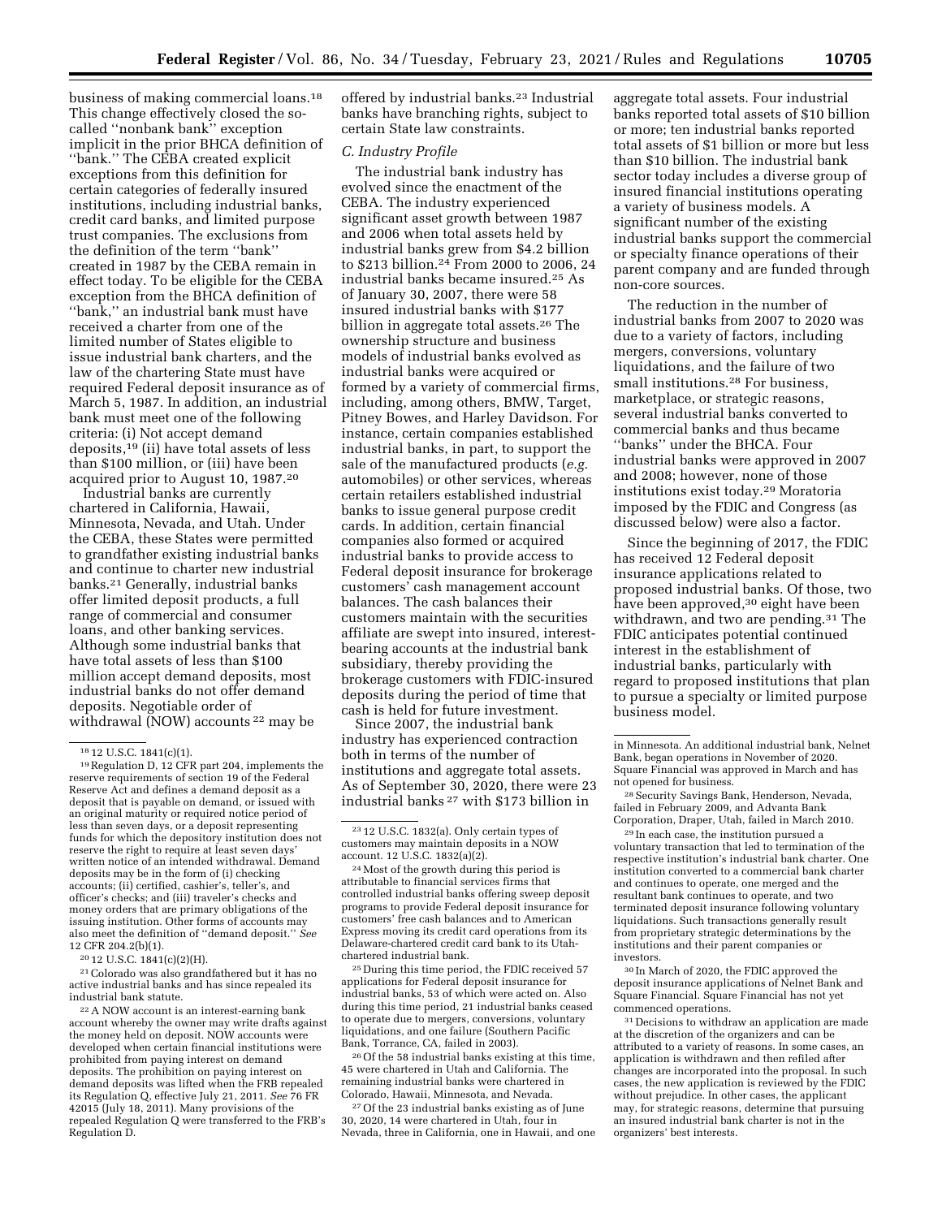business of making commercial loans.[18] This change effectively closed the so-called ''nonbank bank'' exception implicit in the prior BHCA definition of ''bank.'' The CEBA created explicit exceptions from this definition for certain categories of federally insured institutions, including industrial banks, credit card banks, and limited purpose trust companies. The exclusions from the definition of the term ''bank'' created in 1987 by the CEBA remain in effect today. To be eligible for the CEBA exception from the BHCA definition of ''bank,'' an industrial bank must have received a charter from one of the limited number of States eligible to issue industrial bank charters, and the law of the chartering State must have required Federal deposit insurance as of March 5, 1987. In addition, an industrial bank must meet one of the following criteria: (i) Not accept demand deposits,[19] (ii) have total assets of less than $100 million, or (iii) have been acquired prior to August 10, 1987.[20]

Industrial banks are currently chartered in California, Hawaii, Minnesota, Nevada, and Utah. Under the CEBA, these States were permitted to grandfather existing industrial banks and continue to charter new industrial banks.[21] Generally, industrial banks offer limited deposit products, a full range of commercial and consumer loans, and other banking services. Although some industrial banks that have total assets of less than $100 million accept demand deposits, most industrial banks do not offer demand deposits. Negotiable order of withdrawal (NOW) accounts [22] may be offered by industrial banks.[23] Industrial banks have branching rights, subject to certain State law constraints.

*C. Industry Profile*

The industrial bank industry has evolved since the enactment of the CEBA. The industry experienced significant asset growth between 1987 and 2006 when total assets held by industrial banks grew from $4.2 billion to $213 billion.[24] From 2000 to 2006, 24 industrial banks became insured.[25] As of January 30, 2007, there were 58 insured industrial banks with $177 billion in aggregate total assets.[26] The ownership structure and business models of industrial banks evolved as industrial banks were acquired or formed by a variety of commercial firms, including, among others, BMW, Target, Pitney Bowes, and Harley Davidson. For instance, certain companies established industrial banks, in part, to support the sale of the manufactured products (*e.g.* automobiles) or other services, whereas certain retailers established industrial banks to issue general purpose credit cards. In addition, certain financial companies also formed or acquired industrial banks to provide access to Federal deposit insurance for brokerage customers' cash management account balances. The cash balances their customers maintain with the securities affiliate are swept into insured, interest-bearing accounts at the industrial bank subsidiary, thereby providing the brokerage customers with FDIC-insured deposits during the period of time that cash is held for future investment.

Since 2007, the industrial bank industry has experienced contraction both in terms of the number of institutions and aggregate total assets. As of September 30, 2020, there were 23 industrial banks [27] with $173 billion in aggregate total assets. Four industrial banks reported total assets of $10 billion or more; ten industrial banks reported total assets of $1 billion or more but less than $10 billion. The industrial bank sector today includes a diverse group of insured financial institutions operating a variety of business models. A significant number of the existing industrial banks support the commercial or specialty finance operations of their parent company and are funded through non-core sources.

The reduction in the number of industrial banks from 2007 to 2020 was due to a variety of factors, including mergers, conversions, voluntary liquidations, and the failure of two small institutions.[28] For business, marketplace, or strategic reasons, several industrial banks converted to commercial banks and thus became ''banks'' under the BHCA. Four industrial banks were approved in 2007 and 2008; however, none of those institutions exist today.[29] Moratoria imposed by the FDIC and Congress (as discussed below) were also a factor.

Since the beginning of 2017, the FDIC has received 12 Federal deposit insurance applications related to proposed industrial banks. Of those, two have been approved,[30] eight have been withdrawn, and two are pending.[31] The FDIC anticipates potential continued interest in the establishment of industrial banks, particularly with regard to proposed institutions that plan to pursue a specialty or limited purpose business model.

---

[18] 12 U.S.C. 1841(c)(1).

[19] Regulation D, 12 CFR part 204, implements the reserve requirements of section 19 of the Federal Reserve Act and defines a demand deposit as a deposit that is payable on demand, or issued with an original maturity or required notice period of less than seven days, or a deposit representing funds for which the depository institution does not reserve the right to require at least seven days' written notice of an intended withdrawal. Demand deposits may be in the form of (i) checking accounts; (ii) certified, cashier's, teller's, and officer's checks; and (iii) traveler's checks and money orders that are primary obligations of the issuing institution. Other forms of accounts may also meet the definition of ''demand deposit.'' *See* 12 CFR 204.2(b)(1).

[20] 12 U.S.C. 1841(c)(2)(H).

[21] Colorado was also grandfathered but it has no active industrial banks and has since repealed its industrial bank statute.

[22] A NOW account is an interest-earning bank account whereby the owner may write drafts against the money held on deposit. NOW accounts were developed when certain financial institutions were prohibited from paying interest on demand deposits. The prohibition on paying interest on demand deposits was lifted when the FRB repealed its Regulation Q, effective July 21, 2011. *See* 76 FR 42015 (July 18, 2011). Many provisions of the repealed Regulation Q were transferred to the FRB's Regulation D.

[23] 12 U.S.C. 1832(a). Only certain types of customers may maintain deposits in a NOW account. 12 U.S.C. 1832(a)(2).

[24] Most of the growth during this period is attributable to financial services firms that controlled industrial banks offering sweep deposit programs to provide Federal deposit insurance for customers' free cash balances and to American Express moving its credit card operations from its Delaware-chartered credit card bank to its Utah-chartered industrial bank.

[25] During this time period, the FDIC received 57 applications for Federal deposit insurance for industrial banks, 53 of which were acted on. Also during this time period, 21 industrial banks ceased to operate due to mergers, conversions, voluntary liquidations, and one failure (Southern Pacific Bank, Torrance, CA, failed in 2003).

[26] Of the 58 industrial banks existing at this time, 45 were chartered in Utah and California. The remaining industrial banks were chartered in Colorado, Hawaii, Minnesota, and Nevada.

[27] Of the 23 industrial banks existing as of June 30, 2020, 14 were chartered in Utah, four in Nevada, three in California, one in Hawaii, and one in Minnesota. An additional industrial bank, Nelnet Bank, began operations in November of 2020. Square Financial was approved in March and has not opened for business.

[28] Security Savings Bank, Henderson, Nevada, failed in February 2009, and Advanta Bank Corporation, Draper, Utah, failed in March 2010.

[29] In each case, the institution pursued a voluntary transaction that led to termination of the respective institution's industrial bank charter. One institution converted to a commercial bank charter and continues to operate, one merged and the resultant bank continues to operate, and two terminated deposit insurance following voluntary liquidations. Such transactions generally result from proprietary strategic determinations by the institutions and their parent companies or investors.

[30] In March of 2020, the FDIC approved the deposit insurance applications of Nelnet Bank and Square Financial. Square Financial has not yet commenced operations.

[31] Decisions to withdraw an application are made at the discretion of the organizers and can be attributed to a variety of reasons. In some cases, an application is withdrawn and then refiled after changes are incorporated into the proposal. In such cases, the new application is reviewed by the FDIC without prejudice. In other cases, the applicant may, for strategic reasons, determine that pursuing an insured industrial bank charter is not in the organizers' best interests.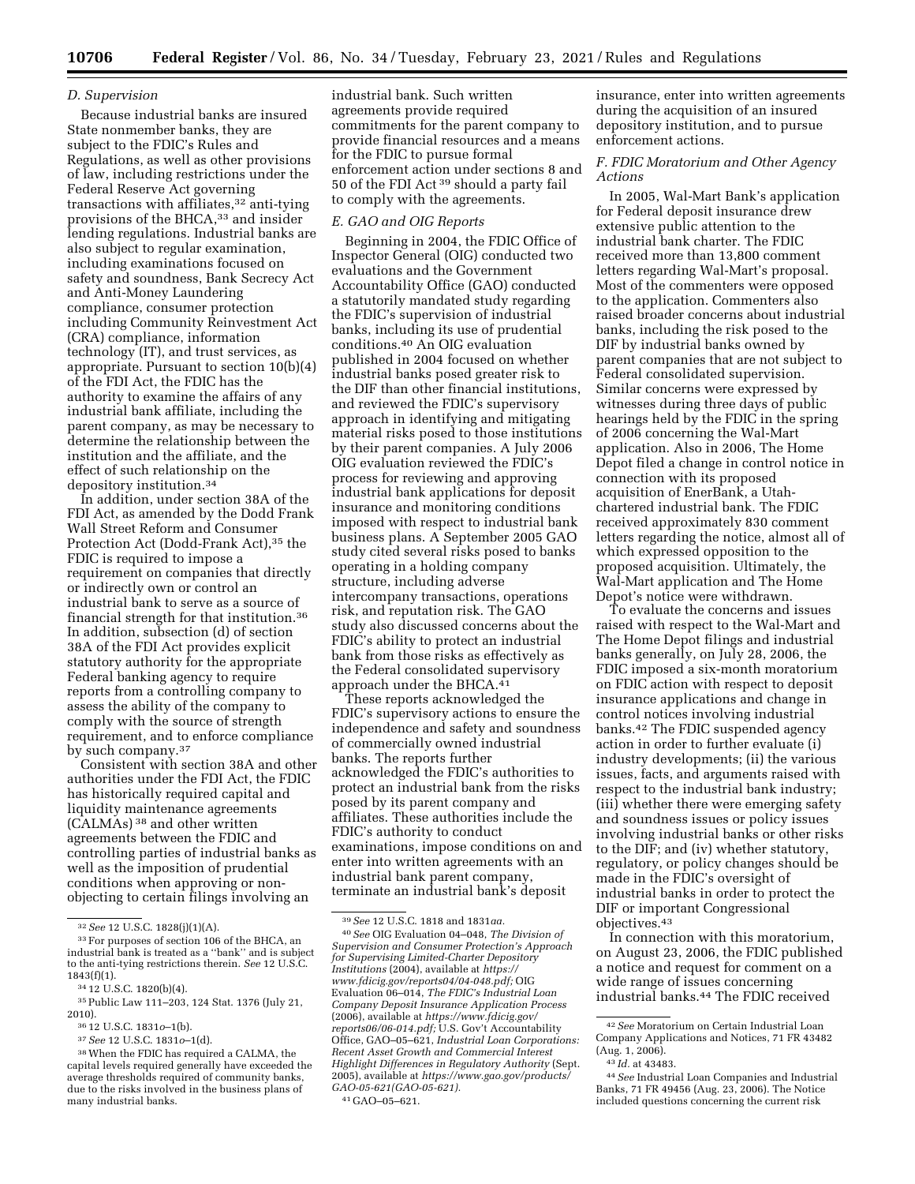### D. Supervision

Because industrial banks are insured State nonmember banks, they are subject to the FDIC's Rules and Regulations, as well as other provisions of law, including restrictions under the Federal Reserve Act governing transactions with affiliates,[32] anti-tying provisions of the BHCA,[33] and insider lending regulations. Industrial banks are also subject to regular examination, including examinations focused on safety and soundness, Bank Secrecy Act and Anti-Money Laundering compliance, consumer protection including Community Reinvestment Act (CRA) compliance, information technology (IT), and trust services, as appropriate. Pursuant to section 10(b)(4) of the FDI Act, the FDIC has the authority to examine the affairs of any industrial bank affiliate, including the parent company, as may be necessary to determine the relationship between the institution and the affiliate, and the effect of such relationship on the depository institution.[34]

In addition, under section 38A of the FDI Act, as amended by the Dodd Frank Wall Street Reform and Consumer Protection Act (Dodd-Frank Act),[35] the FDIC is required to impose a requirement on companies that directly or indirectly own or control an industrial bank to serve as a source of financial strength for that institution.[36] In addition, subsection (d) of section 38A of the FDI Act provides explicit statutory authority for the appropriate Federal banking agency to require reports from a controlling company to assess the ability of the company to comply with the source of strength requirement, and to enforce compliance by such company.[37]

Consistent with section 38A and other authorities under the FDI Act, the FDIC has historically required capital and liquidity maintenance agreements (CALMAs)[38] and other written agreements between the FDIC and controlling parties of industrial banks as well as the imposition of prudential conditions when approving or non-objecting to certain filings involving an industrial bank. Such written agreements provide required commitments for the parent company to provide financial resources and a means for the FDIC to pursue formal enforcement action under sections 8 and 50 of the FDI Act[39] should a party fail to comply with the agreements.

### E. GAO and OIG Reports

Beginning in 2004, the FDIC Office of Inspector General (OIG) conducted two evaluations and the Government Accountability Office (GAO) conducted a statutorily mandated study regarding the FDIC's supervision of industrial banks, including its use of prudential conditions.[40] An OIG evaluation published in 2004 focused on whether industrial banks posed greater risk to the DIF than other financial institutions, and reviewed the FDIC's supervisory approach in identifying and mitigating material risks posed to those institutions by their parent companies. A July 2006 OIG evaluation reviewed the FDIC's process for reviewing and approving industrial bank applications for deposit insurance and monitoring conditions imposed with respect to industrial bank business plans. A September 2005 GAO study cited several risks posed to banks operating in a holding company structure, including adverse intercompany transactions, operations risk, and reputation risk. The GAO study also discussed concerns about the FDIC's ability to protect an industrial bank from those risks as effectively as the Federal consolidated supervisory approach under the BHCA.[41]

These reports acknowledged the FDIC's supervisory actions to ensure the independence and safety and soundness of commercially owned industrial banks. The reports further acknowledged the FDIC's authorities to protect an industrial bank from the risks posed by its parent company and affiliates. These authorities include the FDIC's authority to conduct examinations, impose conditions on and enter into written agreements with an industrial bank parent company, terminate an industrial bank's deposit insurance, enter into written agreements during the acquisition of an insured depository institution, and to pursue enforcement actions.

### F. FDIC Moratorium and Other Agency Actions

In 2005, Wal-Mart Bank's application for Federal deposit insurance drew extensive public attention to the industrial bank charter. The FDIC received more than 13,800 comment letters regarding Wal-Mart's proposal. Most of the commenters were opposed to the application. Commenters also raised broader concerns about industrial banks, including the risk posed to the DIF by industrial banks owned by parent companies that are not subject to Federal consolidated supervision. Similar concerns were expressed by witnesses during three days of public hearings held by the FDIC in the spring of 2006 concerning the Wal-Mart application. Also in 2006, The Home Depot filed a change in control notice in connection with its proposed acquisition of EnerBank, a Utah-chartered industrial bank. The FDIC received approximately 830 comment letters regarding the notice, almost all of which expressed opposition to the proposed acquisition. Ultimately, the Wal-Mart application and The Home Depot's notice were withdrawn.

To evaluate the concerns and issues raised with respect to the Wal-Mart and The Home Depot filings and industrial banks generally, on July 28, 2006, the FDIC imposed a six-month moratorium on FDIC action with respect to deposit insurance applications and change in control notices involving industrial banks.[42] The FDIC suspended agency action in order to further evaluate (i) industry developments; (ii) the various issues, facts, and arguments raised with respect to the industrial bank industry; (iii) whether there were emerging safety and soundness issues or policy issues involving industrial banks or other risks to the DIF; and (iv) whether statutory, regulatory, or policy changes should be made in the FDIC's oversight of industrial banks in order to protect the DIF or important Congressional objectives.[43]

In connection with this moratorium, on August 23, 2006, the FDIC published a notice and request for comment on a wide range of issues concerning industrial banks.[44] The FDIC received

---

[32] *See* 12 U.S.C. 1828(j)(1)(A).

[33] For purposes of section 106 of the BHCA, an industrial bank is treated as a ''bank'' and is subject to the anti-tying restrictions therein. *See* 12 U.S.C. 1843(f)(1).

[34] 12 U.S.C. 1820(b)(4).

[35] Public Law 111–203, 124 Stat. 1376 (July 21, 2010).

[36] 12 U.S.C. 1831*o*–1(b).

[37] *See* 12 U.S.C. 1831*o*–1(d).

[38] When the FDIC has required a CALMA, the capital levels required generally have exceeded the average thresholds required of community banks, due to the risks involved in the business plans of many industrial banks.

[39] *See* 12 U.S.C. 1818 and 1831*aa*.

[40] *See* OIG Evaluation 04–048, *The Division of Supervision and Consumer Protection's Approach for Supervising Limited-Charter Depository Institutions* (2004), available at *https://www.fdicig.gov/reports04/04-048.pdf;* OIG Evaluation 06–014, *The FDIC's Industrial Loan Company Deposit Insurance Application Process* (2006), available at *https://www.fdicig.gov/reports06/06-014.pdf;* U.S. Gov't Accountability Office, GAO–05–621, *Industrial Loan Corporations: Recent Asset Growth and Commercial Interest Highlight Differences in Regulatory Authority* (Sept. 2005), available at *https://www.gao.gov/products/GAO-05-621(GAO-05-621).*

[41] GAO–05–621.

[42] *See* Moratorium on Certain Industrial Loan Company Applications and Notices, 71 FR 43482 (Aug. 1, 2006).

[43] *Id.* at 43483.

[44] *See* Industrial Loan Companies and Industrial Banks, 71 FR 49456 (Aug. 23, 2006). The Notice included questions concerning the current risk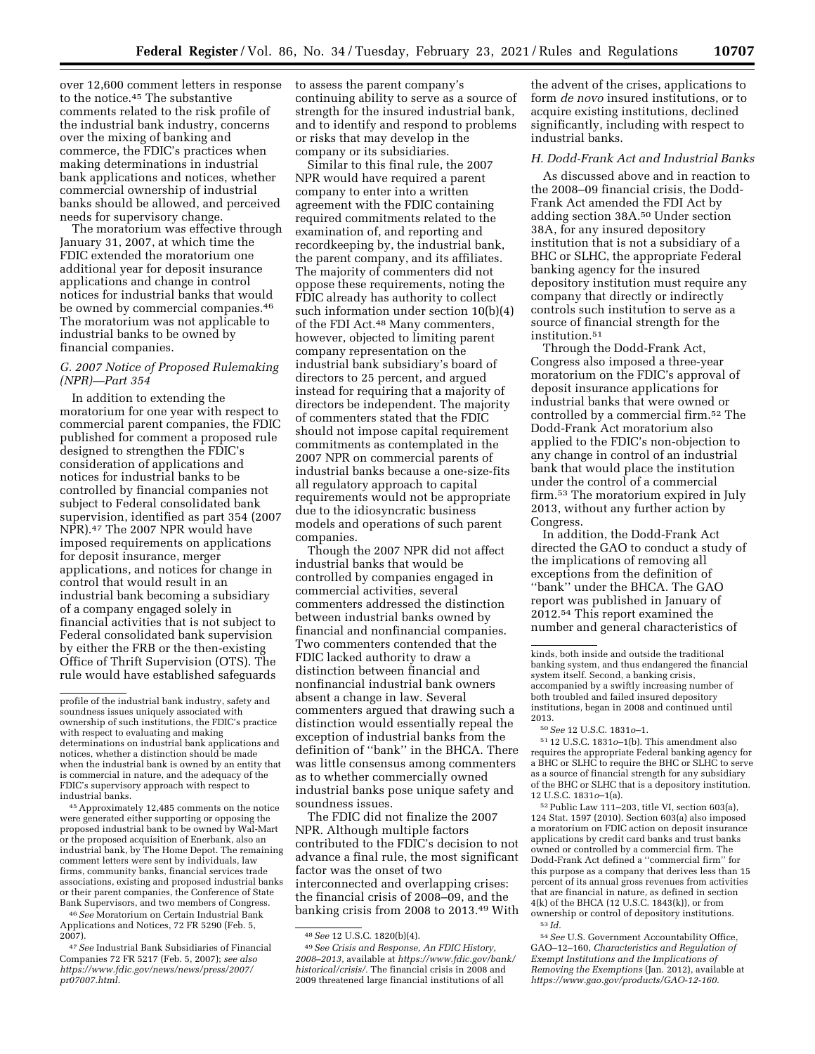over 12,600 comment letters in response to the notice.[45] The substantive comments related to the risk profile of the industrial bank industry, concerns over the mixing of banking and commerce, the FDIC's practices when making determinations in industrial bank applications and notices, whether commercial ownership of industrial banks should be allowed, and perceived needs for supervisory change.

The moratorium was effective through January 31, 2007, at which time the FDIC extended the moratorium one additional year for deposit insurance applications and change in control notices for industrial banks that would be owned by commercial companies.[46] The moratorium was not applicable to industrial banks to be owned by financial companies.

### G. 2007 Notice of Proposed Rulemaking (NPR)—Part 354

In addition to extending the moratorium for one year with respect to commercial parent companies, the FDIC published for comment a proposed rule designed to strengthen the FDIC's consideration of applications and notices for industrial banks to be controlled by financial companies not subject to Federal consolidated bank supervision, identified as part 354 (2007 NPR).[47] The 2007 NPR would have imposed requirements on applications for deposit insurance, merger applications, and notices for change in control that would result in an industrial bank becoming a subsidiary of a company engaged solely in financial activities that is not subject to Federal consolidated bank supervision by either the FRB or the then-existing Office of Thrift Supervision (OTS). The rule would have established safeguards to assess the parent company's continuing ability to serve as a source of strength for the insured industrial bank, and to identify and respond to problems or risks that may develop in the company or its subsidiaries.

Similar to this final rule, the 2007 NPR would have required a parent company to enter into a written agreement with the FDIC containing required commitments related to the examination of, and reporting and recordkeeping by, the industrial bank, the parent company, and its affiliates. The majority of commenters did not oppose these requirements, noting the FDIC already has authority to collect such information under section 10(b)(4) of the FDI Act.[48] Many commenters, however, objected to limiting parent company representation on the industrial bank subsidiary's board of directors to 25 percent, and argued instead for requiring that a majority of directors be independent. The majority of commenters stated that the FDIC should not impose capital requirement commitments as contemplated in the 2007 NPR on commercial parents of industrial banks because a one-size-fits all regulatory approach to capital requirements would not be appropriate due to the idiosyncratic business models and operations of such parent companies.

Though the 2007 NPR did not affect industrial banks that would be controlled by companies engaged in commercial activities, several commenters addressed the distinction between industrial banks owned by financial and nonfinancial companies. Two commenters contended that the FDIC lacked authority to draw a distinction between financial and nonfinancial industrial bank owners absent a change in law. Several commenters argued that drawing such a distinction would essentially repeal the exception of industrial banks from the definition of "bank" in the BHCA. There was little consensus among commenters as to whether commercially owned industrial banks pose unique safety and soundness issues.

The FDIC did not finalize the 2007 NPR. Although multiple factors contributed to the FDIC's decision to not advance a final rule, the most significant factor was the onset of two interconnected and overlapping crises: the financial crisis of 2008–09, and the banking crisis from 2008 to 2013.[49] With the advent of the crises, applications to form *de novo* insured institutions, or to acquire existing institutions, declined significantly, including with respect to industrial banks.

### H. Dodd-Frank Act and Industrial Banks

As discussed above and in reaction to the 2008–09 financial crisis, the Dodd-Frank Act amended the FDI Act by adding section 38A.[50] Under section 38A, for any insured depository institution that is not a subsidiary of a BHC or SLHC, the appropriate Federal banking agency for the insured depository institution must require any company that directly or indirectly controls such institution to serve as a source of financial strength for the institution.[51]

Through the Dodd-Frank Act, Congress also imposed a three-year moratorium on the FDIC's approval of deposit insurance applications for industrial banks that were owned or controlled by a commercial firm.[52] The Dodd-Frank Act moratorium also applied to the FDIC's non-objection to any change in control of an industrial bank that would place the institution under the control of a commercial firm.[53] The moratorium expired in July 2013, without any further action by Congress.

In addition, the Dodd-Frank Act directed the GAO to conduct a study of the implications of removing all exceptions from the definition of "bank" under the BHCA. The GAO report was published in January of 2012.[54] This report examined the number and general characteristics of

---

profile of the industrial bank industry, safety and soundness issues uniquely associated with ownership of such institutions, the FDIC's practice with respect to evaluating and making determinations on industrial bank applications and notices, whether a distinction should be made when the industrial bank is owned by an entity that is commercial in nature, and the adequacy of the FDIC's supervisory approach with respect to industrial banks.

[45] Approximately 12,485 comments on the notice were generated either supporting or opposing the proposed industrial bank to be owned by Wal-Mart or the proposed acquisition of Enerbank, also an industrial bank, by The Home Depot. The remaining comment letters were sent by individuals, law firms, community banks, financial services trade associations, existing and proposed industrial banks or their parent companies, the Conference of State Bank Supervisors, and two members of Congress.

[46] *See* Moratorium on Certain Industrial Bank Applications and Notices, 72 FR 5290 (Feb. 5, 2007).

[47] *See* Industrial Bank Subsidiaries of Financial Companies 72 FR 5217 (Feb. 5, 2007); *see also https://www.fdic.gov/news/news/press/2007/pr07007.html.*

[48] *See* 12 U.S.C. 1820(b)(4).

[49] *See Crisis and Response, An FDIC History, 2008–2013,* available at *https://www.fdic.gov/bank/historical/crisis/.* The financial crisis in 2008 and 2009 threatened large financial institutions of all kinds, both inside and outside the traditional banking system, and thus endangered the financial system itself. Second, a banking crisis, accompanied by a swiftly increasing number of both troubled and failed insured depository institutions, began in 2008 and continued until 2013.

[50] *See* 12 U.S.C. 1831*o*–1.

[51] 12 U.S.C. 1831*o*–1(b). This amendment also requires the appropriate Federal banking agency for a BHC or SLHC to require the BHC or SLHC to serve as a source of financial strength for any subsidiary of the BHC or SLHC that is a depository institution. 12 U.S.C. 1831*o*–1(a).

[52] Public Law 111–203, title VI, section 603(a), 124 Stat. 1597 (2010). Section 603(a) also imposed a moratorium on FDIC action on deposit insurance applications by credit card banks and trust banks owned or controlled by a commercial firm. The Dodd-Frank Act defined a "commercial firm" for this purpose as a company that derives less than 15 percent of its annual gross revenues from activities that are financial in nature, as defined in section 4(k) of the BHCA (12 U.S.C. 1843(k)), or from ownership or control of depository institutions.

[53] *Id.*

[54] *See* U.S. Government Accountability Office, GAO–12–160, *Characteristics and Regulation of Exempt Institutions and the Implications of Removing the Exemptions* (Jan. 2012), available at *https://www.gao.gov/products/GAO-12-160.*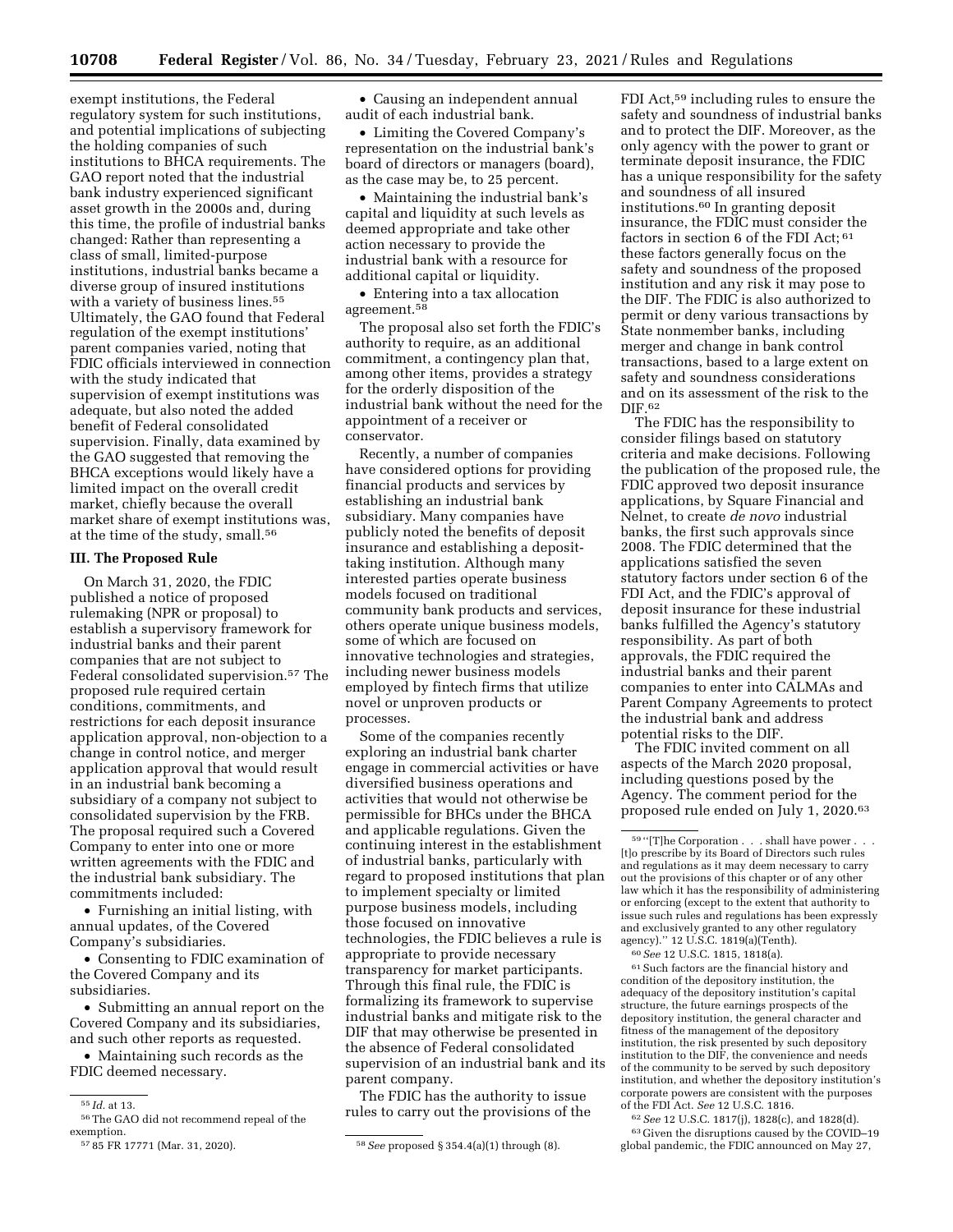exempt institutions, the Federal regulatory system for such institutions, and potential implications of subjecting the holding companies of such institutions to BHCA requirements. The GAO report noted that the industrial bank industry experienced significant asset growth in the 2000s and, during this time, the profile of industrial banks changed: Rather than representing a class of small, limited-purpose institutions, industrial banks became a diverse group of insured institutions with a variety of business lines.[55] Ultimately, the GAO found that Federal regulation of the exempt institutions' parent companies varied, noting that FDIC officials interviewed in connection with the study indicated that supervision of exempt institutions was adequate, but also noted the added benefit of Federal consolidated supervision. Finally, data examined by the GAO suggested that removing the BHCA exceptions would likely have a limited impact on the overall credit market, chiefly because the overall market share of exempt institutions was, at the time of the study, small.[56]

## III. The Proposed Rule

On March 31, 2020, the FDIC published a notice of proposed rulemaking (NPR or proposal) to establish a supervisory framework for industrial banks and their parent companies that are not subject to Federal consolidated supervision.[57] The proposed rule required certain conditions, commitments, and restrictions for each deposit insurance application approval, non-objection to a change in control notice, and merger application approval that would result in an industrial bank becoming a subsidiary of a company not subject to consolidated supervision by the FRB. The proposal required such a Covered Company to enter into one or more written agreements with the FDIC and the industrial bank subsidiary. The commitments included:

- Furnishing an initial listing, with annual updates, of the Covered Company's subsidiaries.
- Consenting to FDIC examination of the Covered Company and its subsidiaries.
- Submitting an annual report on the Covered Company and its subsidiaries, and such other reports as requested.
- Maintaining such records as the FDIC deemed necessary.
- Causing an independent annual audit of each industrial bank.
- Limiting the Covered Company's representation on the industrial bank's board of directors or managers (board), as the case may be, to 25 percent.
- Maintaining the industrial bank's capital and liquidity at such levels as deemed appropriate and take other action necessary to provide the industrial bank with a resource for additional capital or liquidity.
- Entering into a tax allocation agreement.[58]

The proposal also set forth the FDIC's authority to require, as an additional commitment, a contingency plan that, among other items, provides a strategy for the orderly disposition of the industrial bank without the need for the appointment of a receiver or conservator.

Recently, a number of companies have considered options for providing financial products and services by establishing an industrial bank subsidiary. Many companies have publicly noted the benefits of deposit insurance and establishing a deposit-taking institution. Although many interested parties operate business models focused on traditional community bank products and services, others operate unique business models, some of which are focused on innovative technologies and strategies, including newer business models employed by fintech firms that utilize novel or unproven products or processes.

Some of the companies recently exploring an industrial bank charter engage in commercial activities or have diversified business operations and activities that would not otherwise be permissible for BHCs under the BHCA and applicable regulations. Given the continuing interest in the establishment of industrial banks, particularly with regard to proposed institutions that plan to implement specialty or limited purpose business models, including those focused on innovative technologies, the FDIC believes a rule is appropriate to provide necessary transparency for market participants. Through this final rule, the FDIC is formalizing its framework to supervise industrial banks and mitigate risk to the DIF that may otherwise be presented in the absence of Federal consolidated supervision of an industrial bank and its parent company.

The FDIC has the authority to issue rules to carry out the provisions of the FDI Act,[59] including rules to ensure the safety and soundness of industrial banks and to protect the DIF. Moreover, as the only agency with the power to grant or terminate deposit insurance, the FDIC has a unique responsibility for the safety and soundness of all insured institutions.[60] In granting deposit insurance, the FDIC must consider the factors in section 6 of the FDI Act;[61] these factors generally focus on the safety and soundness of the proposed institution and any risk it may pose to the DIF. The FDIC is also authorized to permit or deny various transactions by State nonmember banks, including merger and change in bank control transactions, based to a large extent on safety and soundness considerations and on its assessment of the risk to the DIF.[62]

The FDIC has the responsibility to consider filings based on statutory criteria and make decisions. Following the publication of the proposed rule, the FDIC approved two deposit insurance applications, by Square Financial and Nelnet, to create *de novo* industrial banks, the first such approvals since 2008. The FDIC determined that the applications satisfied the seven statutory factors under section 6 of the FDI Act, and the FDIC's approval of deposit insurance for these industrial banks fulfilled the Agency's statutory responsibility. As part of both approvals, the FDIC required the industrial banks and their parent companies to enter into CALMAs and Parent Company Agreements to protect the industrial bank and address potential risks to the DIF.

The FDIC invited comment on all aspects of the March 2020 proposal, including questions posed by the Agency. The comment period for the proposed rule ended on July 1, 2020.[63]

---

[55] *Id.* at 13.

[56] The GAO did not recommend repeal of the exemption.

[57] 85 FR 17771 (Mar. 31, 2020).

[58] *See* proposed § 354.4(a)(1) through (8).

[59] "[T]he Corporation . . . shall have power . . . [t]o prescribe by its Board of Directors such rules and regulations as it may deem necessary to carry out the provisions of this chapter or of any other law which it has the responsibility of administering or enforcing (except to the extent that authority to issue such rules and regulations has been expressly and exclusively granted to any other regulatory agency)." 12 U.S.C. 1819(a)(Tenth).

[60] *See* 12 U.S.C. 1815, 1818(a).

[61] Such factors are the financial history and condition of the depository institution, the adequacy of the depository institution's capital structure, the future earnings prospects of the depository institution, the general character and fitness of the management of the depository institution, the risk presented by such depository institution to the DIF, the convenience and needs of the community to be served by such depository institution, and whether the depository institution's corporate powers are consistent with the purposes of the FDI Act. *See* 12 U.S.C. 1816.

[62] *See* 12 U.S.C. 1817(j), 1828(c), and 1828(d).

[63] Given the disruptions caused by the COVID–19 global pandemic, the FDIC announced on May 27,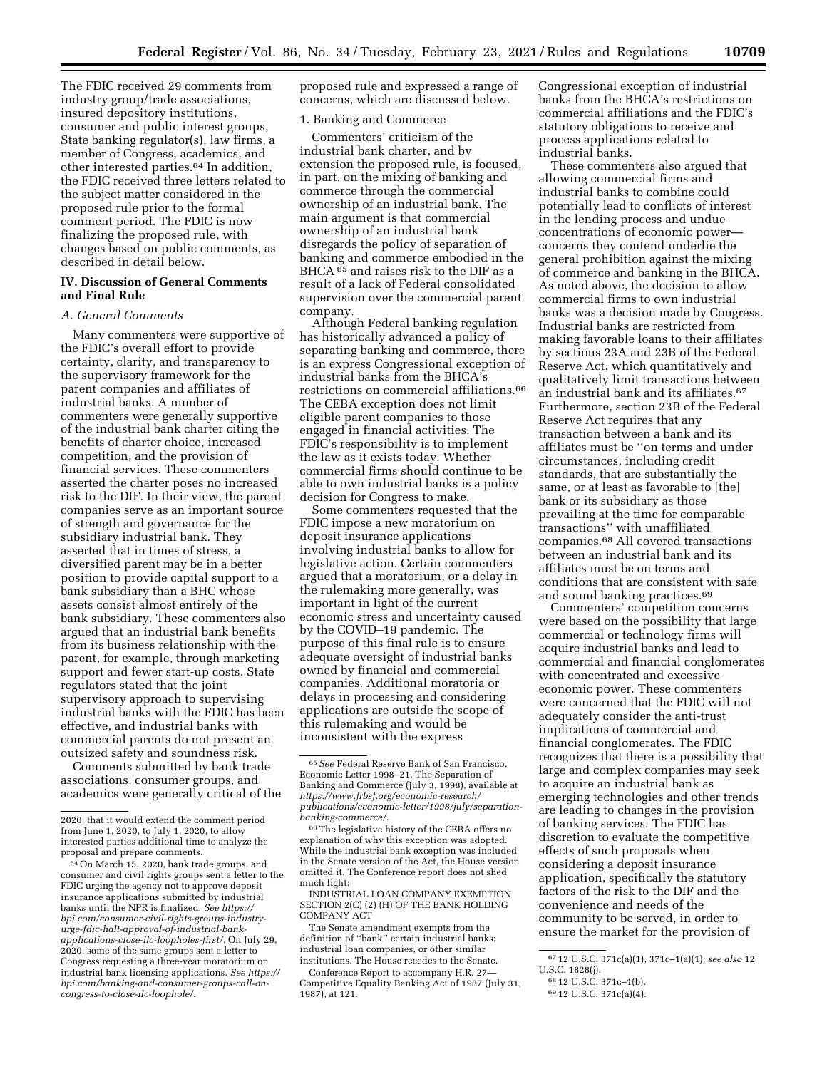The FDIC received 29 comments from industry group/trade associations, insured depository institutions, consumer and public interest groups, State banking regulator(s), law firms, a member of Congress, academics, and other interested parties.[64] In addition, the FDIC received three letters related to the subject matter considered in the proposed rule prior to the formal comment period. The FDIC is now finalizing the proposed rule, with changes based on public comments, as described in detail below.

## IV. Discussion of General Comments and Final Rule

### A. General Comments

Many commenters were supportive of the FDIC's overall effort to provide certainty, clarity, and transparency to the supervisory framework for the parent companies and affiliates of industrial banks. A number of commenters were generally supportive of the industrial bank charter citing the benefits of charter choice, increased competition, and the provision of financial services. These commenters asserted the charter poses no increased risk to the DIF. In their view, the parent companies serve as an important source of strength and governance for the subsidiary industrial bank. They asserted that in times of stress, a diversified parent may be in a better position to provide capital support to a bank subsidiary than a BHC whose assets consist almost entirely of the bank subsidiary. These commenters also argued that an industrial bank benefits from its business relationship with the parent, for example, through marketing support and fewer start-up costs. State regulators stated that the joint supervisory approach to supervising industrial banks with the FDIC has been effective, and industrial banks with commercial parents do not present an outsized safety and soundness risk.

Comments submitted by bank trade associations, consumer groups, and academics were generally critical of the proposed rule and expressed a range of concerns, which are discussed below.

1. Banking and Commerce

Commenters' criticism of the industrial bank charter, and by extension the proposed rule, is focused, in part, on the mixing of banking and commerce through the commercial ownership of an industrial bank. The main argument is that commercial ownership of an industrial bank disregards the policy of separation of banking and commerce embodied in the BHCA[65] and raises risk to the DIF as a result of a lack of Federal consolidated supervision over the commercial parent company.

Although Federal banking regulation has historically advanced a policy of separating banking and commerce, there is an express Congressional exception of industrial banks from the BHCA's restrictions on commercial affiliations.[66] The CEBA exception does not limit eligible parent companies to those engaged in financial activities. The FDIC's responsibility is to implement the law as it exists today. Whether commercial firms should continue to be able to own industrial banks is a policy decision for Congress to make.

Some commenters requested that the FDIC impose a new moratorium on deposit insurance applications involving industrial banks to allow for legislative action. Certain commenters argued that a moratorium, or a delay in the rulemaking more generally, was important in light of the current economic stress and uncertainty caused by the COVID–19 pandemic. The purpose of this final rule is to ensure adequate oversight of industrial banks owned by financial and commercial companies. Additional moratoria or delays in processing and considering applications are outside the scope of this rulemaking and would be inconsistent with the express Congressional exception of industrial banks from the BHCA's restrictions on commercial affiliations and the FDIC's statutory obligations to receive and process applications related to industrial banks.

These commenters also argued that allowing commercial firms and industrial banks to combine could potentially lead to conflicts of interest in the lending process and undue concentrations of economic power—concerns they contend underlie the general prohibition against the mixing of commerce and banking in the BHCA. As noted above, the decision to allow commercial firms to own industrial banks was a decision made by Congress. Industrial banks are restricted from making favorable loans to their affiliates by sections 23A and 23B of the Federal Reserve Act, which quantitatively and qualitatively limit transactions between an industrial bank and its affiliates.[67] Furthermore, section 23B of the Federal Reserve Act requires that any transaction between a bank and its affiliates must be "on terms and under circumstances, including credit standards, that are substantially the same, or at least as favorable to [the] bank or its subsidiary as those prevailing at the time for comparable transactions" with unaffiliated companies.[68] All covered transactions between an industrial bank and its affiliates must be on terms and conditions that are consistent with safe and sound banking practices.[69]

Commenters' competition concerns were based on the possibility that large commercial or technology firms will acquire industrial banks and lead to commercial and financial conglomerates with concentrated and excessive economic power. These commenters were concerned that the FDIC will not adequately consider the anti-trust implications of commercial and financial conglomerates. The FDIC recognizes that there is a possibility that large and complex companies may seek to acquire an industrial bank as emerging technologies and other trends are leading to changes in the provision of banking services. The FDIC has discretion to evaluate the competitive effects of such proposals when considering a deposit insurance application, specifically the statutory factors of the risk to the DIF and the convenience and needs of the community to be served, in order to ensure the market for the provision of

---

2020, that it would extend the comment period from June 1, 2020, to July 1, 2020, to allow interested parties additional time to analyze the proposal and prepare comments.

[64] On March 15, 2020, bank trade groups, and consumer and civil rights groups sent a letter to the FDIC urging the agency not to approve deposit insurance applications submitted by industrial banks until the NPR is finalized. *See https://bpi.com/consumer-civil-rights-groups-industry-urge-fdic-halt-approval-of-industrial-bank-applications-close-ilc-loopholes-first/*. On July 29, 2020, some of the same groups sent a letter to Congress requesting a three-year moratorium on industrial bank licensing applications. *See https://bpi.com/banking-and-consumer-groups-call-on-congress-to-close-ilc-loophole/*.

[65] *See* Federal Reserve Bank of San Francisco, Economic Letter 1998–21, The Separation of Banking and Commerce (July 3, 1998), available at *https://www.frbsf.org/economic-research/publications/economic-letter/1998/july/separation-banking-commerce/*.

[66] The legislative history of the CEBA offers no explanation of why this exception was adopted. While the industrial bank exception was included in the Senate version of the Act, the House version omitted it. The Conference report does not shed much light:

INDUSTRIAL LOAN COMPANY EXEMPTION SECTION 2(C) (2) (H) OF THE BANK HOLDING COMPANY ACT

The Senate amendment exempts from the definition of "bank" certain industrial banks; industrial loan companies, or other similar institutions. The House recedes to the Senate.

Conference Report to accompany H.R. 27—Competitive Equality Banking Act of 1987 (July 31, 1987), at 121.

[67] 12 U.S.C. 371c(a)(1), 371c–1(a)(1); *see also* 12 U.S.C. 1828(j).

[68] 12 U.S.C. 371c–1(b).

[69] 12 U.S.C. 371c(a)(4).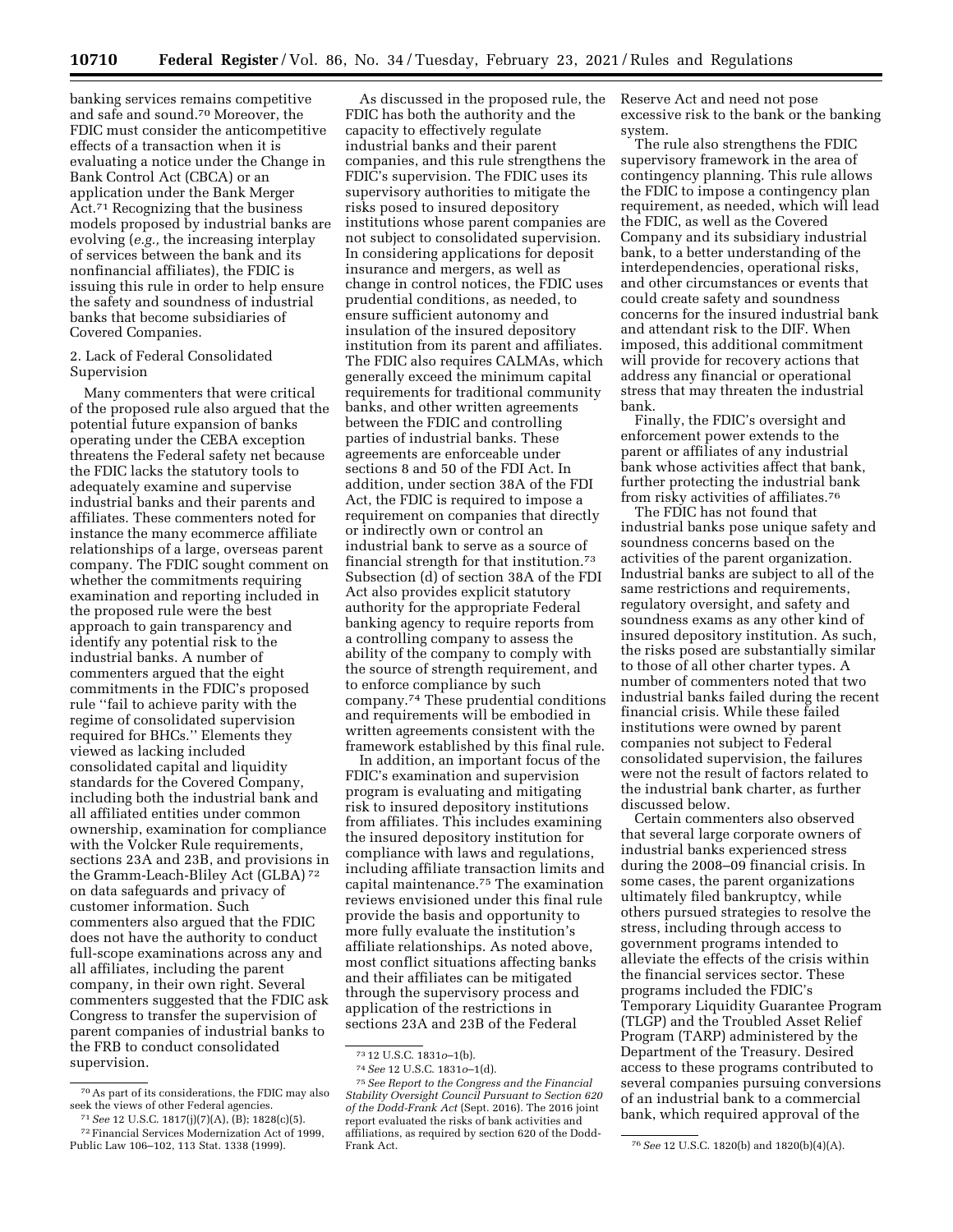banking services remains competitive and safe and sound.[70] Moreover, the FDIC must consider the anticompetitive effects of a transaction when it is evaluating a notice under the Change in Bank Control Act (CBCA) or an application under the Bank Merger Act.[71] Recognizing that the business models proposed by industrial banks are evolving (*e.g.,* the increasing interplay of services between the bank and its nonfinancial affiliates), the FDIC is issuing this rule in order to help ensure the safety and soundness of industrial banks that become subsidiaries of Covered Companies.

2. Lack of Federal Consolidated Supervision

Many commenters that were critical of the proposed rule also argued that the potential future expansion of banks operating under the CEBA exception threatens the Federal safety net because the FDIC lacks the statutory tools to adequately examine and supervise industrial banks and their parents and affiliates. These commenters noted for instance the many ecommerce affiliate relationships of a large, overseas parent company. The FDIC sought comment on whether the commitments requiring examination and reporting included in the proposed rule were the best approach to gain transparency and identify any potential risk to the industrial banks. A number of commenters argued that the eight commitments in the FDIC's proposed rule ''fail to achieve parity with the regime of consolidated supervision required for BHCs.'' Elements they viewed as lacking included consolidated capital and liquidity standards for the Covered Company, including both the industrial bank and all affiliated entities under common ownership, examination for compliance with the Volcker Rule requirements, sections 23A and 23B, and provisions in the Gramm-Leach-Bliley Act (GLBA)[72] on data safeguards and privacy of customer information. Such commenters also argued that the FDIC does not have the authority to conduct full-scope examinations across any and all affiliates, including the parent company, in their own right. Several commenters suggested that the FDIC ask Congress to transfer the supervision of parent companies of industrial banks to the FRB to conduct consolidated supervision.

As discussed in the proposed rule, the FDIC has both the authority and the capacity to effectively regulate industrial banks and their parent companies, and this rule strengthens the FDIC's supervision. The FDIC uses its supervisory authorities to mitigate the risks posed to insured depository institutions whose parent companies are not subject to consolidated supervision. In considering applications for deposit insurance and mergers, as well as change in control notices, the FDIC uses prudential conditions, as needed, to ensure sufficient autonomy and insulation of the insured depository institution from its parent and affiliates. The FDIC also requires CALMAs, which generally exceed the minimum capital requirements for traditional community banks, and other written agreements between the FDIC and controlling parties of industrial banks. These agreements are enforceable under sections 8 and 50 of the FDI Act. In addition, under section 38A of the FDI Act, the FDIC is required to impose a requirement on companies that directly or indirectly own or control an industrial bank to serve as a source of financial strength for that institution.[73] Subsection (d) of section 38A of the FDI Act also provides explicit statutory authority for the appropriate Federal banking agency to require reports from a controlling company to assess the ability of the company to comply with the source of strength requirement, and to enforce compliance by such company.[74] These prudential conditions and requirements will be embodied in written agreements consistent with the framework established by this final rule.

In addition, an important focus of the FDIC's examination and supervision program is evaluating and mitigating risk to insured depository institutions from affiliates. This includes examining the insured depository institution for compliance with laws and regulations, including affiliate transaction limits and capital maintenance.[75] The examination reviews envisioned under this final rule provide the basis and opportunity to more fully evaluate the institution's affiliate relationships. As noted above, most conflict situations affecting banks and their affiliates can be mitigated through the supervisory process and application of the restrictions in sections 23A and 23B of the Federal Reserve Act and need not pose excessive risk to the bank or the banking system.

The rule also strengthens the FDIC supervisory framework in the area of contingency planning. This rule allows the FDIC to impose a contingency plan requirement, as needed, which will lead the FDIC, as well as the Covered Company and its subsidiary industrial bank, to a better understanding of the interdependencies, operational risks, and other circumstances or events that could create safety and soundness concerns for the insured industrial bank and attendant risk to the DIF. When imposed, this additional commitment will provide for recovery actions that address any financial or operational stress that may threaten the industrial bank.

Finally, the FDIC's oversight and enforcement power extends to the parent or affiliates of any industrial bank whose activities affect that bank, further protecting the industrial bank from risky activities of affiliates.[76]

The FDIC has not found that industrial banks pose unique safety and soundness concerns based on the activities of the parent organization. Industrial banks are subject to all of the same restrictions and requirements, regulatory oversight, and safety and soundness exams as any other kind of insured depository institution. As such, the risks posed are substantially similar to those of all other charter types. A number of commenters noted that two industrial banks failed during the recent financial crisis. While these failed institutions were owned by parent companies not subject to Federal consolidated supervision, the failures were not the result of factors related to the industrial bank charter, as further discussed below.

Certain commenters also observed that several large corporate owners of industrial banks experienced stress during the 2008–09 financial crisis. In some cases, the parent organizations ultimately filed bankruptcy, while others pursued strategies to resolve the stress, including through access to government programs intended to alleviate the effects of the crisis within the financial services sector. These programs included the FDIC's Temporary Liquidity Guarantee Program (TLGP) and the Troubled Asset Relief Program (TARP) administered by the Department of the Treasury. Desired access to these programs contributed to several companies pursuing conversions of an industrial bank to a commercial bank, which required approval of the

---

[70] As part of its considerations, the FDIC may also seek the views of other Federal agencies.

[71] *See* 12 U.S.C. 1817(j)(7)(A), (B); 1828(c)(5).

[72] Financial Services Modernization Act of 1999, Public Law 106–102, 113 Stat. 1338 (1999).

[73] 12 U.S.C. 1831*o*–1(b).

[74] *See* 12 U.S.C. 1831*o*–1(d).

[75] *See Report to the Congress and the Financial Stability Oversight Council Pursuant to Section 620 of the Dodd-Frank Act* (Sept. 2016). The 2016 joint report evaluated the risks of bank activities and affiliations, as required by section 620 of the Dodd-Frank Act.

[76] *See* 12 U.S.C. 1820(b) and 1820(b)(4)(A).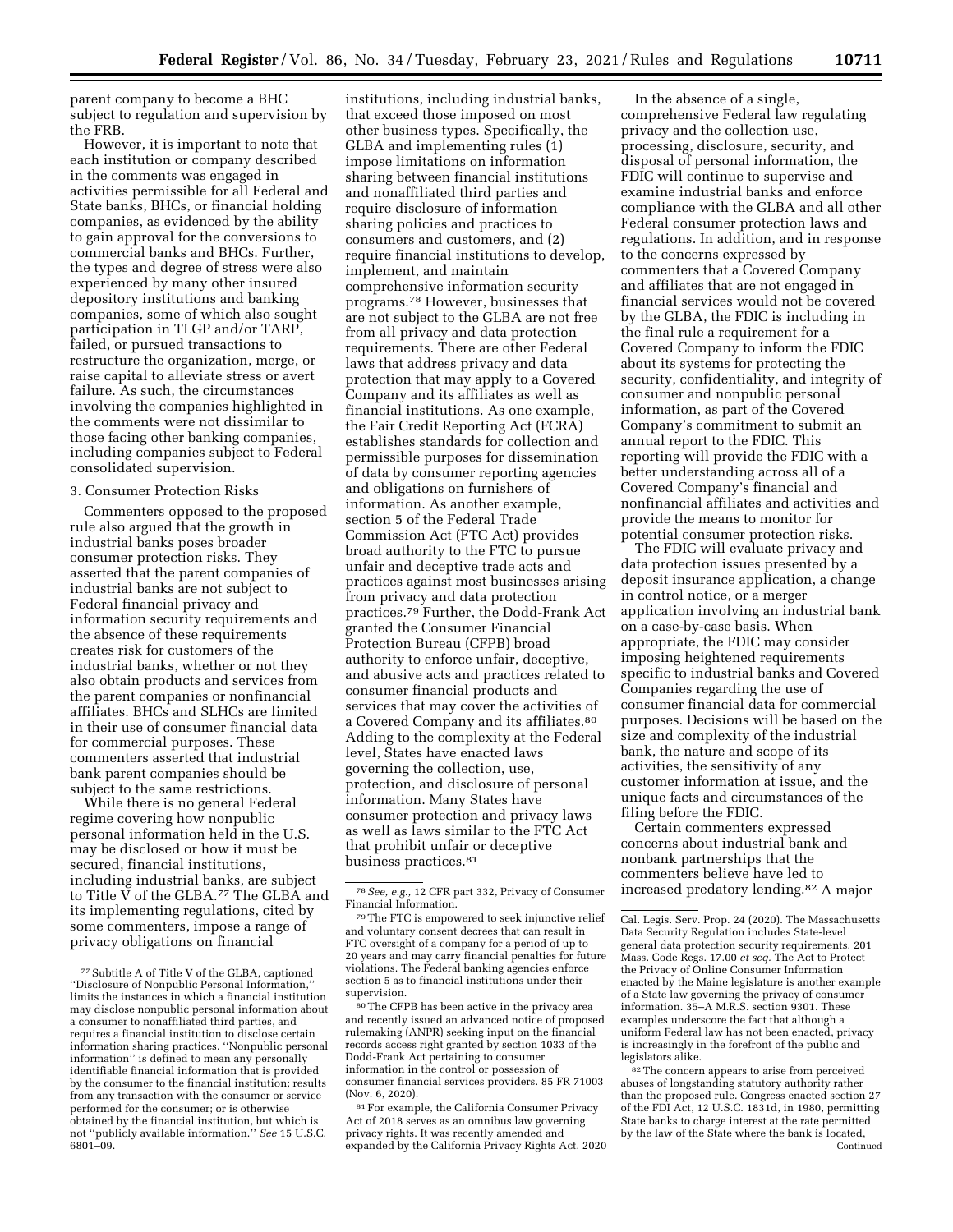parent company to become a BHC subject to regulation and supervision by the FRB.

However, it is important to note that each institution or company described in the comments was engaged in activities permissible for all Federal and State banks, BHCs, or financial holding companies, as evidenced by the ability to gain approval for the conversions to commercial banks and BHCs. Further, the types and degree of stress were also experienced by many other insured depository institutions and banking companies, some of which also sought participation in TLGP and/or TARP, failed, or pursued transactions to restructure the organization, merge, or raise capital to alleviate stress or avert failure. As such, the circumstances involving the companies highlighted in the comments were not dissimilar to those facing other banking companies, including companies subject to Federal consolidated supervision.

3. Consumer Protection Risks

Commenters opposed to the proposed rule also argued that the growth in industrial banks poses broader consumer protection risks. They asserted that the parent companies of industrial banks are not subject to Federal financial privacy and information security requirements and the absence of these requirements creates risk for customers of the industrial banks, whether or not they also obtain products and services from the parent companies or nonfinancial affiliates. BHCs and SLHCs are limited in their use of consumer financial data for commercial purposes. These commenters asserted that industrial bank parent companies should be subject to the same restrictions.

While there is no general Federal regime covering how nonpublic personal information held in the U.S. may be disclosed or how it must be secured, financial institutions, including industrial banks, are subject to Title V of the GLBA.[77] The GLBA and its implementing regulations, cited by some commenters, impose a range of privacy obligations on financial institutions, including industrial banks, that exceed those imposed on most other business types. Specifically, the GLBA and implementing rules (1) impose limitations on information sharing between financial institutions and nonaffiliated third parties and require disclosure of information sharing policies and practices to consumers and customers, and (2) require financial institutions to develop, implement, and maintain comprehensive information security programs.[78] However, businesses that are not subject to the GLBA are not free from all privacy and data protection requirements. There are other Federal laws that address privacy and data protection that may apply to a Covered Company and its affiliates as well as financial institutions. As one example, the Fair Credit Reporting Act (FCRA) establishes standards for collection and permissible purposes for dissemination of data by consumer reporting agencies and obligations on furnishers of information. As another example, section 5 of the Federal Trade Commission Act (FTC Act) provides broad authority to the FTC to pursue unfair and deceptive trade acts and practices against most businesses arising from privacy and data protection practices.[79] Further, the Dodd-Frank Act granted the Consumer Financial Protection Bureau (CFPB) broad authority to enforce unfair, deceptive, and abusive acts and practices related to consumer financial products and services that may cover the activities of a Covered Company and its affiliates.[80] Adding to the complexity at the Federal level, States have enacted laws governing the collection, use, protection, and disclosure of personal information. Many States have consumer protection and privacy laws as well as laws similar to the FTC Act that prohibit unfair or deceptive business practices.[81]

In the absence of a single, comprehensive Federal law regulating privacy and the collection use, processing, disclosure, security, and disposal of personal information, the FDIC will continue to supervise and examine industrial banks and enforce compliance with the GLBA and all other Federal consumer protection laws and regulations. In addition, and in response to the concerns expressed by commenters that a Covered Company and affiliates that are not engaged in financial services would not be covered by the GLBA, the FDIC is including in the final rule a requirement for a Covered Company to inform the FDIC about its systems for protecting the security, confidentiality, and integrity of consumer and nonpublic personal information, as part of the Covered Company's commitment to submit an annual report to the FDIC. This reporting will provide the FDIC with a better understanding across all of a Covered Company's financial and nonfinancial affiliates and activities and provide the means to monitor for potential consumer protection risks.

The FDIC will evaluate privacy and data protection issues presented by a deposit insurance application, a change in control notice, or a merger application involving an industrial bank on a case-by-case basis. When appropriate, the FDIC may consider imposing heightened requirements specific to industrial banks and Covered Companies regarding the use of consumer financial data for commercial purposes. Decisions will be based on the size and complexity of the industrial bank, the nature and scope of its activities, the sensitivity of any customer information at issue, and the unique facts and circumstances of the filing before the FDIC.

Certain commenters expressed concerns about industrial bank and nonbank partnerships that the commenters believe have led to increased predatory lending.[82] A major

---

[77] Subtitle A of Title V of the GLBA, captioned ''Disclosure of Nonpublic Personal Information,'' limits the instances in which a financial institution may disclose nonpublic personal information about a consumer to nonaffiliated third parties, and requires a financial institution to disclose certain information sharing practices. ''Nonpublic personal information'' is defined to mean any personally identifiable financial information that is provided by the consumer to the financial institution; results from any transaction with the consumer or service performed for the consumer; or is otherwise obtained by the financial institution, but which is not ''publicly available information.'' *See* 15 U.S.C. 6801–09.

[78] *See, e.g.,* 12 CFR part 332, Privacy of Consumer Financial Information.

[79] The FTC is empowered to seek injunctive relief and voluntary consent decrees that can result in FTC oversight of a company for a period of up to 20 years and may carry financial penalties for future violations. The Federal banking agencies enforce section 5 as to financial institutions under their supervision.

[80] The CFPB has been active in the privacy area and recently issued an advanced notice of proposed rulemaking (ANPR) seeking input on the financial records access right granted by section 1033 of the Dodd-Frank Act pertaining to consumer information in the control or possession of consumer financial services providers. 85 FR 71003 (Nov. 6, 2020).

[81] For example, the California Consumer Privacy Act of 2018 serves as an omnibus law governing privacy rights. It was recently amended and expanded by the California Privacy Rights Act. 2020 Cal. Legis. Serv. Prop. 24 (2020). The Massachusetts Data Security Regulation includes State-level general data protection security requirements. 201 Mass. Code Regs. 17.00 *et seq.* The Act to Protect the Privacy of Online Consumer Information enacted by the Maine legislature is another example of a State law governing the privacy of consumer information. 35–A M.R.S. section 9301. These examples underscore the fact that although a uniform Federal law has not been enacted, privacy is increasingly in the forefront of the public and legislators alike.

[82] The concern appears to arise from perceived abuses of longstanding statutory authority rather than the proposed rule. Congress enacted section 27 of the FDI Act, 12 U.S.C. 1831d, in 1980, permitting State banks to charge interest at the rate permitted by the law of the State where the bank is located, Continued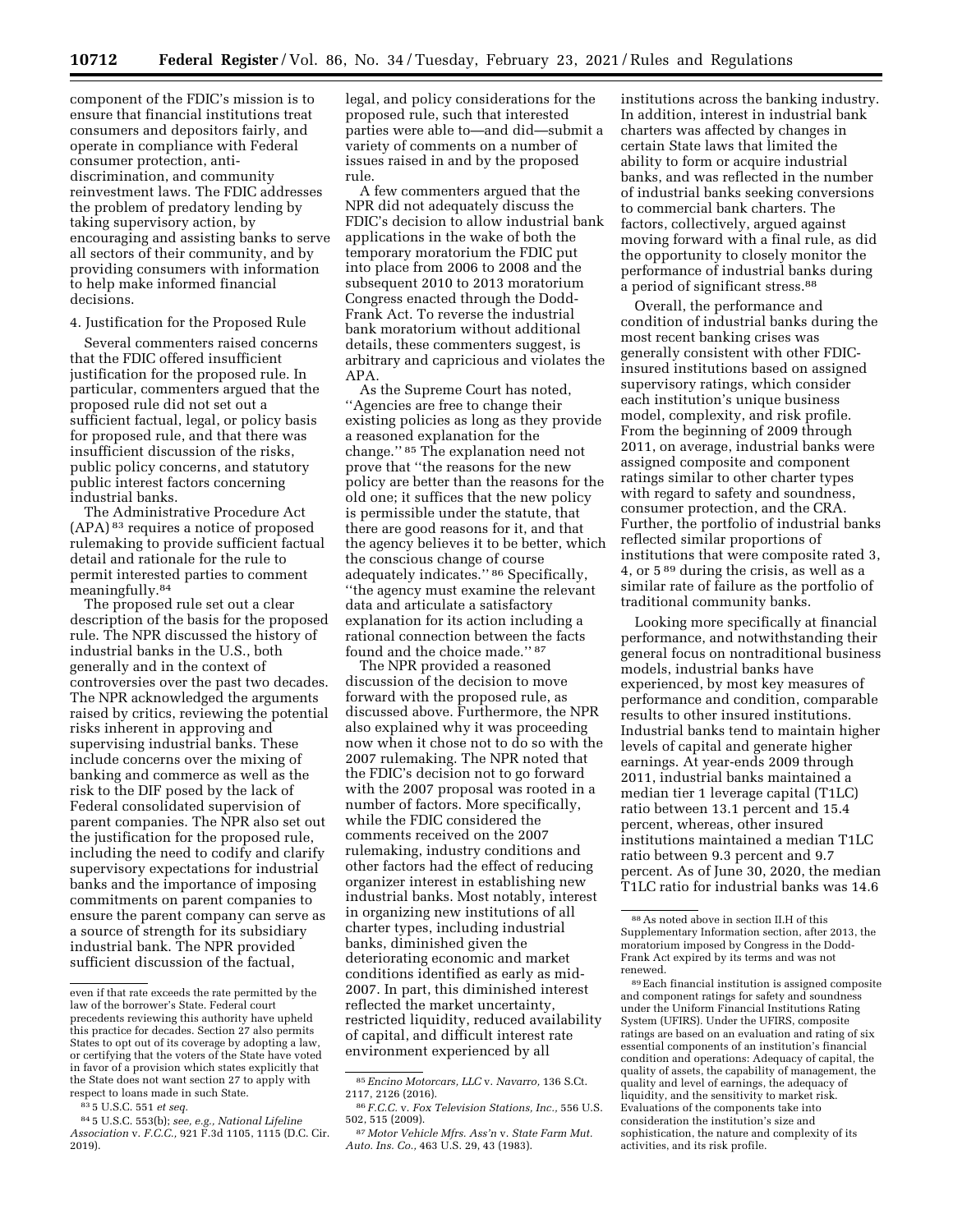component of the FDIC's mission is to ensure that financial institutions treat consumers and depositors fairly, and operate in compliance with Federal consumer protection, anti-discrimination, and community reinvestment laws. The FDIC addresses the problem of predatory lending by taking supervisory action, by encouraging and assisting banks to serve all sectors of their community, and by providing consumers with information to help make informed financial decisions.

4. Justification for the Proposed Rule

Several commenters raised concerns that the FDIC offered insufficient justification for the proposed rule. In particular, commenters argued that the proposed rule did not set out a sufficient factual, legal, or policy basis for proposed rule, and that there was insufficient discussion of the risks, public policy concerns, and statutory public interest factors concerning industrial banks.

The Administrative Procedure Act (APA) [83] requires a notice of proposed rulemaking to provide sufficient factual detail and rationale for the rule to permit interested parties to comment meaningfully.[84]

The proposed rule set out a clear description of the basis for the proposed rule. The NPR discussed the history of industrial banks in the U.S., both generally and in the context of controversies over the past two decades. The NPR acknowledged the arguments raised by critics, reviewing the potential risks inherent in approving and supervising industrial banks. These include concerns over the mixing of banking and commerce as well as the risk to the DIF posed by the lack of Federal consolidated supervision of parent companies. The NPR also set out the justification for the proposed rule, including the need to codify and clarify supervisory expectations for industrial banks and the importance of imposing commitments on parent companies to ensure the parent company can serve as a source of strength for its subsidiary industrial bank. The NPR provided sufficient discussion of the factual, legal, and policy considerations for the proposed rule, such that interested parties were able to—and did—submit a variety of comments on a number of issues raised in and by the proposed rule.

A few commenters argued that the NPR did not adequately discuss the FDIC's decision to allow industrial bank applications in the wake of both the temporary moratorium the FDIC put into place from 2006 to 2008 and the subsequent 2010 to 2013 moratorium Congress enacted through the Dodd-Frank Act. To reverse the industrial bank moratorium without additional details, these commenters suggest, is arbitrary and capricious and violates the APA.

As the Supreme Court has noted, "Agencies are free to change their existing policies as long as they provide a reasoned explanation for the change." [85] The explanation need not prove that "the reasons for the new policy are better than the reasons for the old one; it suffices that the new policy is permissible under the statute, that there are good reasons for it, and that the agency believes it to be better, which the conscious change of course adequately indicates." [86] Specifically, "the agency must examine the relevant data and articulate a satisfactory explanation for its action including a rational connection between the facts found and the choice made." [87]

The NPR provided a reasoned discussion of the decision to move forward with the proposed rule, as discussed above. Furthermore, the NPR also explained why it was proceeding now when it chose not to do so with the 2007 rulemaking. The NPR noted that the FDIC's decision not to go forward with the 2007 proposal was rooted in a number of factors. More specifically, while the FDIC considered the comments received on the 2007 rulemaking, industry conditions and other factors had the effect of reducing organizer interest in establishing new industrial banks. Most notably, interest in organizing new institutions of all charter types, including industrial banks, diminished given the deteriorating economic and market conditions identified as early as mid-2007. In part, this diminished interest reflected the market uncertainty, restricted liquidity, reduced availability of capital, and difficult interest rate environment experienced by all institutions across the banking industry. In addition, interest in industrial bank charters was affected by changes in certain State laws that limited the ability to form or acquire industrial banks, and was reflected in the number of industrial banks seeking conversions to commercial bank charters. The factors, collectively, argued against moving forward with a final rule, as did the opportunity to closely monitor the performance of industrial banks during a period of significant stress.[88]

Overall, the performance and condition of industrial banks during the most recent banking crises was generally consistent with other FDIC-insured institutions based on assigned supervisory ratings, which consider each institution's unique business model, complexity, and risk profile. From the beginning of 2009 through 2011, on average, industrial banks were assigned composite and component ratings similar to other charter types with regard to safety and soundness, consumer protection, and the CRA. Further, the portfolio of industrial banks reflected similar proportions of institutions that were composite rated 3, 4, or 5 [89] during the crisis, as well as a similar rate of failure as the portfolio of traditional community banks.

Looking more specifically at financial performance, and notwithstanding their general focus on nontraditional business models, industrial banks have experienced, by most key measures of performance and condition, comparable results to other insured institutions. Industrial banks tend to maintain higher levels of capital and generate higher earnings. At year-ends 2009 through 2011, industrial banks maintained a median tier 1 leverage capital (T1LC) ratio between 13.1 percent and 15.4 percent, whereas, other insured institutions maintained a median T1LC ratio between 9.3 percent and 9.7 percent. As of June 30, 2020, the median T1LC ratio for industrial banks was 14.6

---

even if that rate exceeds the rate permitted by the law of the borrower's State. Federal court precedents reviewing this authority have upheld this practice for decades. Section 27 also permits States to opt out of its coverage by adopting a law, or certifying that the voters of the State have voted in favor of a provision which states explicitly that the State does not want section 27 to apply with respect to loans made in such State.

[83] 5 U.S.C. 551 *et seq.*

[84] 5 U.S.C. 553(b); *see, e.g., National Lifeline Association* v. *F.C.C.,* 921 F.3d 1105, 1115 (D.C. Cir. 2019).

[85] *Encino Motorcars, LLC* v. *Navarro,* 136 S.Ct. 2117, 2126 (2016).

[86] *F.C.C.* v. *Fox Television Stations, Inc.,* 556 U.S. 502, 515 (2009).

[87] *Motor Vehicle Mfrs. Ass'n* v. *State Farm Mut. Auto. Ins. Co.,* 463 U.S. 29, 43 (1983).

[88] As noted above in section II.H of this Supplementary Information section, after 2013, the moratorium imposed by Congress in the Dodd-Frank Act expired by its terms and was not renewed.

[89] Each financial institution is assigned composite and component ratings for safety and soundness under the Uniform Financial Institutions Rating System (UFIRS). Under the UFIRS, composite ratings are based on an evaluation and rating of six essential components of an institution's financial condition and operations: Adequacy of capital, the quality of assets, the capability of management, the quality and level of earnings, the adequacy of liquidity, and the sensitivity to market risk. Evaluations of the components take into consideration the institution's size and sophistication, the nature and complexity of its activities, and its risk profile.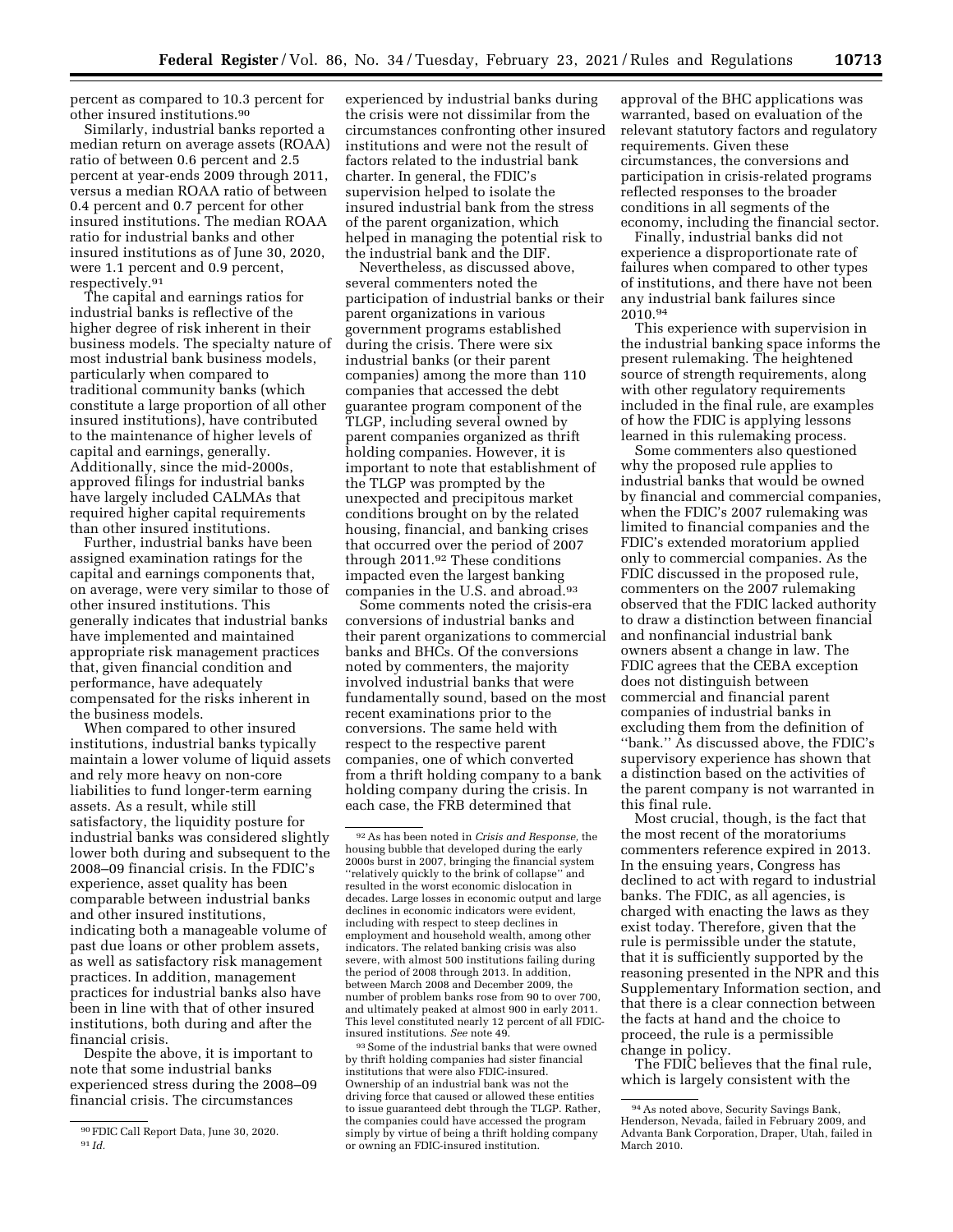percent as compared to 10.3 percent for other insured institutions.[90]

Similarly, industrial banks reported a median return on average assets (ROAA) ratio of between 0.6 percent and 2.5 percent at year-ends 2009 through 2011, versus a median ROAA ratio of between 0.4 percent and 0.7 percent for other insured institutions. The median ROAA ratio for industrial banks and other insured institutions as of June 30, 2020, were 1.1 percent and 0.9 percent, respectively.[91]

The capital and earnings ratios for industrial banks is reflective of the higher degree of risk inherent in their business models. The specialty nature of most industrial bank business models, particularly when compared to traditional community banks (which constitute a large proportion of all other insured institutions), have contributed to the maintenance of higher levels of capital and earnings, generally. Additionally, since the mid-2000s, approved filings for industrial banks have largely included CALMAs that required higher capital requirements than other insured institutions.

Further, industrial banks have been assigned examination ratings for the capital and earnings components that, on average, were very similar to those of other insured institutions. This generally indicates that industrial banks have implemented and maintained appropriate risk management practices that, given financial condition and performance, have adequately compensated for the risks inherent in the business models.

When compared to other insured institutions, industrial banks typically maintain a lower volume of liquid assets and rely more heavy on non-core liabilities to fund longer-term earning assets. As a result, while still satisfactory, the liquidity posture for industrial banks was considered slightly lower both during and subsequent to the 2008–09 financial crisis. In the FDIC's experience, asset quality has been comparable between industrial banks and other insured institutions, indicating both a manageable volume of past due loans or other problem assets, as well as satisfactory risk management practices. In addition, management practices for industrial banks also have been in line with that of other insured institutions, both during and after the financial crisis.

Despite the above, it is important to note that some industrial banks experienced stress during the 2008–09 financial crisis. The circumstances experienced by industrial banks during the crisis were not dissimilar from the circumstances confronting other insured institutions and were not the result of factors related to the industrial bank charter. In general, the FDIC's supervision helped to isolate the insured industrial bank from the stress of the parent organization, which helped in managing the potential risk to the industrial bank and the DIF.

Nevertheless, as discussed above, several commenters noted the participation of industrial banks or their parent organizations in various government programs established during the crisis. There were six industrial banks (or their parent companies) among the more than 110 companies that accessed the debt guarantee program component of the TLGP, including several owned by parent companies organized as thrift holding companies. However, it is important to note that establishment of the TLGP was prompted by the unexpected and precipitous market conditions brought on by the related housing, financial, and banking crises that occurred over the period of 2007 through 2011.[92] These conditions impacted even the largest banking companies in the U.S. and abroad.[93]

Some comments noted the crisis-era conversions of industrial banks and their parent organizations to commercial banks and BHCs. Of the conversions noted by commenters, the majority involved industrial banks that were fundamentally sound, based on the most recent examinations prior to the conversions. The same held with respect to the respective parent companies, one of which converted from a thrift holding company to a bank holding company during the crisis. In each case, the FRB determined that approval of the BHC applications was warranted, based on evaluation of the relevant statutory factors and regulatory requirements. Given these circumstances, the conversions and participation in crisis-related programs reflected responses to the broader conditions in all segments of the economy, including the financial sector.

Finally, industrial banks did not experience a disproportionate rate of failures when compared to other types of institutions, and there have not been any industrial bank failures since 2010.[94]

This experience with supervision in the industrial banking space informs the present rulemaking. The heightened source of strength requirements, along with other regulatory requirements included in the final rule, are examples of how the FDIC is applying lessons learned in this rulemaking process.

Some commenters also questioned why the proposed rule applies to industrial banks that would be owned by financial and commercial companies, when the FDIC's 2007 rulemaking was limited to financial companies and the FDIC's extended moratorium applied only to commercial companies. As the FDIC discussed in the proposed rule, commenters on the 2007 rulemaking observed that the FDIC lacked authority to draw a distinction between financial and nonfinancial industrial bank owners absent a change in law. The FDIC agrees that the CEBA exception does not distinguish between commercial and financial parent companies of industrial banks in excluding them from the definition of ''bank.'' As discussed above, the FDIC's supervisory experience has shown that a distinction based on the activities of the parent company is not warranted in this final rule.

Most crucial, though, is the fact that the most recent of the moratoriums commenters reference expired in 2013. In the ensuing years, Congress has declined to act with regard to industrial banks. The FDIC, as all agencies, is charged with enacting the laws as they exist today. Therefore, given that the rule is permissible under the statute, that it is sufficiently supported by the reasoning presented in the NPR and this Supplementary Information section, and that there is a clear connection between the facts at hand and the choice to proceed, the rule is a permissible change in policy.

The FDIC believes that the final rule, which is largely consistent with the

---

[90] FDIC Call Report Data, June 30, 2020.

[91] *Id.*

[92] As has been noted in *Crisis and Response,* the housing bubble that developed during the early 2000s burst in 2007, bringing the financial system ''relatively quickly to the brink of collapse'' and resulted in the worst economic dislocation in decades. Large losses in economic output and large declines in economic indicators were evident, including with respect to steep declines in employment and household wealth, among other indicators. The related banking crisis was also severe, with almost 500 institutions failing during the period of 2008 through 2013. In addition, between March 2008 and December 2009, the number of problem banks rose from 90 to over 700, and ultimately peaked at almost 900 in early 2011. This level constituted nearly 12 percent of all FDIC-insured institutions. *See* note 49.

[93] Some of the industrial banks that were owned by thrift holding companies had sister financial institutions that were also FDIC-insured. Ownership of an industrial bank was not the driving force that caused or allowed these entities to issue guaranteed debt through the TLGP. Rather, the companies could have accessed the program simply by virtue of being a thrift holding company or owning an FDIC-insured institution.

[94] As noted above, Security Savings Bank, Henderson, Nevada, failed in February 2009, and Advanta Bank Corporation, Draper, Utah, failed in March 2010.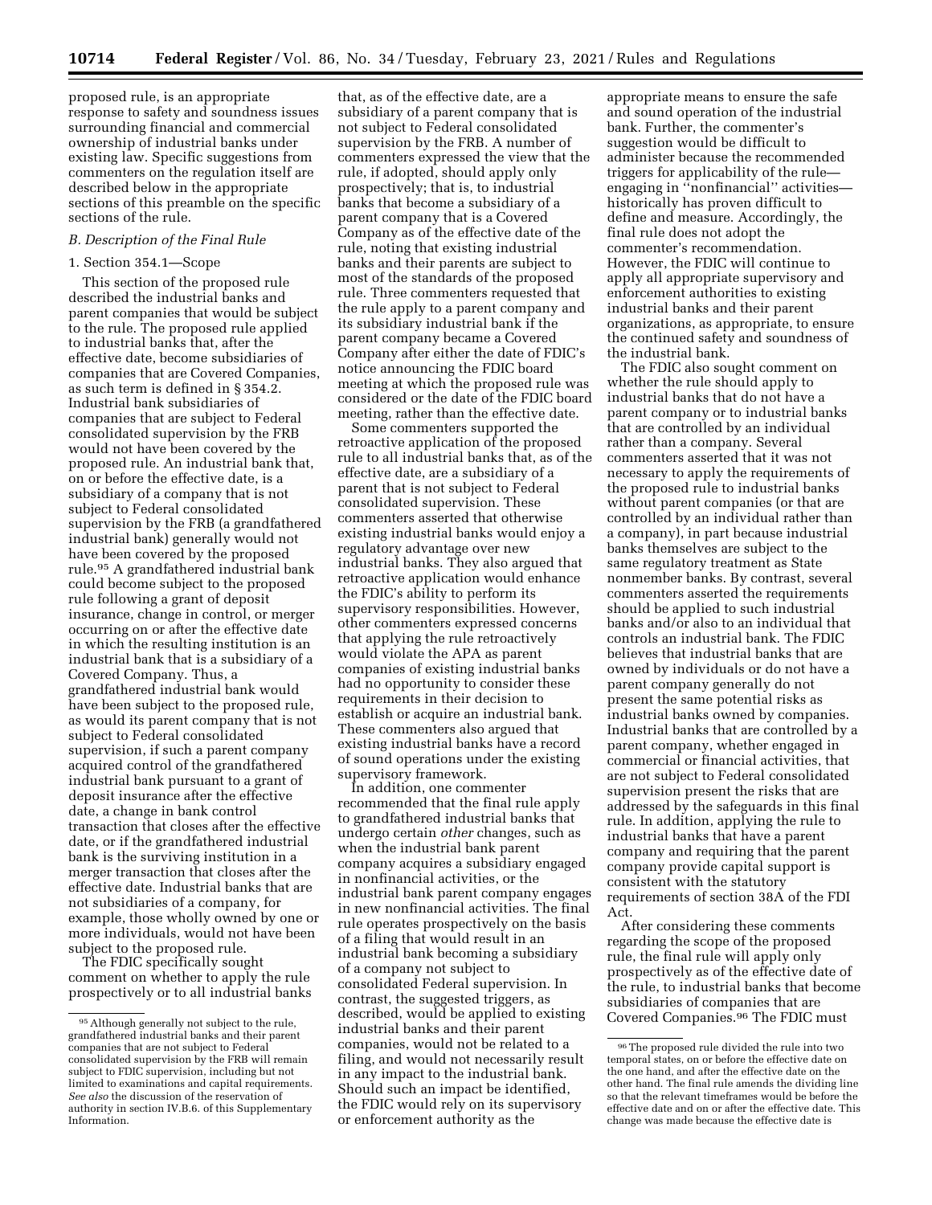proposed rule, is an appropriate response to safety and soundness issues surrounding financial and commercial ownership of industrial banks under existing law. Specific suggestions from commenters on the regulation itself are described below in the appropriate sections of this preamble on the specific sections of the rule.

### B. Description of the Final Rule

#### 1. Section 354.1—Scope

This section of the proposed rule described the industrial banks and parent companies that would be subject to the rule. The proposed rule applied to industrial banks that, after the effective date, become subsidiaries of companies that are Covered Companies, as such term is defined in § 354.2. Industrial bank subsidiaries of companies that are subject to Federal consolidated supervision by the FRB would not have been covered by the proposed rule. An industrial bank that, on or before the effective date, is a subsidiary of a company that is not subject to Federal consolidated supervision by the FRB (a grandfathered industrial bank) generally would not have been covered by the proposed rule.[95] A grandfathered industrial bank could become subject to the proposed rule following a grant of deposit insurance, change in control, or merger occurring on or after the effective date in which the resulting institution is an industrial bank that is a subsidiary of a Covered Company. Thus, a grandfathered industrial bank would have been subject to the proposed rule, as would its parent company that is not subject to Federal consolidated supervision, if such a parent company acquired control of the grandfathered industrial bank pursuant to a grant of deposit insurance after the effective date, a change in bank control transaction that closes after the effective date, or if the grandfathered industrial bank is the surviving institution in a merger transaction that closes after the effective date. Industrial banks that are not subsidiaries of a company, for example, those wholly owned by one or more individuals, would not have been subject to the proposed rule.

The FDIC specifically sought comment on whether to apply the rule prospectively or to all industrial banks that, as of the effective date, are a subsidiary of a parent company that is not subject to Federal consolidated supervision by the FRB. A number of commenters expressed the view that the rule, if adopted, should apply only prospectively; that is, to industrial banks that become a subsidiary of a parent company that is a Covered Company as of the effective date of the rule, noting that existing industrial banks and their parents are subject to most of the standards of the proposed rule. Three commenters requested that the rule apply to a parent company and its subsidiary industrial bank if the parent company became a Covered Company after either the date of FDIC's notice announcing the FDIC board meeting at which the proposed rule was considered or the date of the FDIC board meeting, rather than the effective date.

Some commenters supported the retroactive application of the proposed rule to all industrial banks that, as of the effective date, are a subsidiary of a parent that is not subject to Federal consolidated supervision. These commenters asserted that otherwise existing industrial banks would enjoy a regulatory advantage over new industrial banks. They also argued that retroactive application would enhance the FDIC's ability to perform its supervisory responsibilities. However, other commenters expressed concerns that applying the rule retroactively would violate the APA as parent companies of existing industrial banks had no opportunity to consider these requirements in their decision to establish or acquire an industrial bank. These commenters also argued that existing industrial banks have a record of sound operations under the existing supervisory framework.

In addition, one commenter recommended that the final rule apply to grandfathered industrial banks that undergo certain *other* changes, such as when the industrial bank parent company acquires a subsidiary engaged in nonfinancial activities, or the industrial bank parent company engages in new nonfinancial activities. The final rule operates prospectively on the basis of a filing that would result in an industrial bank becoming a subsidiary of a company not subject to consolidated Federal supervision. In contrast, the suggested triggers, as described, would be applied to existing industrial banks and their parent companies, would not be related to a filing, and would not necessarily result in any impact to the industrial bank. Should such an impact be identified, the FDIC would rely on its supervisory or enforcement authority as the appropriate means to ensure the safe and sound operation of the industrial bank. Further, the commenter's suggestion would be difficult to administer because the recommended triggers for applicability of the rule—engaging in "nonfinancial" activities—historically has proven difficult to define and measure. Accordingly, the final rule does not adopt the commenter's recommendation. However, the FDIC will continue to apply all appropriate supervisory and enforcement authorities to existing industrial banks and their parent organizations, as appropriate, to ensure the continued safety and soundness of the industrial bank.

The FDIC also sought comment on whether the rule should apply to industrial banks that do not have a parent company or to industrial banks that are controlled by an individual rather than a company. Several commenters asserted that it was not necessary to apply the requirements of the proposed rule to industrial banks without parent companies (or that are controlled by an individual rather than a company), in part because industrial banks themselves are subject to the same regulatory treatment as State nonmember banks. By contrast, several commenters asserted the requirements should be applied to such industrial banks and/or also to an individual that controls an industrial bank. The FDIC believes that industrial banks that are owned by individuals or do not have a parent company generally do not present the same potential risks as industrial banks owned by companies. Industrial banks that are controlled by a parent company, whether engaged in commercial or financial activities, that are not subject to Federal consolidated supervision present the risks that are addressed by the safeguards in this final rule. In addition, applying the rule to industrial banks that have a parent company and requiring that the parent company provide capital support is consistent with the statutory requirements of section 38A of the FDI Act.

After considering these comments regarding the scope of the proposed rule, the final rule will apply only prospectively as of the effective date of the rule, to industrial banks that become subsidiaries of companies that are Covered Companies.[96] The FDIC must

---

[95] Although generally not subject to the rule, grandfathered industrial banks and their parent companies that are not subject to Federal consolidated supervision by the FRB will remain subject to FDIC supervision, including but not limited to examinations and capital requirements. *See also* the discussion of the reservation of authority in section IV.B.6. of this Supplementary Information.

[96] The proposed rule divided the rule into two temporal states, on or before the effective date on the one hand, and after the effective date on the other hand. The final rule amends the dividing line so that the relevant timeframes would be before the effective date and on or after the effective date. This change was made because the effective date is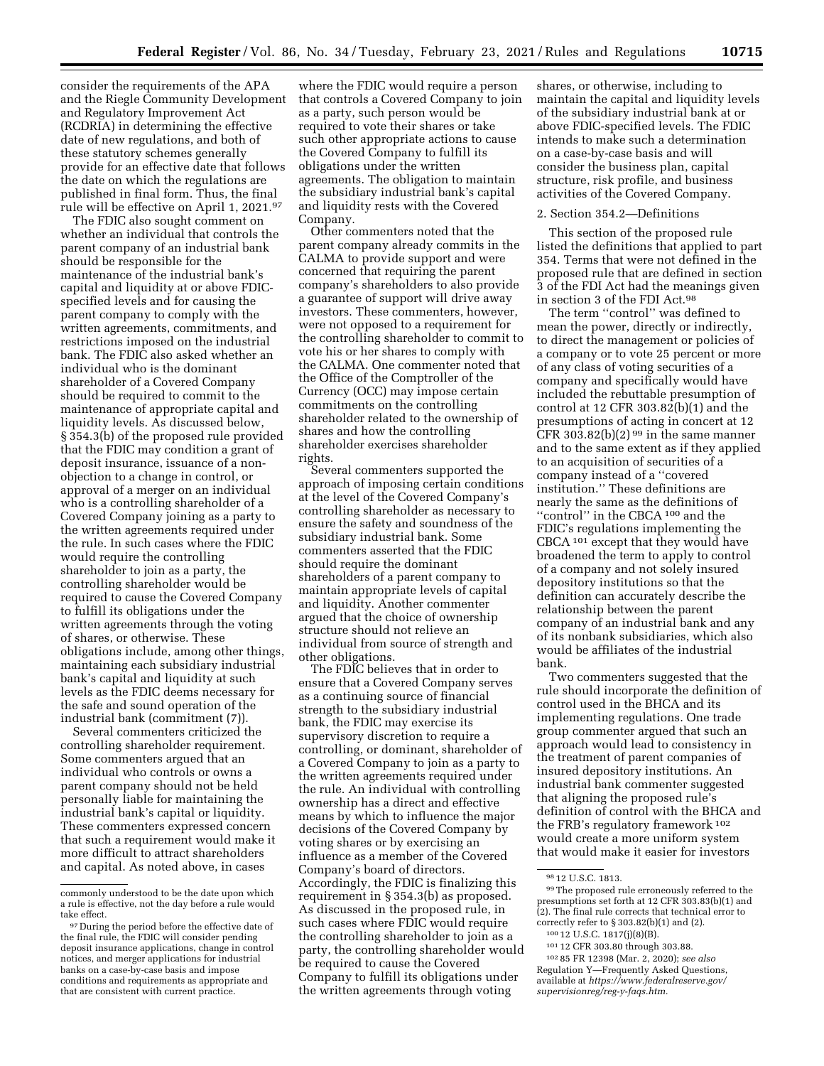consider the requirements of the APA and the Riegle Community Development and Regulatory Improvement Act (RCDRIA) in determining the effective date of new regulations, and both of these statutory schemes generally provide for an effective date that follows the date on which the regulations are published in final form. Thus, the final rule will be effective on April 1, 2021.[97]

The FDIC also sought comment on whether an individual that controls the parent company of an industrial bank should be responsible for the maintenance of the industrial bank's capital and liquidity at or above FDIC-specified levels and for causing the parent company to comply with the written agreements, commitments, and restrictions imposed on the industrial bank. The FDIC also asked whether an individual who is the dominant shareholder of a Covered Company should be required to commit to the maintenance of appropriate capital and liquidity levels. As discussed below, § 354.3(b) of the proposed rule provided that the FDIC may condition a grant of deposit insurance, issuance of a non-objection to a change in control, or approval of a merger on an individual who is a controlling shareholder of a Covered Company joining as a party to the written agreements required under the rule. In such cases where the FDIC would require the controlling shareholder to join as a party, the controlling shareholder would be required to cause the Covered Company to fulfill its obligations under the written agreements through the voting of shares, or otherwise. These obligations include, among other things, maintaining each subsidiary industrial bank's capital and liquidity at such levels as the FDIC deems necessary for the safe and sound operation of the industrial bank (commitment (7)).

Several commenters criticized the controlling shareholder requirement. Some commenters argued that an individual who controls or owns a parent company should not be held personally liable for maintaining the industrial bank's capital or liquidity. These commenters expressed concern that such a requirement would make it more difficult to attract shareholders and capital. As noted above, in cases where the FDIC would require a person that controls a Covered Company to join as a party, such person would be required to vote their shares or take such other appropriate actions to cause the Covered Company to fulfill its obligations under the written agreements. The obligation to maintain the subsidiary industrial bank's capital and liquidity rests with the Covered Company.

Other commenters noted that the parent company already commits in the CALMA to provide support and were concerned that requiring the parent company's shareholders to also provide a guarantee of support will drive away investors. These commenters, however, were not opposed to a requirement for the controlling shareholder to commit to vote his or her shares to comply with the CALMA. One commenter noted that the Office of the Comptroller of the Currency (OCC) may impose certain commitments on the controlling shareholder related to the ownership of shares and how the controlling shareholder exercises shareholder rights.

Several commenters supported the approach of imposing certain conditions at the level of the Covered Company's controlling shareholder as necessary to ensure the safety and soundness of the subsidiary industrial bank. Some commenters asserted that the FDIC should require the dominant shareholders of a parent company to maintain appropriate levels of capital and liquidity. Another commenter argued that the choice of ownership structure should not relieve an individual from source of strength and other obligations.

The FDIC believes that in order to ensure that a Covered Company serves as a continuing source of financial strength to the subsidiary industrial bank, the FDIC may exercise its supervisory discretion to require a controlling, or dominant, shareholder of a Covered Company to join as a party to the written agreements required under the rule. An individual with controlling ownership has a direct and effective means by which to influence the major decisions of the Covered Company by voting shares or by exercising an influence as a member of the Covered Company's board of directors. Accordingly, the FDIC is finalizing this requirement in § 354.3(b) as proposed. As discussed in the proposed rule, in such cases where FDIC would require the controlling shareholder to join as a party, the controlling shareholder would be required to cause the Covered Company to fulfill its obligations under the written agreements through voting shares, or otherwise, including to maintain the capital and liquidity levels of the subsidiary industrial bank at or above FDIC-specified levels. The FDIC intends to make such a determination on a case-by-case basis and will consider the business plan, capital structure, risk profile, and business activities of the Covered Company.

2. Section 354.2—Definitions

This section of the proposed rule listed the definitions that applied to part 354. Terms that were not defined in the proposed rule that are defined in section 3 of the FDI Act had the meanings given in section 3 of the FDI Act.[98]

The term "control" was defined to mean the power, directly or indirectly, to direct the management or policies of a company or to vote 25 percent or more of any class of voting securities of a company and specifically would have included the rebuttable presumption of control at 12 CFR 303.82(b)(1) and the presumptions of acting in concert at 12 CFR 303.82(b)(2)[99] in the same manner and to the same extent as if they applied to an acquisition of securities of a company instead of a "covered institution." These definitions are nearly the same as the definitions of "control" in the CBCA[100] and the FDIC's regulations implementing the CBCA[101] except that they would have broadened the term to apply to control of a company and not solely insured depository institutions so that the definition can accurately describe the relationship between the parent company of an industrial bank and any of its nonbank subsidiaries, which also would be affiliates of the industrial bank.

Two commenters suggested that the rule should incorporate the definition of control used in the BHCA and its implementing regulations. One trade group commenter argued that such an approach would lead to consistency in the treatment of parent companies of insured depository institutions. An industrial bank commenter suggested that aligning the proposed rule's definition of control with the BHCA and the FRB's regulatory framework[102] would create a more uniform system that would make it easier for investors

---

commonly understood to be the date upon which a rule is effective, not the day before a rule would take effect.

[97] During the period before the effective date of the final rule, the FDIC will consider pending deposit insurance applications, change in control notices, and merger applications for industrial banks on a case-by-case basis and impose conditions and requirements as appropriate and that are consistent with current practice.

[98] 12 U.S.C. 1813.

[99] The proposed rule erroneously referred to the presumptions set forth at 12 CFR 303.83(b)(1) and (2). The final rule corrects that technical error to correctly refer to § 303.82(b)(1) and (2).

[100] 12 U.S.C. 1817(j)(8)(B).

[101] 12 CFR 303.80 through 303.88.

[102] 85 FR 12398 (Mar. 2, 2020); *see also* Regulation Y—Frequently Asked Questions, available at *https://www.federalreserve.gov/supervisionreg/reg-y-faqs.htm.*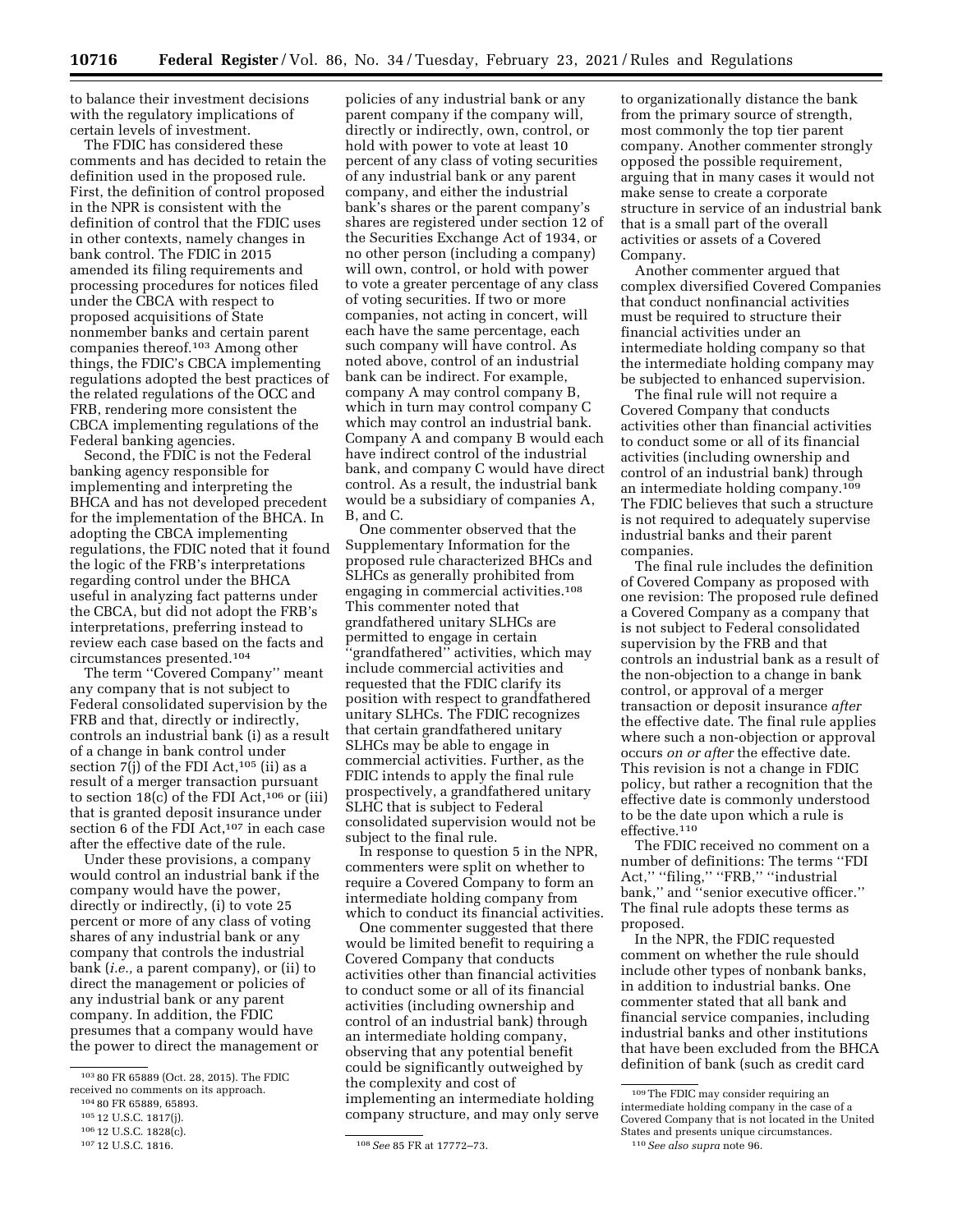to balance their investment decisions with the regulatory implications of certain levels of investment.

The FDIC has considered these comments and has decided to retain the definition used in the proposed rule. First, the definition of control proposed in the NPR is consistent with the definition of control that the FDIC uses in other contexts, namely changes in bank control. The FDIC in 2015 amended its filing requirements and processing procedures for notices filed under the CBCA with respect to proposed acquisitions of State nonmember banks and certain parent companies thereof.[103] Among other things, the FDIC's CBCA implementing regulations adopted the best practices of the related regulations of the OCC and FRB, rendering more consistent the CBCA implementing regulations of the Federal banking agencies.

Second, the FDIC is not the Federal banking agency responsible for implementing and interpreting the BHCA and has not developed precedent for the implementation of the BHCA. In adopting the CBCA implementing regulations, the FDIC noted that it found the logic of the FRB's interpretations regarding control under the BHCA useful in analyzing fact patterns under the CBCA, but did not adopt the FRB's interpretations, preferring instead to review each case based on the facts and circumstances presented.[104]

The term ''Covered Company'' meant any company that is not subject to Federal consolidated supervision by the FRB and that, directly or indirectly, controls an industrial bank (i) as a result of a change in bank control under section 7(j) of the FDI Act,[105] (ii) as a result of a merger transaction pursuant to section 18(c) of the FDI Act,[106] or (iii) that is granted deposit insurance under section 6 of the FDI Act,[107] in each case after the effective date of the rule.

Under these provisions, a company would control an industrial bank if the company would have the power, directly or indirectly, (i) to vote 25 percent or more of any class of voting shares of any industrial bank or any company that controls the industrial bank (*i.e.,* a parent company), or (ii) to direct the management or policies of any industrial bank or any parent company. In addition, the FDIC presumes that a company would have the power to direct the management or policies of any industrial bank or any parent company if the company will, directly or indirectly, own, control, or hold with power to vote at least 10 percent of any class of voting securities of any industrial bank or any parent company, and either the industrial bank's shares or the parent company's shares are registered under section 12 of the Securities Exchange Act of 1934, or no other person (including a company) will own, control, or hold with power to vote a greater percentage of any class of voting securities. If two or more companies, not acting in concert, will each have the same percentage, each such company will have control. As noted above, control of an industrial bank can be indirect. For example, company A may control company B, which in turn may control company C which may control an industrial bank. Company A and company B would each have indirect control of the industrial bank, and company C would have direct control. As a result, the industrial bank would be a subsidiary of companies A, B, and C.

One commenter observed that the Supplementary Information for the proposed rule characterized BHCs and SLHCs as generally prohibited from engaging in commercial activities.[108] This commenter noted that grandfathered unitary SLHCs are permitted to engage in certain ''grandfathered'' activities, which may include commercial activities and requested that the FDIC clarify its position with respect to grandfathered unitary SLHCs. The FDIC recognizes that certain grandfathered unitary SLHCs may be able to engage in commercial activities. Further, as the FDIC intends to apply the final rule prospectively, a grandfathered unitary SLHC that is subject to Federal consolidated supervision would not be subject to the final rule.

In response to question 5 in the NPR, commenters were split on whether to require a Covered Company to form an intermediate holding company from which to conduct its financial activities.

One commenter suggested that there would be limited benefit to requiring a Covered Company that conducts activities other than financial activities to conduct some or all of its financial activities (including ownership and control of an industrial bank) through an intermediate holding company, observing that any potential benefit could be significantly outweighed by the complexity and cost of implementing an intermediate holding company structure, and may only serve to organizationally distance the bank from the primary source of strength, most commonly the top tier parent company. Another commenter strongly opposed the possible requirement, arguing that in many cases it would not make sense to create a corporate structure in service of an industrial bank that is a small part of the overall activities or assets of a Covered Company.

Another commenter argued that complex diversified Covered Companies that conduct nonfinancial activities must be required to structure their financial activities under an intermediate holding company so that the intermediate holding company may be subjected to enhanced supervision.

The final rule will not require a Covered Company that conducts activities other than financial activities to conduct some or all of its financial activities (including ownership and control of an industrial bank) through an intermediate holding company.[109] The FDIC believes that such a structure is not required to adequately supervise industrial banks and their parent companies.

The final rule includes the definition of Covered Company as proposed with one revision: The proposed rule defined a Covered Company as a company that is not subject to Federal consolidated supervision by the FRB and that controls an industrial bank as a result of the non-objection to a change in bank control, or approval of a merger transaction or deposit insurance *after* the effective date. The final rule applies where such a non-objection or approval occurs *on or after* the effective date. This revision is not a change in FDIC policy, but rather a recognition that the effective date is commonly understood to be the date upon which a rule is effective.[110]

The FDIC received no comment on a number of definitions: The terms ''FDI Act,'' ''filing,'' ''FRB,'' ''industrial bank,'' and ''senior executive officer.'' The final rule adopts these terms as proposed.

In the NPR, the FDIC requested comment on whether the rule should include other types of nonbank banks, in addition to industrial banks. One commenter stated that all bank and financial service companies, including industrial banks and other institutions that have been excluded from the BHCA definition of bank (such as credit card

---

[103] 80 FR 65889 (Oct. 28, 2015). The FDIC received no comments on its approach.

[104] 80 FR 65889, 65893.

[105] 12 U.S.C. 1817(j).

[106] 12 U.S.C. 1828(c).

[107] 12 U.S.C. 1816.

[108] *See* 85 FR at 17772–73.

[109] The FDIC may consider requiring an intermediate holding company in the case of a Covered Company that is not located in the United States and presents unique circumstances.

[110] *See also supra* note 96.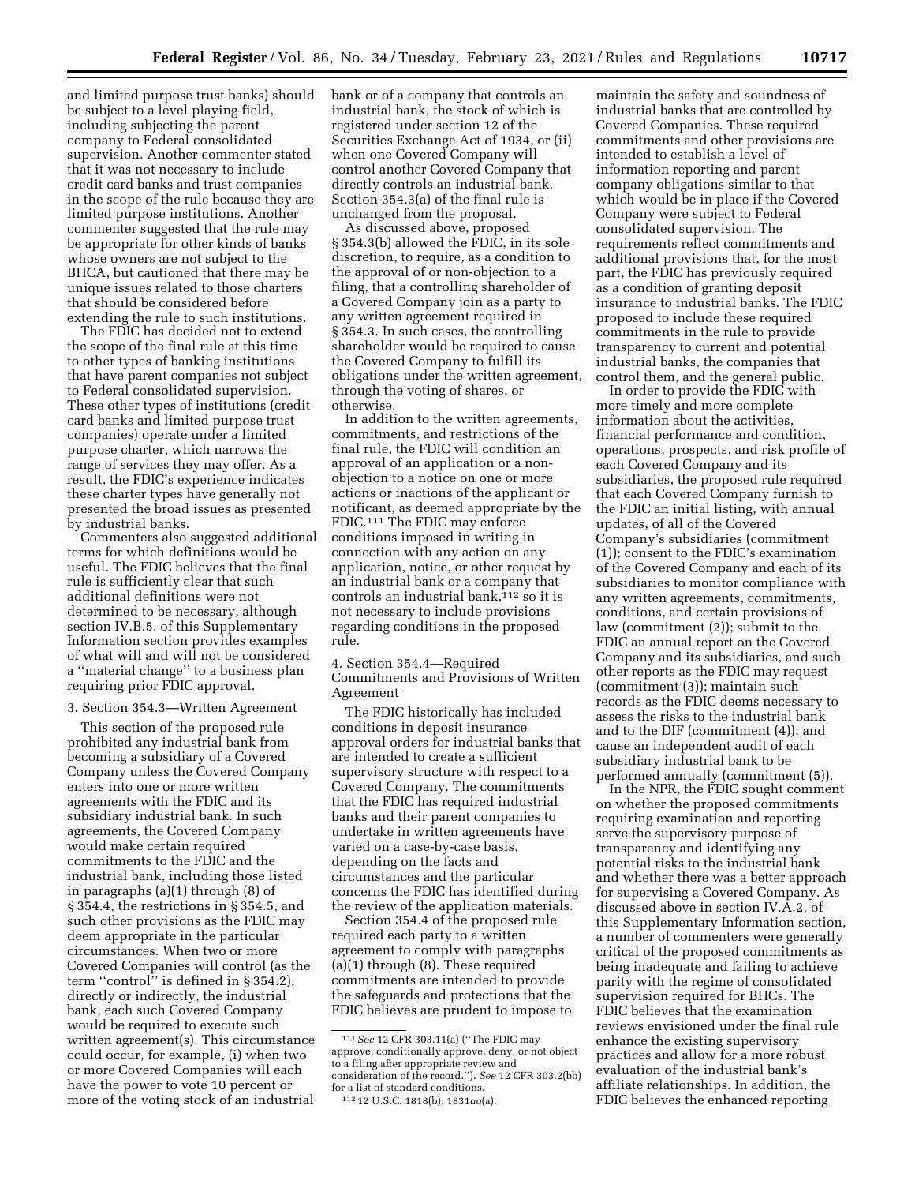and limited purpose trust banks) should be subject to a level playing field, including subjecting the parent company to Federal consolidated supervision. Another commenter stated that it was not necessary to include credit card banks and trust companies in the scope of the rule because they are limited purpose institutions. Another commenter suggested that the rule may be appropriate for other kinds of banks whose owners are not subject to the BHCA, but cautioned that there may be unique issues related to those charters that should be considered before extending the rule to such institutions.

The FDIC has decided not to extend the scope of the final rule at this time to other types of banking institutions that have parent companies not subject to Federal consolidated supervision. These other types of institutions (credit card banks and limited purpose trust companies) operate under a limited purpose charter, which narrows the range of services they may offer. As a result, the FDIC's experience indicates these charter types have generally not presented the broad issues as presented by industrial banks.

Commenters also suggested additional terms for which definitions would be useful. The FDIC believes that the final rule is sufficiently clear that such additional definitions were not determined to be necessary, although section IV.B.5. of this Supplementary Information section provides examples of what will and will not be considered a "material change" to a business plan requiring prior FDIC approval.

3. Section 354.3—Written Agreement

This section of the proposed rule prohibited any industrial bank from becoming a subsidiary of a Covered Company unless the Covered Company enters into one or more written agreements with the FDIC and its subsidiary industrial bank. In such agreements, the Covered Company would make certain required commitments to the FDIC and the industrial bank, including those listed in paragraphs (a)(1) through (8) of § 354.4, the restrictions in § 354.5, and such other provisions as the FDIC may deem appropriate in the particular circumstances. When two or more Covered Companies will control (as the term "control" is defined in § 354.2), directly or indirectly, the industrial bank, each such Covered Company would be required to execute such written agreement(s). This circumstance could occur, for example, (i) when two or more Covered Companies will each have the power to vote 10 percent or more of the voting stock of an industrial bank or of a company that controls an industrial bank, the stock of which is registered under section 12 of the Securities Exchange Act of 1934, or (ii) when one Covered Company will control another Covered Company that directly controls an industrial bank. Section 354.3(a) of the final rule is unchanged from the proposal.

As discussed above, proposed § 354.3(b) allowed the FDIC, in its sole discretion, to require, as a condition to the approval of or non-objection to a filing, that a controlling shareholder of a Covered Company join as a party to any written agreement required in § 354.3. In such cases, the controlling shareholder would be required to cause the Covered Company to fulfill its obligations under the written agreement, through the voting of shares, or otherwise.

In addition to the written agreements, commitments, and restrictions of the final rule, the FDIC will condition an approval of an application or a non-objection to a notice on one or more actions or inactions of the applicant or notificant, as deemed appropriate by the FDIC.[111] The FDIC may enforce conditions imposed in writing in connection with any action on any application, notice, or other request by an industrial bank or a company that controls an industrial bank,[112] so it is not necessary to include provisions regarding conditions in the proposed rule.

4. Section 354.4—Required Commitments and Provisions of Written Agreement

The FDIC historically has included conditions in deposit insurance approval orders for industrial banks that are intended to create a sufficient supervisory structure with respect to a Covered Company. The commitments that the FDIC has required industrial banks and their parent companies to undertake in written agreements have varied on a case-by-case basis, depending on the facts and circumstances and the particular concerns the FDIC has identified during the review of the application materials.

Section 354.4 of the proposed rule required each party to a written agreement to comply with paragraphs (a)(1) through (8). These required commitments are intended to provide the safeguards and protections that the FDIC believes are prudent to impose to maintain the safety and soundness of industrial banks that are controlled by Covered Companies. These required commitments and other provisions are intended to establish a level of information reporting and parent company obligations similar to that which would be in place if the Covered Company were subject to Federal consolidated supervision. The requirements reflect commitments and additional provisions that, for the most part, the FDIC has previously required as a condition of granting deposit insurance to industrial banks. The FDIC proposed to include these required commitments in the rule to provide transparency to current and potential industrial banks, the companies that control them, and the general public.

In order to provide the FDIC with more timely and more complete information about the activities, financial performance and condition, operations, prospects, and risk profile of each Covered Company and its subsidiaries, the proposed rule required that each Covered Company furnish to the FDIC an initial listing, with annual updates, of all of the Covered Company's subsidiaries (commitment (1)); consent to the FDIC's examination of the Covered Company and each of its subsidiaries to monitor compliance with any written agreements, commitments, conditions, and certain provisions of law (commitment (2)); submit to the FDIC an annual report on the Covered Company and its subsidiaries, and such other reports as the FDIC may request (commitment (3)); maintain such records as the FDIC deems necessary to assess the risks to the industrial bank and to the DIF (commitment (4)); and cause an independent audit of each subsidiary industrial bank to be performed annually (commitment (5)).

In the NPR, the FDIC sought comment on whether the proposed commitments requiring examination and reporting serve the supervisory purpose of transparency and identifying any potential risks to the industrial bank and whether there was a better approach for supervising a Covered Company. As discussed above in section IV.A.2. of this Supplementary Information section, a number of commenters were generally critical of the proposed commitments as being inadequate and failing to achieve parity with the regime of consolidated supervision required for BHCs. The FDIC believes that the examination reviews envisioned under the final rule enhance the existing supervisory practices and allow for a more robust evaluation of the industrial bank's affiliate relationships. In addition, the FDIC believes the enhanced reporting

[111] *See* 12 CFR 303.11(a) ("The FDIC may approve, conditionally approve, deny, or not object to a filing after appropriate review and consideration of the record."). *See* 12 CFR 303.2(bb) for a list of standard conditions.

[112] 12 U.S.C. 1818(b); 1831*aa*(a).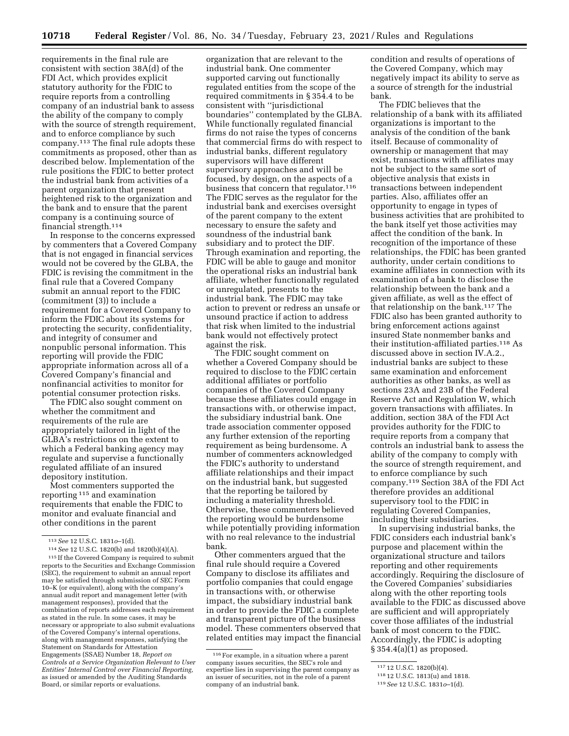requirements in the final rule are consistent with section 38A(d) of the FDI Act, which provides explicit statutory authority for the FDIC to require reports from a controlling company of an industrial bank to assess the ability of the company to comply with the source of strength requirement, and to enforce compliance by such company.[113] The final rule adopts these commitments as proposed, other than as described below. Implementation of the rule positions the FDIC to better protect the industrial bank from activities of a parent organization that present heightened risk to the organization and the bank and to ensure that the parent company is a continuing source of financial strength.[114]

In response to the concerns expressed by commenters that a Covered Company that is not engaged in financial services would not be covered by the GLBA, the FDIC is revising the commitment in the final rule that a Covered Company submit an annual report to the FDIC (commitment (3)) to include a requirement for a Covered Company to inform the FDIC about its systems for protecting the security, confidentiality, and integrity of consumer and nonpublic personal information. This reporting will provide the FDIC appropriate information across all of a Covered Company's financial and nonfinancial activities to monitor for potential consumer protection risks.

The FDIC also sought comment on whether the commitment and requirements of the rule are appropriately tailored in light of the GLBA's restrictions on the extent to which a Federal banking agency may regulate and supervise a functionally regulated affiliate of an insured depository institution.

Most commenters supported the reporting [115] and examination requirements that enable the FDIC to monitor and evaluate financial and other conditions in the parent organization that are relevant to the industrial bank. One commenter supported carving out functionally regulated entities from the scope of the required commitments in § 354.4 to be consistent with ''jurisdictional boundaries'' contemplated by the GLBA. While functionally regulated financial firms do not raise the types of concerns that commercial firms do with respect to industrial banks, different regulatory supervisors will have different supervisory approaches and will be focused, by design, on the aspects of a business that concern that regulator.[116] The FDIC serves as the regulator for the industrial bank and exercises oversight of the parent company to the extent necessary to ensure the safety and soundness of the industrial bank subsidiary and to protect the DIF. Through examination and reporting, the FDIC will be able to gauge and monitor the operational risks an industrial bank affiliate, whether functionally regulated or unregulated, presents to the industrial bank. The FDIC may take action to prevent or redress an unsafe or unsound practice if action to address that risk when limited to the industrial bank would not effectively protect against the risk.

The FDIC sought comment on whether a Covered Company should be required to disclose to the FDIC certain additional affiliates or portfolio companies of the Covered Company because these affiliates could engage in transactions with, or otherwise impact, the subsidiary industrial bank. One trade association commenter opposed any further extension of the reporting requirement as being burdensome. A number of commenters acknowledged the FDIC's authority to understand affiliate relationships and their impact on the industrial bank, but suggested that the reporting be tailored by including a materiality threshold. Otherwise, these commenters believed the reporting would be burdensome while potentially providing information with no real relevance to the industrial bank.

Other commenters argued that the final rule should require a Covered Company to disclose its affiliates and portfolio companies that could engage in transactions with, or otherwise impact, the subsidiary industrial bank in order to provide the FDIC a complete and transparent picture of the business model. These commenters observed that related entities may impact the financial condition and results of operations of the Covered Company, which may negatively impact its ability to serve as a source of strength for the industrial bank.

The FDIC believes that the relationship of a bank with its affiliated organizations is important to the analysis of the condition of the bank itself. Because of commonality of ownership or management that may exist, transactions with affiliates may not be subject to the same sort of objective analysis that exists in transactions between independent parties. Also, affiliates offer an opportunity to engage in types of business activities that are prohibited to the bank itself yet those activities may affect the condition of the bank. In recognition of the importance of these relationships, the FDIC has been granted authority, under certain conditions to examine affiliates in connection with its examination of a bank to disclose the relationship between the bank and a given affiliate, as well as the effect of that relationship on the bank.[117] The FDIC also has been granted authority to bring enforcement actions against insured State nonmember banks and their institution-affiliated parties.[118] As discussed above in section IV.A.2., industrial banks are subject to these same examination and enforcement authorities as other banks, as well as sections 23A and 23B of the Federal Reserve Act and Regulation W, which govern transactions with affiliates. In addition, section 38A of the FDI Act provides authority for the FDIC to require reports from a company that controls an industrial bank to assess the ability of the company to comply with the source of strength requirement, and to enforce compliance by such company.[119] Section 38A of the FDI Act therefore provides an additional supervisory tool to the FDIC in regulating Covered Companies, including their subsidiaries.

In supervising industrial banks, the FDIC considers each industrial bank's purpose and placement within the organizational structure and tailors reporting and other requirements accordingly. Requiring the disclosure of the Covered Companies' subsidiaries along with the other reporting tools available to the FDIC as discussed above are sufficient and will appropriately cover those affiliates of the industrial bank of most concern to the FDIC. Accordingly, the FDIC is adopting § 354.4(a)(1) as proposed.

---

[113] *See* 12 U.S.C. 1831*o*–1(d).

[114] *See* 12 U.S.C. 1820(b) and 1820(b)(4)(A).

[115] If the Covered Company is required to submit reports to the Securities and Exchange Commission (SEC), the requirement to submit an annual report may be satisfied through submission of SEC Form 10–K (or equivalent), along with the company's annual audit report and management letter (with management responses), provided that the combination of reports addresses each requirement as stated in the rule. In some cases, it may be necessary or appropriate to also submit evaluations of the Covered Company's internal operations, along with management responses, satisfying the Statement on Standards for Attestation Engagements (SSAE) Number 18, *Report on Controls at a Service Organization Relevant to User Entities' Internal Control over Financial Reporting,* as issued or amended by the Auditing Standards Board, or similar reports or evaluations.

[116] For example, in a situation where a parent company issues securities, the SEC's role and expertise lies in supervising the parent company as an issuer of securities, not in the role of a parent company of an industrial bank.

[117] 12 U.S.C. 1820(b)(4).

[118] 12 U.S.C. 1813(u) and 1818.

[119] *See* 12 U.S.C. 1831*o*–1(d).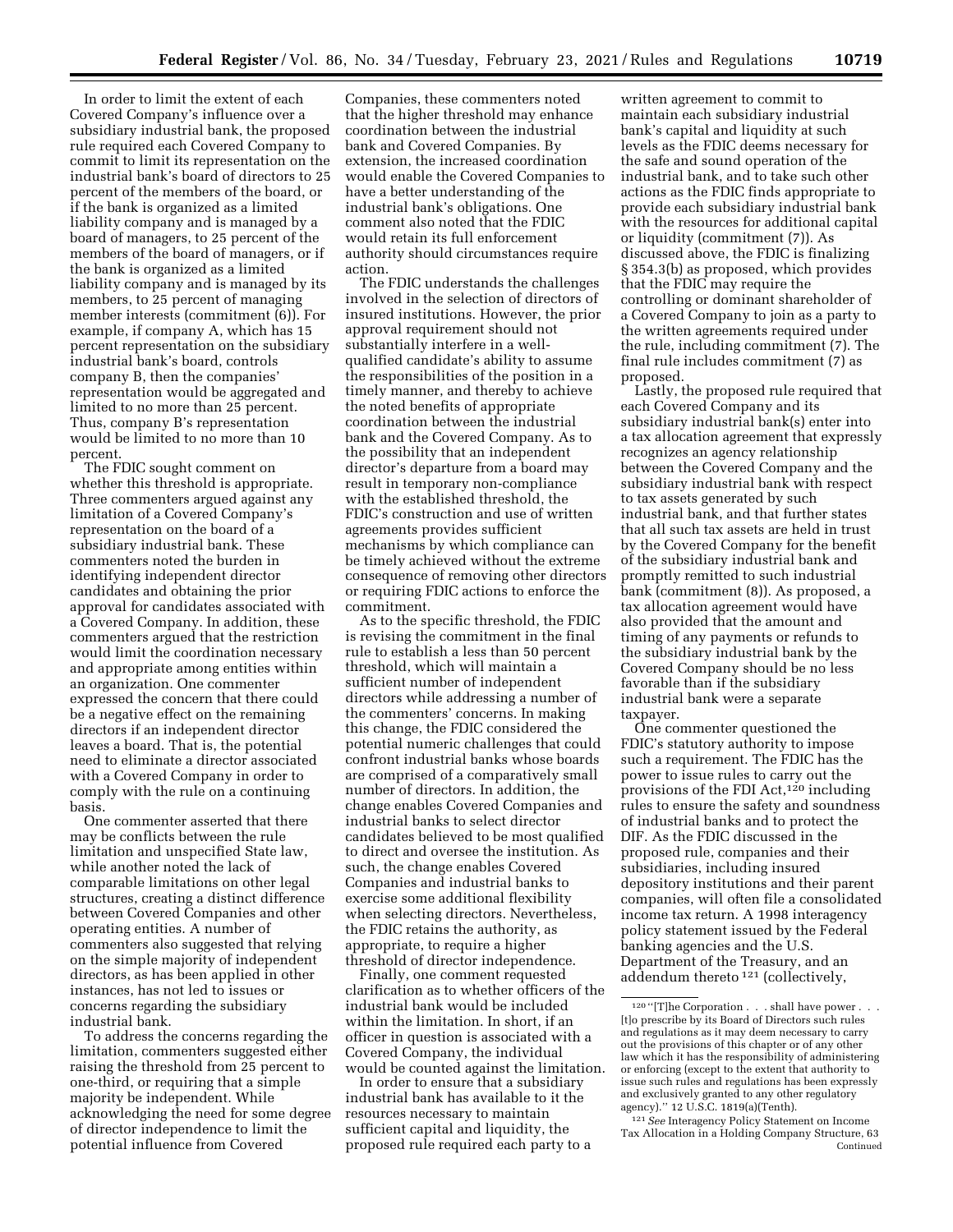In order to limit the extent of each Covered Company's influence over a subsidiary industrial bank, the proposed rule required each Covered Company to commit to limit its representation on the industrial bank's board of directors to 25 percent of the members of the board, or if the bank is organized as a limited liability company and is managed by a board of managers, to 25 percent of the members of the board of managers, or if the bank is organized as a limited liability company and is managed by its members, to 25 percent of managing member interests (commitment (6)). For example, if company A, which has 15 percent representation on the subsidiary industrial bank's board, controls company B, then the companies' representation would be aggregated and limited to no more than 25 percent. Thus, company B's representation would be limited to no more than 10 percent.

The FDIC sought comment on whether this threshold is appropriate. Three commenters argued against any limitation of a Covered Company's representation on the board of a subsidiary industrial bank. These commenters noted the burden in identifying independent director candidates and obtaining the prior approval for candidates associated with a Covered Company. In addition, these commenters argued that the restriction would limit the coordination necessary and appropriate among entities within an organization. One commenter expressed the concern that there could be a negative effect on the remaining directors if an independent director leaves a board. That is, the potential need to eliminate a director associated with a Covered Company in order to comply with the rule on a continuing basis.

One commenter asserted that there may be conflicts between the rule limitation and unspecified State law, while another noted the lack of comparable limitations on other legal structures, creating a distinct difference between Covered Companies and other operating entities. A number of commenters also suggested that relying on the simple majority of independent directors, as has been applied in other instances, has not led to issues or concerns regarding the subsidiary industrial bank.

To address the concerns regarding the limitation, commenters suggested either raising the threshold from 25 percent to one-third, or requiring that a simple majority be independent. While acknowledging the need for some degree of director independence to limit the potential influence from Covered Companies, these commenters noted that the higher threshold may enhance coordination between the industrial bank and Covered Companies. By extension, the increased coordination would enable the Covered Companies to have a better understanding of the industrial bank's obligations. One comment also noted that the FDIC would retain its full enforcement authority should circumstances require action.

The FDIC understands the challenges involved in the selection of directors of insured institutions. However, the prior approval requirement should not substantially interfere in a well-qualified candidate's ability to assume the responsibilities of the position in a timely manner, and thereby to achieve the noted benefits of appropriate coordination between the industrial bank and the Covered Company. As to the possibility that an independent director's departure from a board may result in temporary non-compliance with the established threshold, the FDIC's construction and use of written agreements provides sufficient mechanisms by which compliance can be timely achieved without the extreme consequence of removing other directors or requiring FDIC actions to enforce the commitment.

As to the specific threshold, the FDIC is revising the commitment in the final rule to establish a less than 50 percent threshold, which will maintain a sufficient number of independent directors while addressing a number of the commenters' concerns. In making this change, the FDIC considered the potential numeric challenges that could confront industrial banks whose boards are comprised of a comparatively small number of directors. In addition, the change enables Covered Companies and industrial banks to select director candidates believed to be most qualified to direct and oversee the institution. As such, the change enables Covered Companies and industrial banks to exercise some additional flexibility when selecting directors. Nevertheless, the FDIC retains the authority, as appropriate, to require a higher threshold of director independence.

Finally, one comment requested clarification as to whether officers of the industrial bank would be included within the limitation. In short, if an officer in question is associated with a Covered Company, the individual would be counted against the limitation.

In order to ensure that a subsidiary industrial bank has available to it the resources necessary to maintain sufficient capital and liquidity, the proposed rule required each party to a written agreement to commit to maintain each subsidiary industrial bank's capital and liquidity at such levels as the FDIC deems necessary for the safe and sound operation of the industrial bank, and to take such other actions as the FDIC finds appropriate to provide each subsidiary industrial bank with the resources for additional capital or liquidity (commitment (7)). As discussed above, the FDIC is finalizing § 354.3(b) as proposed, which provides that the FDIC may require the controlling or dominant shareholder of a Covered Company to join as a party to the written agreements required under the rule, including commitment (7). The final rule includes commitment (7) as proposed.

Lastly, the proposed rule required that each Covered Company and its subsidiary industrial bank(s) enter into a tax allocation agreement that expressly recognizes an agency relationship between the Covered Company and the subsidiary industrial bank with respect to tax assets generated by such industrial bank, and that further states that all such tax assets are held in trust by the Covered Company for the benefit of the subsidiary industrial bank and promptly remitted to such industrial bank (commitment (8)). As proposed, a tax allocation agreement would have also provided that the amount and timing of any payments or refunds to the subsidiary industrial bank by the Covered Company should be no less favorable than if the subsidiary industrial bank were a separate taxpayer.

One commenter questioned the FDIC's statutory authority to impose such a requirement. The FDIC has the power to issue rules to carry out the provisions of the FDI Act,[120] including rules to ensure the safety and soundness of industrial banks and to protect the DIF. As the FDIC discussed in the proposed rule, companies and their subsidiaries, including insured depository institutions and their parent companies, will often file a consolidated income tax return. A 1998 interagency policy statement issued by the Federal banking agencies and the U.S. Department of the Treasury, and an addendum thereto[121] (collectively,

---

[120] "[T]he Corporation . . . shall have power . . . [t]o prescribe by its Board of Directors such rules and regulations as it may deem necessary to carry out the provisions of this chapter or of any other law which it has the responsibility of administering or enforcing (except to the extent that authority to issue such rules and regulations has been expressly and exclusively granted to any other regulatory agency)." 12 U.S.C. 1819(a)(Tenth).

[121] *See* Interagency Policy Statement on Income Tax Allocation in a Holding Company Structure, 63 Continued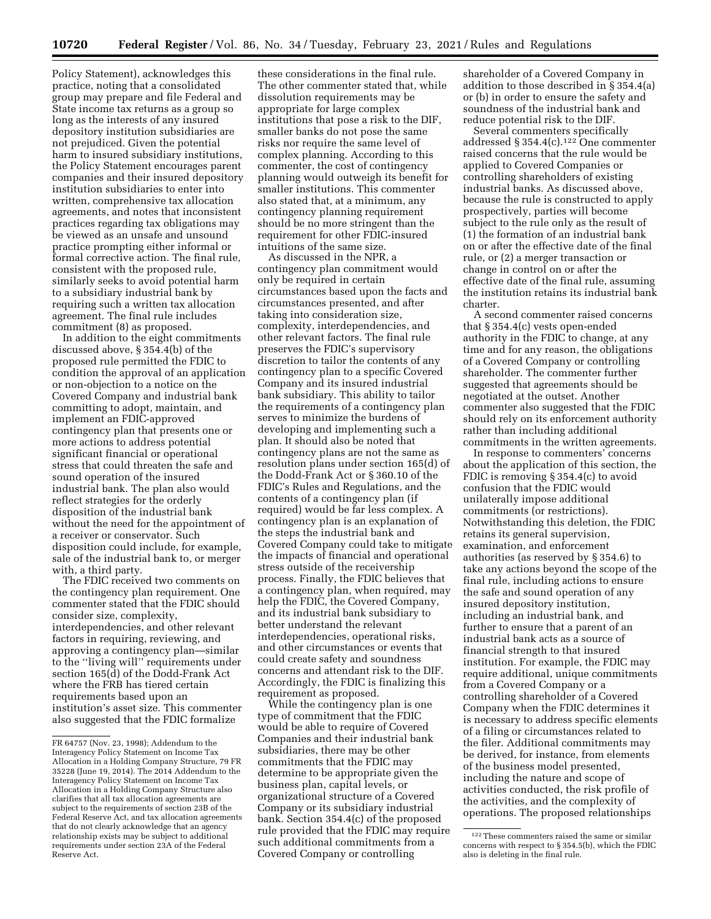Policy Statement), acknowledges this practice, noting that a consolidated group may prepare and file Federal and State income tax returns as a group so long as the interests of any insured depository institution subsidiaries are not prejudiced. Given the potential harm to insured subsidiary institutions, the Policy Statement encourages parent companies and their insured depository institution subsidiaries to enter into written, comprehensive tax allocation agreements, and notes that inconsistent practices regarding tax obligations may be viewed as an unsafe and unsound practice prompting either informal or formal corrective action. The final rule, consistent with the proposed rule, similarly seeks to avoid potential harm to a subsidiary industrial bank by requiring such a written tax allocation agreement. The final rule includes commitment (8) as proposed.

In addition to the eight commitments discussed above, § 354.4(b) of the proposed rule permitted the FDIC to condition the approval of an application or non-objection to a notice on the Covered Company and industrial bank committing to adopt, maintain, and implement an FDIC-approved contingency plan that presents one or more actions to address potential significant financial or operational stress that could threaten the safe and sound operation of the insured industrial bank. The plan also would reflect strategies for the orderly disposition of the industrial bank without the need for the appointment of a receiver or conservator. Such disposition could include, for example, sale of the industrial bank to, or merger with, a third party.

The FDIC received two comments on the contingency plan requirement. One commenter stated that the FDIC should consider size, complexity, interdependencies, and other relevant factors in requiring, reviewing, and approving a contingency plan—similar to the ''living will'' requirements under section 165(d) of the Dodd-Frank Act where the FRB has tiered certain requirements based upon an institution's asset size. This commenter also suggested that the FDIC formalize these considerations in the final rule. The other commenter stated that, while dissolution requirements may be appropriate for large complex institutions that pose a risk to the DIF, smaller banks do not pose the same risks nor require the same level of complex planning. According to this commenter, the cost of contingency planning would outweigh its benefit for smaller institutions. This commenter also stated that, at a minimum, any contingency planning requirement should be no more stringent than the requirement for other FDIC-insured intuitions of the same size.

As discussed in the NPR, a contingency plan commitment would only be required in certain circumstances based upon the facts and circumstances presented, and after taking into consideration size, complexity, interdependencies, and other relevant factors. The final rule preserves the FDIC's supervisory discretion to tailor the contents of any contingency plan to a specific Covered Company and its insured industrial bank subsidiary. This ability to tailor the requirements of a contingency plan serves to minimize the burdens of developing and implementing such a plan. It should also be noted that contingency plans are not the same as resolution plans under section 165(d) of the Dodd-Frank Act or § 360.10 of the FDIC's Rules and Regulations, and the contents of a contingency plan (if required) would be far less complex. A contingency plan is an explanation of the steps the industrial bank and Covered Company could take to mitigate the impacts of financial and operational stress outside of the receivership process. Finally, the FDIC believes that a contingency plan, when required, may help the FDIC, the Covered Company, and its industrial bank subsidiary to better understand the relevant interdependencies, operational risks, and other circumstances or events that could create safety and soundness concerns and attendant risk to the DIF. Accordingly, the FDIC is finalizing this requirement as proposed.

While the contingency plan is one type of commitment that the FDIC would be able to require of Covered Companies and their industrial bank subsidiaries, there may be other commitments that the FDIC may determine to be appropriate given the business plan, capital levels, or organizational structure of a Covered Company or its subsidiary industrial bank. Section 354.4(c) of the proposed rule provided that the FDIC may require such additional commitments from a Covered Company or controlling shareholder of a Covered Company in addition to those described in § 354.4(a) or (b) in order to ensure the safety and soundness of the industrial bank and reduce potential risk to the DIF.

Several commenters specifically addressed § 354.4(c).[122] One commenter raised concerns that the rule would be applied to Covered Companies or controlling shareholders of existing industrial banks. As discussed above, because the rule is constructed to apply prospectively, parties will become subject to the rule only as the result of (1) the formation of an industrial bank on or after the effective date of the final rule, or (2) a merger transaction or change in control on or after the effective date of the final rule, assuming the institution retains its industrial bank charter.

A second commenter raised concerns that § 354.4(c) vests open-ended authority in the FDIC to change, at any time and for any reason, the obligations of a Covered Company or controlling shareholder. The commenter further suggested that agreements should be negotiated at the outset. Another commenter also suggested that the FDIC should rely on its enforcement authority rather than including additional commitments in the written agreements.

In response to commenters' concerns about the application of this section, the FDIC is removing § 354.4(c) to avoid confusion that the FDIC would unilaterally impose additional commitments (or restrictions). Notwithstanding this deletion, the FDIC retains its general supervision, examination, and enforcement authorities (as reserved by § 354.6) to take any actions beyond the scope of the final rule, including actions to ensure the safe and sound operation of any insured depository institution, including an industrial bank, and further to ensure that a parent of an industrial bank acts as a source of financial strength to that insured institution. For example, the FDIC may require additional, unique commitments from a Covered Company or a controlling shareholder of a Covered Company when the FDIC determines it is necessary to address specific elements of a filing or circumstances related to the filer. Additional commitments may be derived, for instance, from elements of the business model presented, including the nature and scope of activities conducted, the risk profile of the activities, and the complexity of operations. The proposed relationships

---

FR 64757 (Nov. 23, 1998); Addendum to the Interagency Policy Statement on Income Tax Allocation in a Holding Company Structure, 79 FR 35228 (June 19, 2014). The 2014 Addendum to the Interagency Policy Statement on Income Tax Allocation in a Holding Company Structure also clarifies that all tax allocation agreements are subject to the requirements of section 23B of the Federal Reserve Act, and tax allocation agreements that do not clearly acknowledge that an agency relationship exists may be subject to additional requirements under section 23A of the Federal Reserve Act.

[122] These commenters raised the same or similar concerns with respect to § 354.5(b), which the FDIC also is deleting in the final rule.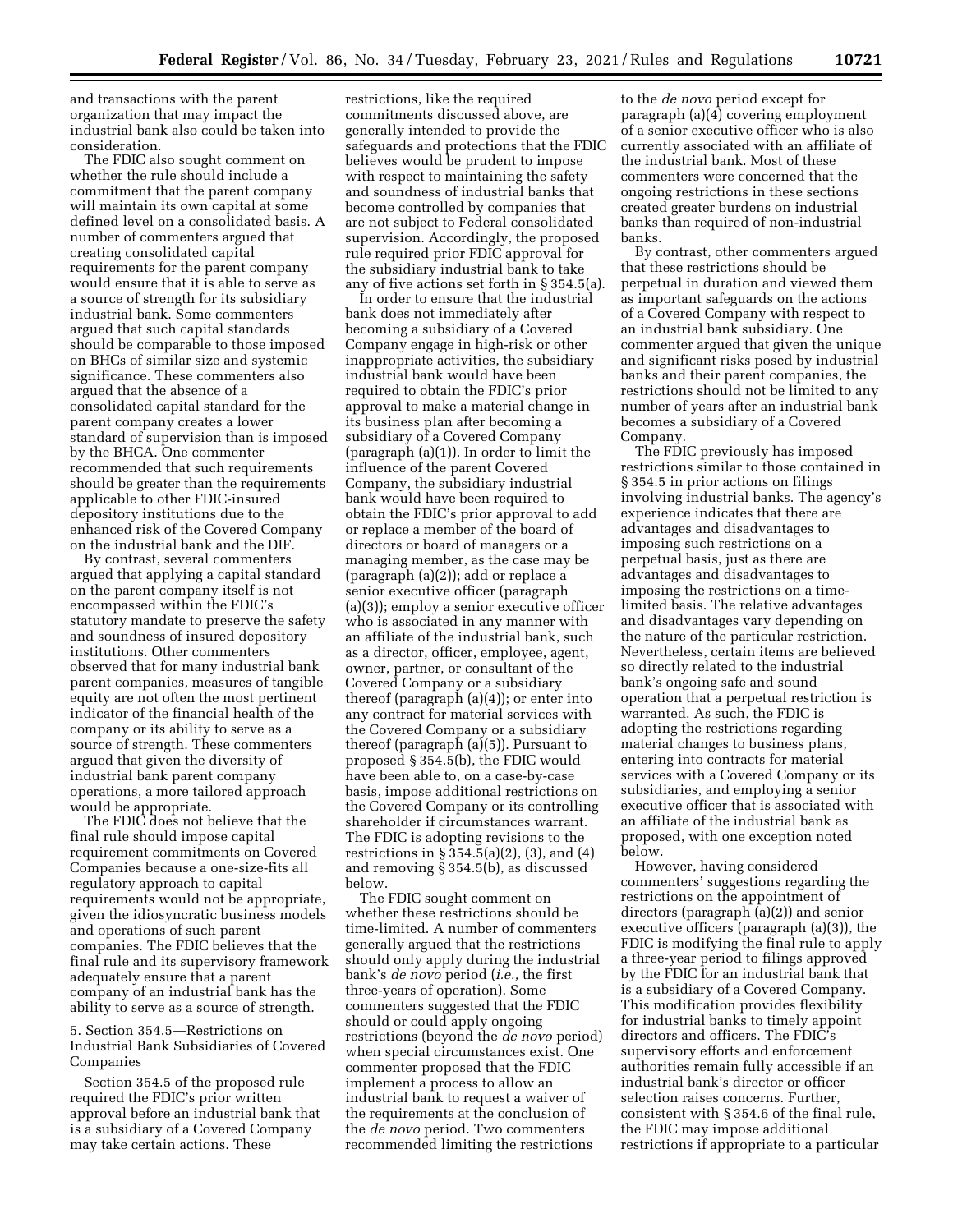and transactions with the parent organization that may impact the industrial bank also could be taken into consideration.

The FDIC also sought comment on whether the rule should include a commitment that the parent company will maintain its own capital at some defined level on a consolidated basis. A number of commenters argued that creating consolidated capital requirements for the parent company would ensure that it is able to serve as a source of strength for its subsidiary industrial bank. Some commenters argued that such capital standards should be comparable to those imposed on BHCs of similar size and systemic significance. These commenters also argued that the absence of a consolidated capital standard for the parent company creates a lower standard of supervision than is imposed by the BHCA. One commenter recommended that such requirements should be greater than the requirements applicable to other FDIC-insured depository institutions due to the enhanced risk of the Covered Company on the industrial bank and the DIF.

By contrast, several commenters argued that applying a capital standard on the parent company itself is not encompassed within the FDIC's statutory mandate to preserve the safety and soundness of insured depository institutions. Other commenters observed that for many industrial bank parent companies, measures of tangible equity are not often the most pertinent indicator of the financial health of the company or its ability to serve as a source of strength. These commenters argued that given the diversity of industrial bank parent company operations, a more tailored approach would be appropriate.

The FDIC does not believe that the final rule should impose capital requirement commitments on Covered Companies because a one-size-fits all regulatory approach to capital requirements would not be appropriate, given the idiosyncratic business models and operations of such parent companies. The FDIC believes that the final rule and its supervisory framework adequately ensure that a parent company of an industrial bank has the ability to serve as a source of strength.

5. Section 354.5—Restrictions on Industrial Bank Subsidiaries of Covered Companies

Section 354.5 of the proposed rule required the FDIC's prior written approval before an industrial bank that is a subsidiary of a Covered Company may take certain actions. These restrictions, like the required commitments discussed above, are generally intended to provide the safeguards and protections that the FDIC believes would be prudent to impose with respect to maintaining the safety and soundness of industrial banks that become controlled by companies that are not subject to Federal consolidated supervision. Accordingly, the proposed rule required prior FDIC approval for the subsidiary industrial bank to take any of five actions set forth in § 354.5(a).

In order to ensure that the industrial bank does not immediately after becoming a subsidiary of a Covered Company engage in high-risk or other inappropriate activities, the subsidiary industrial bank would have been required to obtain the FDIC's prior approval to make a material change in its business plan after becoming a subsidiary of a Covered Company (paragraph (a)(1)). In order to limit the influence of the parent Covered Company, the subsidiary industrial bank would have been required to obtain the FDIC's prior approval to add or replace a member of the board of directors or board of managers or a managing member, as the case may be (paragraph (a)(2)); add or replace a senior executive officer (paragraph (a)(3)); employ a senior executive officer who is associated in any manner with an affiliate of the industrial bank, such as a director, officer, employee, agent, owner, partner, or consultant of the Covered Company or a subsidiary thereof (paragraph (a)(4)); or enter into any contract for material services with the Covered Company or a subsidiary thereof (paragraph (a)(5)). Pursuant to proposed § 354.5(b), the FDIC would have been able to, on a case-by-case basis, impose additional restrictions on the Covered Company or its controlling shareholder if circumstances warrant. The FDIC is adopting revisions to the restrictions in § 354.5(a)(2), (3), and (4) and removing § 354.5(b), as discussed below.

The FDIC sought comment on whether these restrictions should be time-limited. A number of commenters generally argued that the restrictions should only apply during the industrial bank's *de novo* period (*i.e.,* the first three-years of operation). Some commenters suggested that the FDIC should or could apply ongoing restrictions (beyond the *de novo* period) when special circumstances exist. One commenter proposed that the FDIC implement a process to allow an industrial bank to request a waiver of the requirements at the conclusion of the *de novo* period. Two commenters recommended limiting the restrictions to the *de novo* period except for paragraph (a)(4) covering employment of a senior executive officer who is also currently associated with an affiliate of the industrial bank. Most of these commenters were concerned that the ongoing restrictions in these sections created greater burdens on industrial banks than required of non-industrial banks.

By contrast, other commenters argued that these restrictions should be perpetual in duration and viewed them as important safeguards on the actions of a Covered Company with respect to an industrial bank subsidiary. One commenter argued that given the unique and significant risks posed by industrial banks and their parent companies, the restrictions should not be limited to any number of years after an industrial bank becomes a subsidiary of a Covered Company.

The FDIC previously has imposed restrictions similar to those contained in § 354.5 in prior actions on filings involving industrial banks. The agency's experience indicates that there are advantages and disadvantages to imposing such restrictions on a perpetual basis, just as there are advantages and disadvantages to imposing the restrictions on a time-limited basis. The relative advantages and disadvantages vary depending on the nature of the particular restriction. Nevertheless, certain items are believed so directly related to the industrial bank's ongoing safe and sound operation that a perpetual restriction is warranted. As such, the FDIC is adopting the restrictions regarding material changes to business plans, entering into contracts for material services with a Covered Company or its subsidiaries, and employing a senior executive officer that is associated with an affiliate of the industrial bank as proposed, with one exception noted below.

However, having considered commenters' suggestions regarding the restrictions on the appointment of directors (paragraph (a)(2)) and senior executive officers (paragraph (a)(3)), the FDIC is modifying the final rule to apply a three-year period to filings approved by the FDIC for an industrial bank that is a subsidiary of a Covered Company. This modification provides flexibility for industrial banks to timely appoint directors and officers. The FDIC's supervisory efforts and enforcement authorities remain fully accessible if an industrial bank's director or officer selection raises concerns. Further, consistent with § 354.6 of the final rule, the FDIC may impose additional restrictions if appropriate to a particular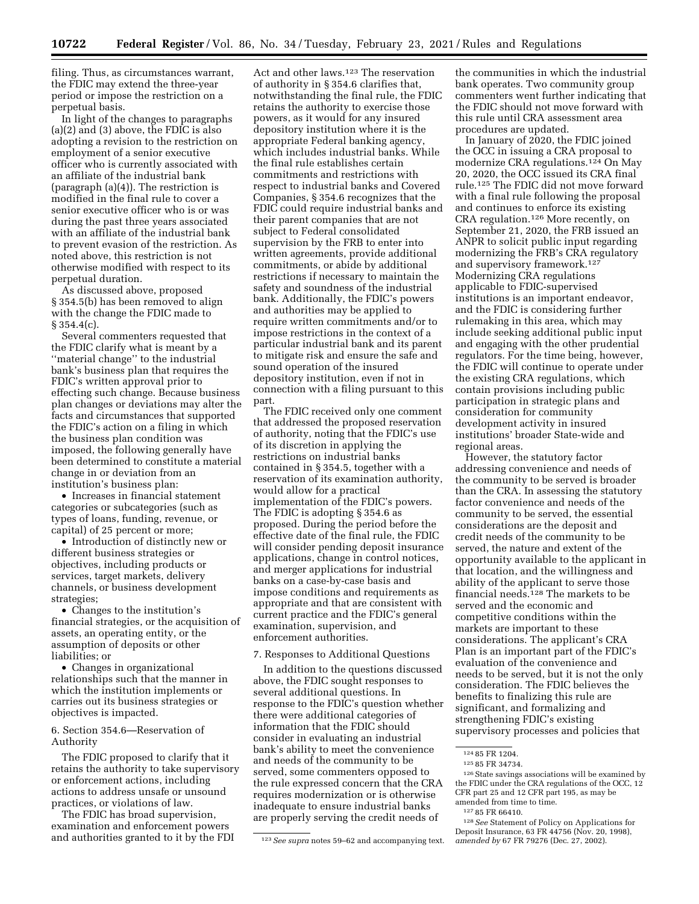filing. Thus, as circumstances warrant, the FDIC may extend the three-year period or impose the restriction on a perpetual basis.

In light of the changes to paragraphs (a)(2) and (3) above, the FDIC is also adopting a revision to the restriction on employment of a senior executive officer who is currently associated with an affiliate of the industrial bank (paragraph (a)(4)). The restriction is modified in the final rule to cover a senior executive officer who is or was during the past three years associated with an affiliate of the industrial bank to prevent evasion of the restriction. As noted above, this restriction is not otherwise modified with respect to its perpetual duration.

As discussed above, proposed § 354.5(b) has been removed to align with the change the FDIC made to § 354.4(c).

Several commenters requested that the FDIC clarify what is meant by a ''material change'' to the industrial bank's business plan that requires the FDIC's written approval prior to effecting such change. Because business plan changes or deviations may alter the facts and circumstances that supported the FDIC's action on a filing in which the business plan condition was imposed, the following generally have been determined to constitute a material change in or deviation from an institution's business plan:

- Increases in financial statement categories or subcategories (such as types of loans, funding, revenue, or capital) of 25 percent or more;
- Introduction of distinctly new or different business strategies or objectives, including products or services, target markets, delivery channels, or business development strategies;
- Changes to the institution's financial strategies, or the acquisition of assets, an operating entity, or the assumption of deposits or other liabilities; or
- Changes in organizational relationships such that the manner in which the institution implements or carries out its business strategies or objectives is impacted.

6. Section 354.6—Reservation of Authority

The FDIC proposed to clarify that it retains the authority to take supervisory or enforcement actions, including actions to address unsafe or unsound practices, or violations of law.

The FDIC has broad supervision, examination and enforcement powers and authorities granted to it by the FDI Act and other laws.[123] The reservation of authority in § 354.6 clarifies that, notwithstanding the final rule, the FDIC retains the authority to exercise those powers, as it would for any insured depository institution where it is the appropriate Federal banking agency, which includes industrial banks. While the final rule establishes certain commitments and restrictions with respect to industrial banks and Covered Companies, § 354.6 recognizes that the FDIC could require industrial banks and their parent companies that are not subject to Federal consolidated supervision by the FRB to enter into written agreements, provide additional commitments, or abide by additional restrictions if necessary to maintain the safety and soundness of the industrial bank. Additionally, the FDIC's powers and authorities may be applied to require written commitments and/or to impose restrictions in the context of a particular industrial bank and its parent to mitigate risk and ensure the safe and sound operation of the insured depository institution, even if not in connection with a filing pursuant to this part.

The FDIC received only one comment that addressed the proposed reservation of authority, noting that the FDIC's use of its discretion in applying the restrictions on industrial banks contained in § 354.5, together with a reservation of its examination authority, would allow for a practical implementation of the FDIC's powers. The FDIC is adopting § 354.6 as proposed. During the period before the effective date of the final rule, the FDIC will consider pending deposit insurance applications, change in control notices, and merger applications for industrial banks on a case-by-case basis and impose conditions and requirements as appropriate and that are consistent with current practice and the FDIC's general examination, supervision, and enforcement authorities.

7. Responses to Additional Questions

In addition to the questions discussed above, the FDIC sought responses to several additional questions. In response to the FDIC's question whether there were additional categories of information that the FDIC should consider in evaluating an industrial bank's ability to meet the convenience and needs of the community to be served, some commenters opposed to the rule expressed concern that the CRA requires modernization or is otherwise inadequate to ensure industrial banks are properly serving the credit needs of the communities in which the industrial bank operates. Two community group commenters went further indicating that the FDIC should not move forward with this rule until CRA assessment area procedures are updated.

In January of 2020, the FDIC joined the OCC in issuing a CRA proposal to modernize CRA regulations.[124] On May 20, 2020, the OCC issued its CRA final rule.[125] The FDIC did not move forward with a final rule following the proposal and continues to enforce its existing CRA regulation.[126] More recently, on September 21, 2020, the FRB issued an ANPR to solicit public input regarding modernizing the FRB's CRA regulatory and supervisory framework.[127] Modernizing CRA regulations applicable to FDIC-supervised institutions is an important endeavor, and the FDIC is considering further rulemaking in this area, which may include seeking additional public input and engaging with the other prudential regulators. For the time being, however, the FDIC will continue to operate under the existing CRA regulations, which contain provisions including public participation in strategic plans and consideration for community development activity in insured institutions' broader State-wide and regional areas.

However, the statutory factor addressing convenience and needs of the community to be served is broader than the CRA. In assessing the statutory factor convenience and needs of the community to be served, the essential considerations are the deposit and credit needs of the community to be served, the nature and extent of the opportunity available to the applicant in that location, and the willingness and ability of the applicant to serve those financial needs.[128] The markets to be served and the economic and competitive conditions within the markets are important to these considerations. The applicant's CRA Plan is an important part of the FDIC's evaluation of the convenience and needs to be served, but it is not the only consideration. The FDIC believes the benefits to finalizing this rule are significant, and formalizing and strengthening FDIC's existing supervisory processes and policies that

[123] *See supra* notes 59–62 and accompanying text.

[124] 85 FR 1204.

[125] 85 FR 34734.

[126] State savings associations will be examined by the FDIC under the CRA regulations of the OCC, 12 CFR part 25 and 12 CFR part 195, as may be amended from time to time.

[127] 85 FR 66410.

[128] *See* Statement of Policy on Applications for Deposit Insurance, 63 FR 44756 (Nov. 20, 1998), *amended by* 67 FR 79276 (Dec. 27, 2002).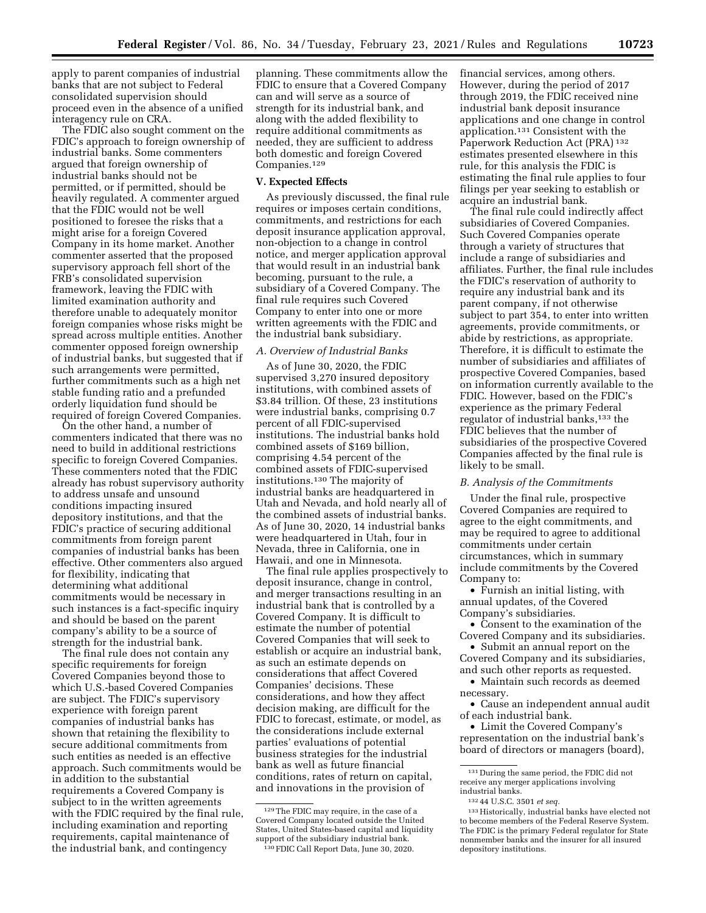apply to parent companies of industrial banks that are not subject to Federal consolidated supervision should proceed even in the absence of a unified interagency rule on CRA.

The FDIC also sought comment on the FDIC's approach to foreign ownership of industrial banks. Some commenters argued that foreign ownership of industrial banks should not be permitted, or if permitted, should be heavily regulated. A commenter argued that the FDIC would not be well positioned to foresee the risks that a might arise for a foreign Covered Company in its home market. Another commenter asserted that the proposed supervisory approach fell short of the FRB's consolidated supervision framework, leaving the FDIC with limited examination authority and therefore unable to adequately monitor foreign companies whose risks might be spread across multiple entities. Another commenter opposed foreign ownership of industrial banks, but suggested that if such arrangements were permitted, further commitments such as a high net stable funding ratio and a prefunded orderly liquidation fund should be required of foreign Covered Companies.

On the other hand, a number of commenters indicated that there was no need to build in additional restrictions specific to foreign Covered Companies. These commenters noted that the FDIC already has robust supervisory authority to address unsafe and unsound conditions impacting insured depository institutions, and that the FDIC's practice of securing additional commitments from foreign parent companies of industrial banks has been effective. Other commenters also argued for flexibility, indicating that determining what additional commitments would be necessary in such instances is a fact-specific inquiry and should be based on the parent company's ability to be a source of strength for the industrial bank.

The final rule does not contain any specific requirements for foreign Covered Companies beyond those to which U.S.-based Covered Companies are subject. The FDIC's supervisory experience with foreign parent companies of industrial banks has shown that retaining the flexibility to secure additional commitments from such entities as needed is an effective approach. Such commitments would be in addition to the substantial requirements a Covered Company is subject to in the written agreements with the FDIC required by the final rule, including examination and reporting requirements, capital maintenance of the industrial bank, and contingency planning. These commitments allow the FDIC to ensure that a Covered Company can and will serve as a source of strength for its industrial bank, and along with the added flexibility to require additional commitments as needed, they are sufficient to address both domestic and foreign Covered Companies.[129]

## V. Expected Effects

As previously discussed, the final rule requires or imposes certain conditions, commitments, and restrictions for each deposit insurance application approval, non-objection to a change in control notice, and merger application approval that would result in an industrial bank becoming, pursuant to the rule, a subsidiary of a Covered Company. The final rule requires such Covered Company to enter into one or more written agreements with the FDIC and the industrial bank subsidiary.

### *A. Overview of Industrial Banks*

As of June 30, 2020, the FDIC supervised 3,270 insured depository institutions, with combined assets of $3.84 trillion. Of these, 23 institutions were industrial banks, comprising 0.7 percent of all FDIC-supervised institutions. The industrial banks hold combined assets of $169 billion, comprising 4.54 percent of the combined assets of FDIC-supervised institutions.[130] The majority of industrial banks are headquartered in Utah and Nevada, and hold nearly all of the combined assets of industrial banks. As of June 30, 2020, 14 industrial banks were headquartered in Utah, four in Nevada, three in California, one in Hawaii, and one in Minnesota.

The final rule applies prospectively to deposit insurance, change in control, and merger transactions resulting in an industrial bank that is controlled by a Covered Company. It is difficult to estimate the number of potential Covered Companies that will seek to establish or acquire an industrial bank, as such an estimate depends on considerations that affect Covered Companies' decisions. These considerations, and how they affect decision making, are difficult for the FDIC to forecast, estimate, or model, as the considerations include external parties' evaluations of potential business strategies for the industrial bank as well as future financial conditions, rates of return on capital, and innovations in the provision of financial services, among others. However, during the period of 2017 through 2019, the FDIC received nine industrial bank deposit insurance applications and one change in control application.[131] Consistent with the Paperwork Reduction Act (PRA)[132] estimates presented elsewhere in this rule, for this analysis the FDIC is estimating the final rule applies to four filings per year seeking to establish or acquire an industrial bank.

The final rule could indirectly affect subsidiaries of Covered Companies. Such Covered Companies operate through a variety of structures that include a range of subsidiaries and affiliates. Further, the final rule includes the FDIC's reservation of authority to require any industrial bank and its parent company, if not otherwise subject to part 354, to enter into written agreements, provide commitments, or abide by restrictions, as appropriate. Therefore, it is difficult to estimate the number of subsidiaries and affiliates of prospective Covered Companies, based on information currently available to the FDIC. However, based on the FDIC's experience as the primary Federal regulator of industrial banks,[133] the FDIC believes that the number of subsidiaries of the prospective Covered Companies affected by the final rule is likely to be small.

### *B. Analysis of the Commitments*

Under the final rule, prospective Covered Companies are required to agree to the eight commitments, and may be required to agree to additional commitments under certain circumstances, which in summary include commitments by the Covered Company to:

- Furnish an initial listing, with annual updates, of the Covered Company's subsidiaries.
- Consent to the examination of the Covered Company and its subsidiaries.
- Submit an annual report on the Covered Company and its subsidiaries, and such other reports as requested.
- Maintain such records as deemed necessary.
- Cause an independent annual audit of each industrial bank.
- Limit the Covered Company's representation on the industrial bank's board of directors or managers (board),

---

[129] The FDIC may require, in the case of a Covered Company located outside the United States, United States-based capital and liquidity support of the subsidiary industrial bank.

[130] FDIC Call Report Data, June 30, 2020.

[131] During the same period, the FDIC did not receive any merger applications involving industrial banks.

[132] 44 U.S.C. 3501 *et seq.*

[133] Historically, industrial banks have elected not to become members of the Federal Reserve System. The FDIC is the primary Federal regulator for State nonmember banks and the insurer for all insured depository institutions.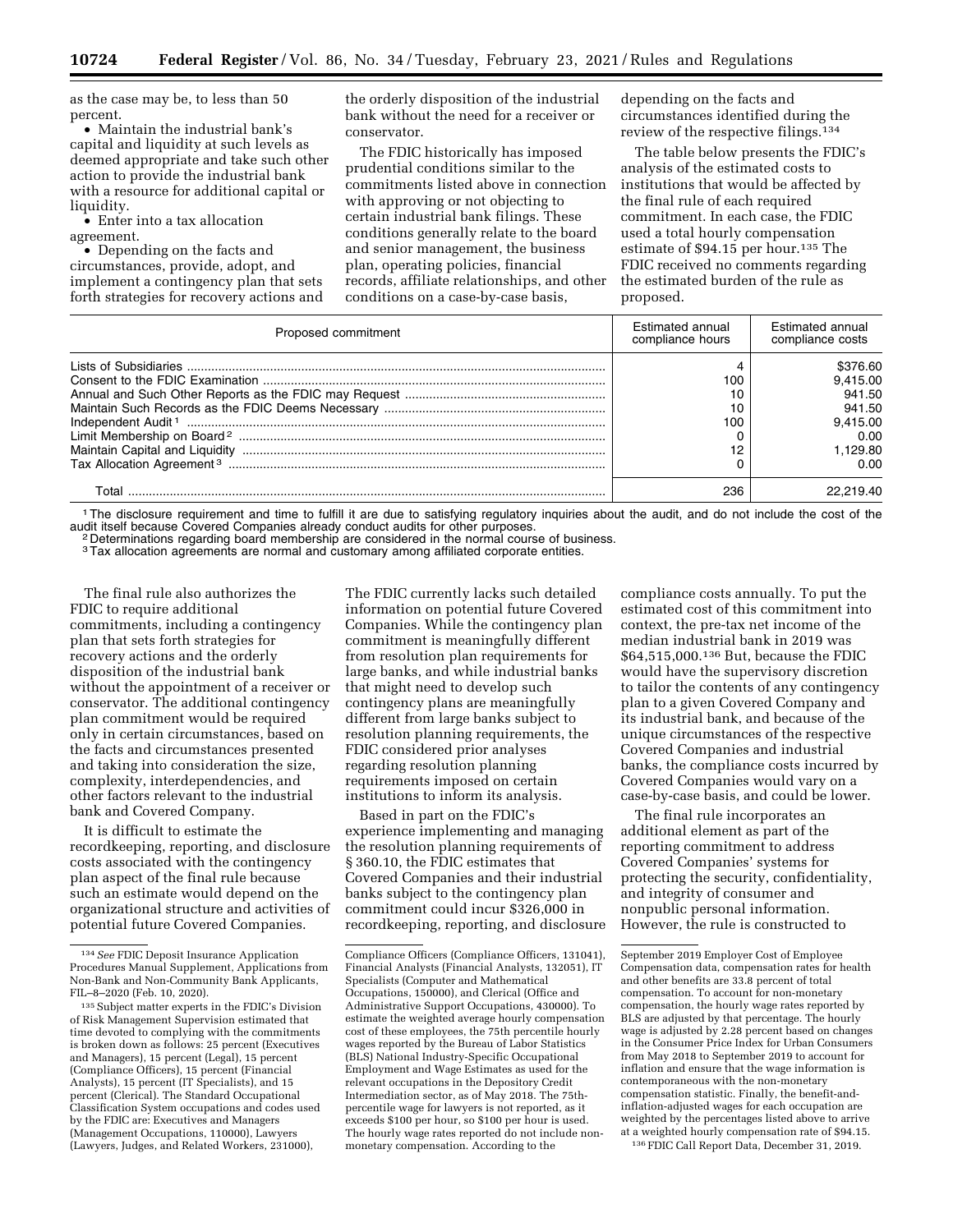as the case may be, to less than 50 percent.

• Maintain the industrial bank's capital and liquidity at such levels as deemed appropriate and take such other action to provide the industrial bank with a resource for additional capital or liquidity.

• Enter into a tax allocation agreement.

• Depending on the facts and circumstances, provide, adopt, and implement a contingency plan that sets forth strategies for recovery actions and the orderly disposition of the industrial bank without the need for a receiver or conservator.

The FDIC historically has imposed prudential conditions similar to the commitments listed above in connection with approving or not objecting to certain industrial bank filings. These conditions generally relate to the board and senior management, the business plan, operating policies, financial records, affiliate relationships, and other conditions on a case-by-case basis, depending on the facts and circumstances identified during the review of the respective filings.[134]

The table below presents the FDIC's analysis of the estimated costs to institutions that would be affected by the final rule of each required commitment. In each case, the FDIC used a total hourly compensation estimate of $94.15 per hour.[135] The FDIC received no comments regarding the estimated burden of the rule as proposed.

| Proposed commitment | Estimated annual compliance hours | Estimated annual compliance costs |
|---|---|---|
| Lists of Subsidiaries | 4 | $376.60 |
| Consent to the FDIC Examination | 100 | 9,415.00 |
| Annual and Such Other Reports as the FDIC may Request | 10 | 941.50 |
| Maintain Such Records as the FDIC Deems Necessary | 10 | 941.50 |
| Independent Audit [1] | 100 | 9,415.00 |
| Limit Membership on Board [2] | 0 | 0.00 |
| Maintain Capital and Liquidity | 12 | 1,129.80 |
| Tax Allocation Agreement [3] | 0 | 0.00 |
| Total | 236 | 22,219.40 |

[1] The disclosure requirement and time to fulfill it are due to satisfying regulatory inquiries about the audit, and do not include the cost of the audit itself because Covered Companies already conduct audits for other purposes.

[2] Determinations regarding board membership are considered in the normal course of business.

[3] Tax allocation agreements are normal and customary among affiliated corporate entities.

The final rule also authorizes the FDIC to require additional commitments, including a contingency plan that sets forth strategies for recovery actions and the orderly disposition of the industrial bank without the appointment of a receiver or conservator. The additional contingency plan commitment would be required only in certain circumstances, based on the facts and circumstances presented and taking into consideration the size, complexity, interdependencies, and other factors relevant to the industrial bank and Covered Company.

It is difficult to estimate the recordkeeping, reporting, and disclosure costs associated with the contingency plan aspect of the final rule because such an estimate would depend on the organizational structure and activities of potential future Covered Companies. The FDIC currently lacks such detailed information on potential future Covered Companies. While the contingency plan commitment is meaningfully different from resolution plan requirements for large banks, and while industrial banks that might need to develop such contingency plans are meaningfully different from large banks subject to resolution planning requirements, the FDIC considered prior analyses regarding resolution planning requirements imposed on certain institutions to inform its analysis.

Based in part on the FDIC's experience implementing and managing the resolution planning requirements of § 360.10, the FDIC estimates that Covered Companies and their industrial banks subject to the contingency plan commitment could incur $326,000 in recordkeeping, reporting, and disclosure compliance costs annually. To put the estimated cost of this commitment into context, the pre-tax net income of the median industrial bank in 2019 was $64,515,000.[136] But, because the FDIC would have the supervisory discretion to tailor the contents of any contingency plan to a given Covered Company and its industrial bank, and because of the unique circumstances of the respective Covered Companies and industrial banks, the compliance costs incurred by Covered Companies would vary on a case-by-case basis, and could be lower.

The final rule incorporates an additional element as part of the reporting commitment to address Covered Companies' systems for protecting the security, confidentiality, and integrity of consumer and nonpublic personal information. However, the rule is constructed to

---

[134] *See* FDIC Deposit Insurance Application Procedures Manual Supplement, Applications from Non-Bank and Non-Community Bank Applicants, FIL–8–2020 (Feb. 10, 2020).

[135] Subject matter experts in the FDIC's Division of Risk Management Supervision estimated that time devoted to complying with the commitments is broken down as follows: 25 percent (Executives and Managers), 15 percent (Legal), 15 percent (Compliance Officers), 15 percent (Financial Analysts), 15 percent (IT Specialists), and 15 percent (Clerical). The Standard Occupational Classification System occupations and codes used by the FDIC are: Executives and Managers (Management Occupations, 110000), Lawyers (Lawyers, Judges, and Related Workers, 231000), Compliance Officers (Compliance Officers, 131041), Financial Analysts (Financial Analysts, 132051), IT Specialists (Computer and Mathematical Occupations, 150000), and Clerical (Office and Administrative Support Occupations, 430000). To estimate the weighted average hourly compensation cost of these employees, the 75th percentile hourly wages reported by the Bureau of Labor Statistics (BLS) National Industry-Specific Occupational Employment and Wage Estimates as used for the relevant occupations in the Depository Credit Intermediation sector, as of May 2018. The 75th-percentile wage for lawyers is not reported, as it exceeds $100 per hour, so $100 per hour is used. The hourly wage rates reported do not include non-monetary compensation. According to the September 2019 Employer Cost of Employee Compensation data, compensation rates for health and other benefits are 33.8 percent of total compensation. To account for non-monetary compensation, the hourly wage rates reported by BLS are adjusted by that percentage. The hourly wage is adjusted by 2.28 percent based on changes in the Consumer Price Index for Urban Consumers from May 2018 to September 2019 to account for inflation and ensure that the wage information is contemporaneous with the non-monetary compensation statistic. Finally, the benefit-and-inflation-adjusted wages for each occupation are weighted by the percentages listed above to arrive at a weighted hourly compensation rate of $94.15.

[136] FDIC Call Report Data, December 31, 2019.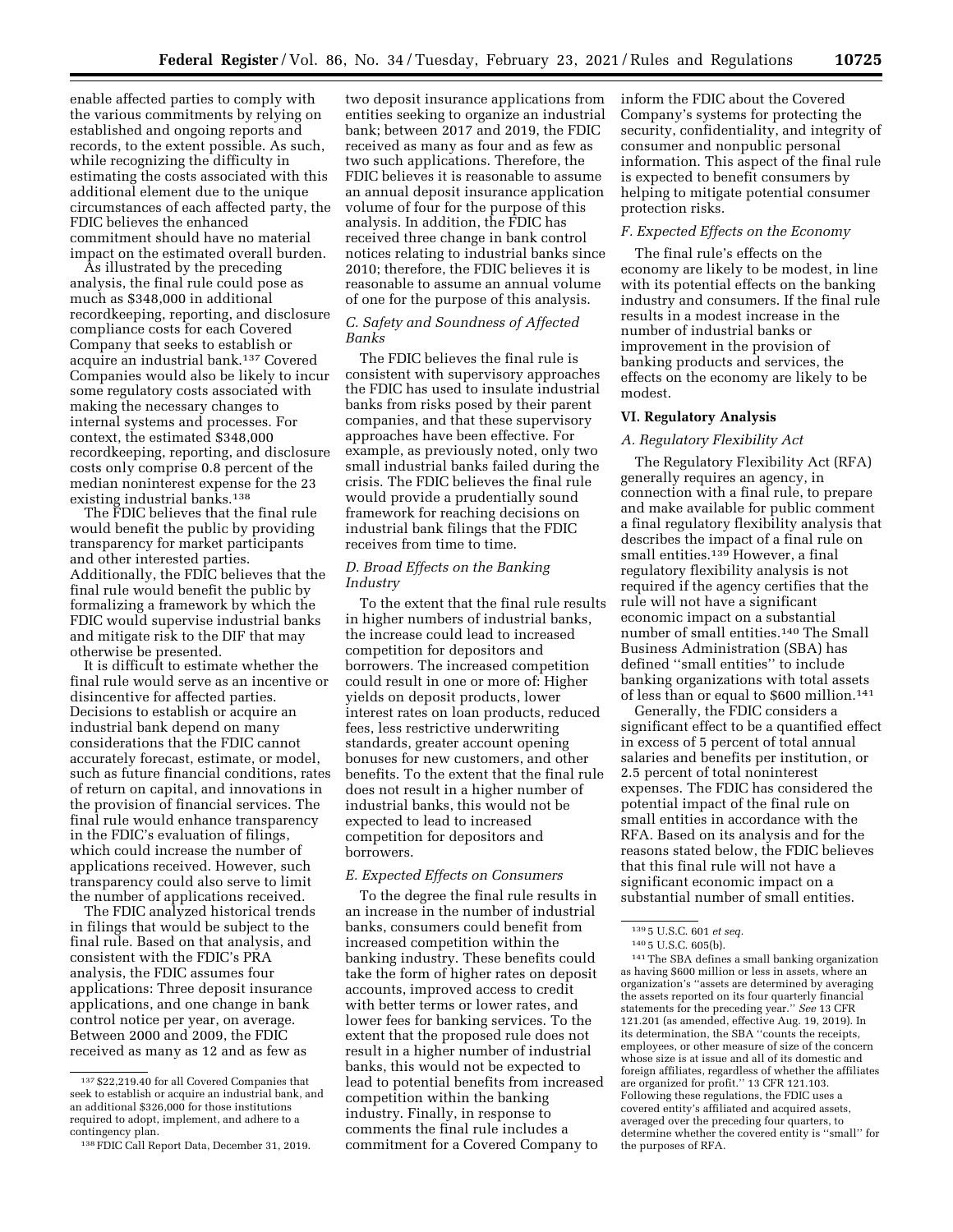enable affected parties to comply with the various commitments by relying on established and ongoing reports and records, to the extent possible. As such, while recognizing the difficulty in estimating the costs associated with this additional element due to the unique circumstances of each affected party, the FDIC believes the enhanced commitment should have no material impact on the estimated overall burden.

As illustrated by the preceding analysis, the final rule could pose as much as $348,000 in additional recordkeeping, reporting, and disclosure compliance costs for each Covered Company that seeks to establish or acquire an industrial bank.[137] Covered Companies would also be likely to incur some regulatory costs associated with making the necessary changes to internal systems and processes. For context, the estimated $348,000 recordkeeping, reporting, and disclosure costs only comprise 0.8 percent of the median noninterest expense for the 23 existing industrial banks.[138]

The FDIC believes that the final rule would benefit the public by providing transparency for market participants and other interested parties. Additionally, the FDIC believes that the final rule would benefit the public by formalizing a framework by which the FDIC would supervise industrial banks and mitigate risk to the DIF that may otherwise be presented.

It is difficult to estimate whether the final rule would serve as an incentive or disincentive for affected parties. Decisions to establish or acquire an industrial bank depend on many considerations that the FDIC cannot accurately forecast, estimate, or model, such as future financial conditions, rates of return on capital, and innovations in the provision of financial services. The final rule would enhance transparency in the FDIC's evaluation of filings, which could increase the number of applications received. However, such transparency could also serve to limit the number of applications received.

The FDIC analyzed historical trends in filings that would be subject to the final rule. Based on that analysis, and consistent with the FDIC's PRA analysis, the FDIC assumes four applications: Three deposit insurance applications, and one change in bank control notice per year, on average. Between 2000 and 2009, the FDIC received as many as 12 and as few as two deposit insurance applications from entities seeking to organize an industrial bank; between 2017 and 2019, the FDIC received as many as four and as few as two such applications. Therefore, the FDIC believes it is reasonable to assume an annual deposit insurance application volume of four for the purpose of this analysis. In addition, the FDIC has received three change in bank control notices relating to industrial banks since 2010; therefore, the FDIC believes it is reasonable to assume an annual volume of one for the purpose of this analysis.

### C. Safety and Soundness of Affected Banks

The FDIC believes the final rule is consistent with supervisory approaches the FDIC has used to insulate industrial banks from risks posed by their parent companies, and that these supervisory approaches have been effective. For example, as previously noted, only two small industrial banks failed during the crisis. The FDIC believes the final rule would provide a prudentially sound framework for reaching decisions on industrial bank filings that the FDIC receives from time to time.

### D. Broad Effects on the Banking Industry

To the extent that the final rule results in higher numbers of industrial banks, the increase could lead to increased competition for depositors and borrowers. The increased competition could result in one or more of: Higher yields on deposit products, lower interest rates on loan products, reduced fees, less restrictive underwriting standards, greater account opening bonuses for new customers, and other benefits. To the extent that the final rule does not result in a higher number of industrial banks, this would not be expected to lead to increased competition for depositors and borrowers.

### E. Expected Effects on Consumers

To the degree the final rule results in an increase in the number of industrial banks, consumers could benefit from increased competition within the banking industry. These benefits could take the form of higher rates on deposit accounts, improved access to credit with better terms or lower rates, and lower fees for banking services. To the extent that the proposed rule does not result in a higher number of industrial banks, this would not be expected to lead to potential benefits from increased competition within the banking industry. Finally, in response to comments the final rule includes a commitment for a Covered Company to inform the FDIC about the Covered Company's systems for protecting the security, confidentiality, and integrity of consumer and nonpublic personal information. This aspect of the final rule is expected to benefit consumers by helping to mitigate potential consumer protection risks.

### F. Expected Effects on the Economy

The final rule's effects on the economy are likely to be modest, in line with its potential effects on the banking industry and consumers. If the final rule results in a modest increase in the number of industrial banks or improvement in the provision of banking products and services, the effects on the economy are likely to be modest.

## VI. Regulatory Analysis

### A. Regulatory Flexibility Act

The Regulatory Flexibility Act (RFA) generally requires an agency, in connection with a final rule, to prepare and make available for public comment a final regulatory flexibility analysis that describes the impact of a final rule on small entities.[139] However, a final regulatory flexibility analysis is not required if the agency certifies that the rule will not have a significant economic impact on a substantial number of small entities.[140] The Small Business Administration (SBA) has defined ''small entities'' to include banking organizations with total assets of less than or equal to $600 million.[141]

Generally, the FDIC considers a significant effect to be a quantified effect in excess of 5 percent of total annual salaries and benefits per institution, or 2.5 percent of total noninterest expenses. The FDIC has considered the potential impact of the final rule on small entities in accordance with the RFA. Based on its analysis and for the reasons stated below, the FDIC believes that this final rule will not have a significant economic impact on a substantial number of small entities.

---

[137] $22,219.40 for all Covered Companies that seek to establish or acquire an industrial bank, and an additional $326,000 for those institutions required to adopt, implement, and adhere to a contingency plan.

[138] FDIC Call Report Data, December 31, 2019.

[139] 5 U.S.C. 601 *et seq.*

[140] 5 U.S.C. 605(b).

[141] The SBA defines a small banking organization as having $600 million or less in assets, where an organization's ''assets are determined by averaging the assets reported on its four quarterly financial statements for the preceding year.'' *See* 13 CFR 121.201 (as amended, effective Aug. 19, 2019). In its determination, the SBA ''counts the receipts, employees, or other measure of size of the concern whose size is at issue and all of its domestic and foreign affiliates, regardless of whether the affiliates are organized for profit.'' 13 CFR 121.103. Following these regulations, the FDIC uses a covered entity's affiliated and acquired assets, averaged over the preceding four quarters, to determine whether the covered entity is ''small'' for the purposes of RFA.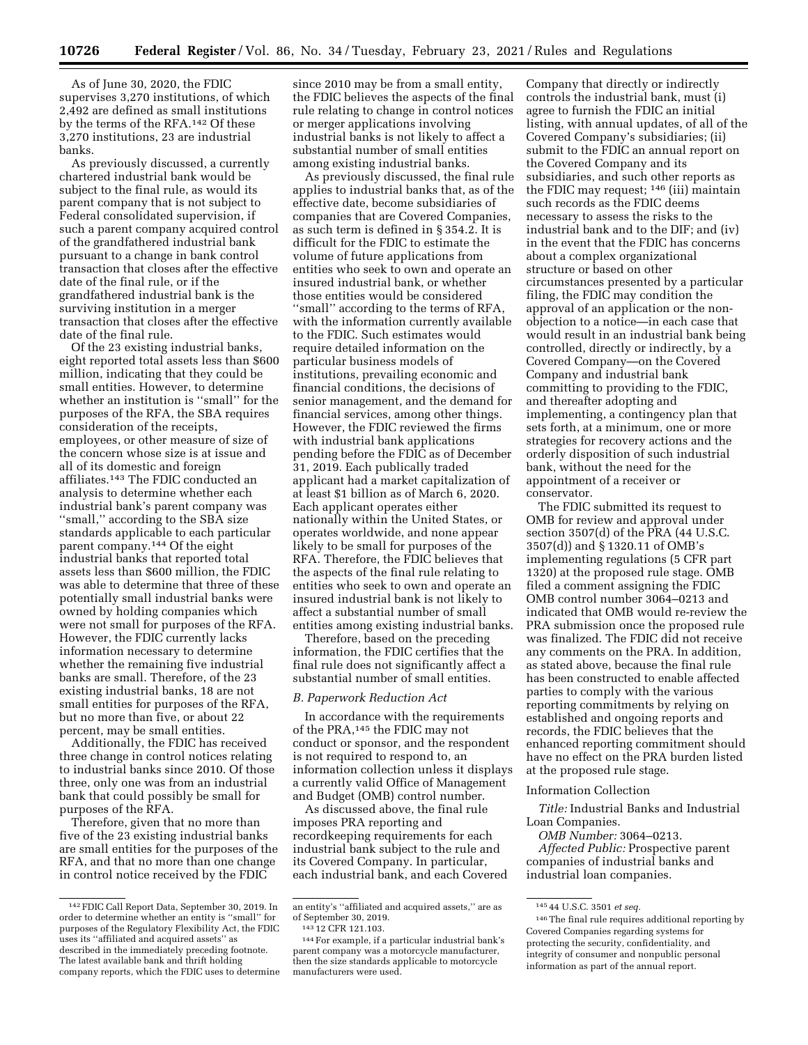As of June 30, 2020, the FDIC supervises 3,270 institutions, of which 2,492 are defined as small institutions by the terms of the RFA.[142] Of these 3,270 institutions, 23 are industrial banks.

As previously discussed, a currently chartered industrial bank would be subject to the final rule, as would its parent company that is not subject to Federal consolidated supervision, if such a parent company acquired control of the grandfathered industrial bank pursuant to a change in bank control transaction that closes after the effective date of the final rule, or if the grandfathered industrial bank is the surviving institution in a merger transaction that closes after the effective date of the final rule.

Of the 23 existing industrial banks, eight reported total assets less than $600 million, indicating that they could be small entities. However, to determine whether an institution is ''small'' for the purposes of the RFA, the SBA requires consideration of the receipts, employees, or other measure of size of the concern whose size is at issue and all of its domestic and foreign affiliates.[143] The FDIC conducted an analysis to determine whether each industrial bank's parent company was ''small,'' according to the SBA size standards applicable to each particular parent company.[144] Of the eight industrial banks that reported total assets less than $600 million, the FDIC was able to determine that three of these potentially small industrial banks were owned by holding companies which were not small for purposes of the RFA. However, the FDIC currently lacks information necessary to determine whether the remaining five industrial banks are small. Therefore, of the 23 existing industrial banks, 18 are not small entities for purposes of the RFA, but no more than five, or about 22 percent, may be small entities.

Additionally, the FDIC has received three change in control notices relating to industrial banks since 2010. Of those three, only one was from an industrial bank that could possibly be small for purposes of the RFA.

Therefore, given that no more than five of the 23 existing industrial banks are small entities for the purposes of the RFA, and that no more than one change in control notice received by the FDIC since 2010 may be from a small entity, the FDIC believes the aspects of the final rule relating to change in control notices or merger applications involving industrial banks is not likely to affect a substantial number of small entities among existing industrial banks.

As previously discussed, the final rule applies to industrial banks that, as of the effective date, become subsidiaries of companies that are Covered Companies, as such term is defined in § 354.2. It is difficult for the FDIC to estimate the volume of future applications from entities who seek to own and operate an insured industrial bank, or whether those entities would be considered ''small'' according to the terms of RFA, with the information currently available to the FDIC. Such estimates would require detailed information on the particular business models of institutions, prevailing economic and financial conditions, the decisions of senior management, and the demand for financial services, among other things. However, the FDIC reviewed the firms with industrial bank applications pending before the FDIC as of December 31, 2019. Each publically traded applicant had a market capitalization of at least $1 billion as of March 6, 2020. Each applicant operates either nationally within the United States, or operates worldwide, and none appear likely to be small for purposes of the RFA. Therefore, the FDIC believes that the aspects of the final rule relating to entities who seek to own and operate an insured industrial bank is not likely to affect a substantial number of small entities among existing industrial banks.

Therefore, based on the preceding information, the FDIC certifies that the final rule does not significantly affect a substantial number of small entities.

### *B. Paperwork Reduction Act*

In accordance with the requirements of the PRA,[145] the FDIC may not conduct or sponsor, and the respondent is not required to respond to, an information collection unless it displays a currently valid Office of Management and Budget (OMB) control number.

As discussed above, the final rule imposes PRA reporting and recordkeeping requirements for each industrial bank subject to the rule and its Covered Company. In particular, each industrial bank, and each Covered Company that directly or indirectly controls the industrial bank, must (i) agree to furnish the FDIC an initial listing, with annual updates, of all of the Covered Company's subsidiaries; (ii) submit to the FDIC an annual report on the Covered Company and its subsidiaries, and such other reports as the FDIC may request; [146] (iii) maintain such records as the FDIC deems necessary to assess the risks to the industrial bank and to the DIF; and (iv) in the event that the FDIC has concerns about a complex organizational structure or based on other circumstances presented by a particular filing, the FDIC may condition the approval of an application or the non-objection to a notice—in each case that would result in an industrial bank being controlled, directly or indirectly, by a Covered Company—on the Covered Company and industrial bank committing to providing to the FDIC, and thereafter adopting and implementing, a contingency plan that sets forth, at a minimum, one or more strategies for recovery actions and the orderly disposition of such industrial bank, without the need for the appointment of a receiver or conservator.

The FDIC submitted its request to OMB for review and approval under section 3507(d) of the PRA (44 U.S.C. 3507(d)) and § 1320.11 of OMB's implementing regulations (5 CFR part 1320) at the proposed rule stage. OMB filed a comment assigning the FDIC OMB control number 3064–0213 and indicated that OMB would re-review the PRA submission once the proposed rule was finalized. The FDIC did not receive any comments on the PRA. In addition, as stated above, because the final rule has been constructed to enable affected parties to comply with the various reporting commitments by relying on established and ongoing reports and records, the FDIC believes that the enhanced reporting commitment should have no effect on the PRA burden listed at the proposed rule stage.

Information Collection

*Title:* Industrial Banks and Industrial Loan Companies.

*OMB Number:* 3064–0213.

*Affected Public:* Prospective parent companies of industrial banks and industrial loan companies.

---

[142] FDIC Call Report Data, September 30, 2019. In order to determine whether an entity is ''small'' for purposes of the Regulatory Flexibility Act, the FDIC uses its ''affiliated and acquired assets'' as described in the immediately preceding footnote. The latest available bank and thrift holding company reports, which the FDIC uses to determine an entity's ''affiliated and acquired assets,'' are as of September 30, 2019.

[143] 12 CFR 121.103.

[144] For example, if a particular industrial bank's parent company was a motorcycle manufacturer, then the size standards applicable to motorcycle manufacturers were used.

[145] 44 U.S.C. 3501 *et seq.*

[146] The final rule requires additional reporting by Covered Companies regarding systems for protecting the security, confidentiality, and integrity of consumer and nonpublic personal information as part of the annual report.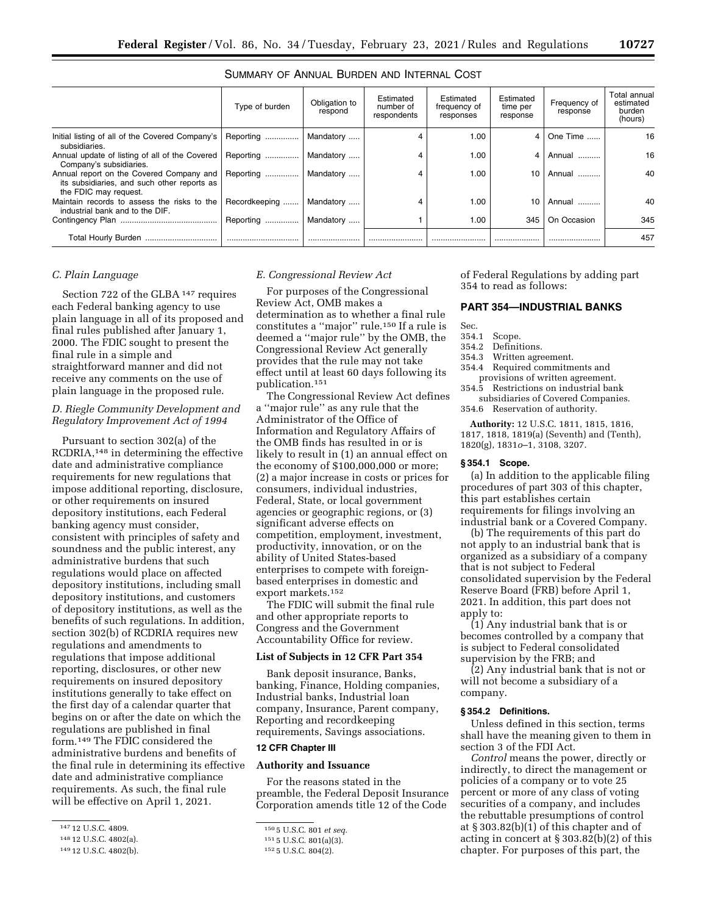SUMMARY OF ANNUAL BURDEN AND INTERNAL COST

| | Type of burden | Obligation to respond | Estimated number of respondents | Estimated frequency of responses | Estimated time per response | Frequency of response | Total annual estimated burden (hours) |
|---|---|---|---|---|---|---|---|
| Initial listing of all of the Covered Company's subsidiaries. | Reporting | Mandatory | 4 | 1.00 | 4 | One Time | 16 |
| Annual update of listing of all of the Covered Company's subsidiaries. | Reporting | Mandatory | 4 | 1.00 | 4 | Annual | 16 |
| Annual report on the Covered Company and its subsidiaries, and such other reports as the FDIC may request. | Reporting | Mandatory | 4 | 1.00 | 10 | Annual | 40 |
| Maintain records to assess the risks to the industrial bank and to the DIF. | Recordkeeping | Mandatory | 4 | 1.00 | 10 | Annual | 40 |
| Contingency Plan | Reporting | Mandatory | 1 | 1.00 | 345 | On Occasion | 345 |
| Total Hourly Burden | | | | | | | 457 |

### C. Plain Language

Section 722 of the GLBA [147] requires each Federal banking agency to use plain language in all of its proposed and final rules published after January 1, 2000. The FDIC sought to present the final rule in a simple and straightforward manner and did not receive any comments on the use of plain language in the proposed rule.

### D. Riegle Community Development and Regulatory Improvement Act of 1994

Pursuant to section 302(a) of the RCDRIA,[148] in determining the effective date and administrative compliance requirements for new regulations that impose additional reporting, disclosure, or other requirements on insured depository institutions, each Federal banking agency must consider, consistent with principles of safety and soundness and the public interest, any administrative burdens that such regulations would place on affected depository institutions, including small depository institutions, and customers of depository institutions, as well as the benefits of such regulations. In addition, section 302(b) of RCDRIA requires new regulations and amendments to regulations that impose additional reporting, disclosures, or other new requirements on insured depository institutions generally to take effect on the first day of a calendar quarter that begins on or after the date on which the regulations are published in final form.[149] The FDIC considered the administrative burdens and benefits of the final rule in determining its effective date and administrative compliance requirements. As such, the final rule will be effective on April 1, 2021.

### E. Congressional Review Act

For purposes of the Congressional Review Act, OMB makes a determination as to whether a final rule constitutes a ''major'' rule.[150] If a rule is deemed a ''major rule'' by the OMB, the Congressional Review Act generally provides that the rule may not take effect until at least 60 days following its publication.[151]

The Congressional Review Act defines a ''major rule'' as any rule that the Administrator of the Office of Information and Regulatory Affairs of the OMB finds has resulted in or is likely to result in (1) an annual effect on the economy of $100,000,000 or more; (2) a major increase in costs or prices for consumers, individual industries, Federal, State, or local government agencies or geographic regions, or (3) significant adverse effects on competition, employment, investment, productivity, innovation, or on the ability of United States-based enterprises to compete with foreign-based enterprises in domestic and export markets.[152]

The FDIC will submit the final rule and other appropriate reports to Congress and the Government Accountability Office for review.

### List of Subjects in 12 CFR Part 354

Bank deposit insurance, Banks, banking, Finance, Holding companies, Industrial banks, Industrial loan company, Insurance, Parent company, Reporting and recordkeeping requirements, Savings associations.

### 12 CFR Chapter III

### Authority and Issuance

For the reasons stated in the preamble, the Federal Deposit Insurance Corporation amends title 12 of the Code of Federal Regulations by adding part 354 to read as follows:

## PART 354—INDUSTRIAL BANKS

Sec.
354.1 Scope.
354.2 Definitions.
354.3 Written agreement.
354.4 Required commitments and provisions of written agreement.
354.5 Restrictions on industrial bank subsidiaries of Covered Companies.
354.6 Reservation of authority.

**Authority:** 12 U.S.C. 1811, 1815, 1816, 1817, 1818, 1819(a) (Seventh) and (Tenth), 1820(g), 1831*o*–1, 3108, 3207.

### § 354.1 Scope.

(a) In addition to the applicable filing procedures of part 303 of this chapter, this part establishes certain requirements for filings involving an industrial bank or a Covered Company.

(b) The requirements of this part do not apply to an industrial bank that is organized as a subsidiary of a company that is not subject to Federal consolidated supervision by the Federal Reserve Board (FRB) before April 1, 2021. In addition, this part does not apply to:

(1) Any industrial bank that is or becomes controlled by a company that is subject to Federal consolidated supervision by the FRB; and

(2) Any industrial bank that is not or will not become a subsidiary of a company.

### § 354.2 Definitions.

Unless defined in this section, terms shall have the meaning given to them in section 3 of the FDI Act.

*Control* means the power, directly or indirectly, to direct the management or policies of a company or to vote 25 percent or more of any class of voting securities of a company, and includes the rebuttable presumptions of control at § 303.82(b)(1) of this chapter and of acting in concert at § 303.82(b)(2) of this chapter. For purposes of this part, the

[147] 12 U.S.C. 4809.

[148] 12 U.S.C. 4802(a).

[149] 12 U.S.C. 4802(b).

[150] 5 U.S.C. 801 *et seq.*

[151] 5 U.S.C. 801(a)(3).

[152] 5 U.S.C. 804(2).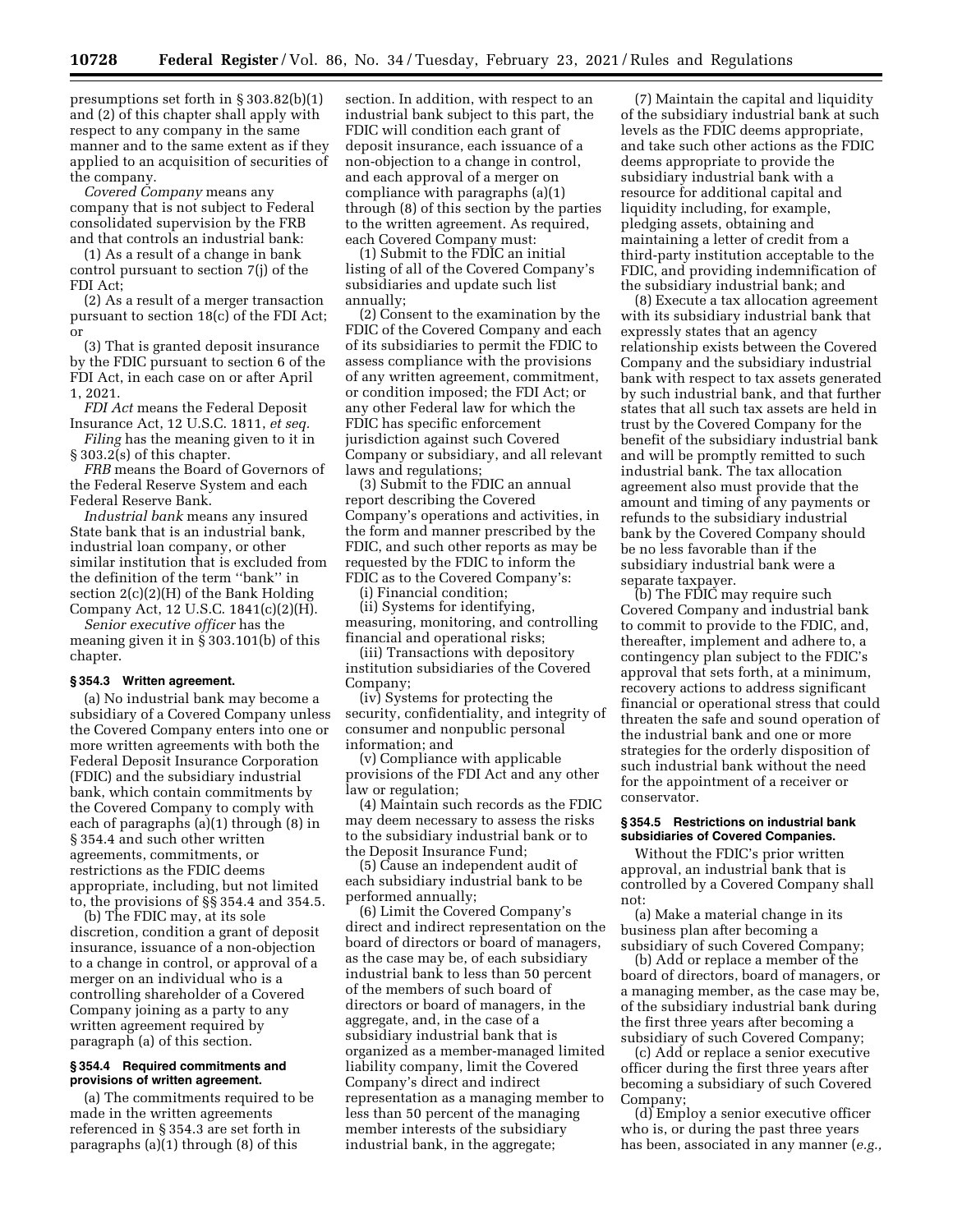presumptions set forth in § 303.82(b)(1) and (2) of this chapter shall apply with respect to any company in the same manner and to the same extent as if they applied to an acquisition of securities of the company.

*Covered Company* means any company that is not subject to Federal consolidated supervision by the FRB and that controls an industrial bank:

(1) As a result of a change in bank control pursuant to section 7(j) of the FDI Act;

(2) As a result of a merger transaction pursuant to section 18(c) of the FDI Act; or

(3) That is granted deposit insurance by the FDIC pursuant to section 6 of the FDI Act, in each case on or after April 1, 2021.

*FDI Act* means the Federal Deposit Insurance Act, 12 U.S.C. 1811, *et seq.*

*Filing* has the meaning given to it in § 303.2(s) of this chapter.

*FRB* means the Board of Governors of the Federal Reserve System and each Federal Reserve Bank.

*Industrial bank* means any insured State bank that is an industrial bank, industrial loan company, or other similar institution that is excluded from the definition of the term ''bank'' in section 2(c)(2)(H) of the Bank Holding Company Act, 12 U.S.C. 1841(c)(2)(H).

*Senior executive officer* has the meaning given it in § 303.101(b) of this chapter.

### § 354.3 Written agreement.

(a) No industrial bank may become a subsidiary of a Covered Company unless the Covered Company enters into one or more written agreements with both the Federal Deposit Insurance Corporation (FDIC) and the subsidiary industrial bank, which contain commitments by the Covered Company to comply with each of paragraphs (a)(1) through (8) in § 354.4 and such other written agreements, commitments, or restrictions as the FDIC deems appropriate, including, but not limited to, the provisions of §§ 354.4 and 354.5.

(b) The FDIC may, at its sole discretion, condition a grant of deposit insurance, issuance of a non-objection to a change in control, or approval of a merger on an individual who is a controlling shareholder of a Covered Company joining as a party to any written agreement required by paragraph (a) of this section.

### § 354.4 Required commitments and provisions of written agreement.

(a) The commitments required to be made in the written agreements referenced in § 354.3 are set forth in paragraphs (a)(1) through (8) of this section. In addition, with respect to an industrial bank subject to this part, the FDIC will condition each grant of deposit insurance, each issuance of a non-objection to a change in control, and each approval of a merger on compliance with paragraphs (a)(1) through (8) of this section by the parties to the written agreement. As required, each Covered Company must:

(1) Submit to the FDIC an initial listing of all of the Covered Company's subsidiaries and update such list annually;

(2) Consent to the examination by the FDIC of the Covered Company and each of its subsidiaries to permit the FDIC to assess compliance with the provisions of any written agreement, commitment, or condition imposed; the FDI Act; or any other Federal law for which the FDIC has specific enforcement jurisdiction against such Covered Company or subsidiary, and all relevant laws and regulations;

(3) Submit to the FDIC an annual report describing the Covered Company's operations and activities, in the form and manner prescribed by the FDIC, and such other reports as may be requested by the FDIC to inform the FDIC as to the Covered Company's:

(i) Financial condition;

(ii) Systems for identifying, measuring, monitoring, and controlling financial and operational risks;

(iii) Transactions with depository institution subsidiaries of the Covered Company;

(iv) Systems for protecting the security, confidentiality, and integrity of consumer and nonpublic personal information; and

(v) Compliance with applicable provisions of the FDI Act and any other law or regulation;

(4) Maintain such records as the FDIC may deem necessary to assess the risks to the subsidiary industrial bank or to the Deposit Insurance Fund;

(5) Cause an independent audit of each subsidiary industrial bank to be performed annually;

(6) Limit the Covered Company's direct and indirect representation on the board of directors or board of managers, as the case may be, of each subsidiary industrial bank to less than 50 percent of the members of such board of directors or board of managers, in the aggregate, and, in the case of a subsidiary industrial bank that is organized as a member-managed limited liability company, limit the Covered Company's direct and indirect representation as a managing member to less than 50 percent of the managing member interests of the subsidiary industrial bank, in the aggregate;

(7) Maintain the capital and liquidity of the subsidiary industrial bank at such levels as the FDIC deems appropriate, and take such other actions as the FDIC deems appropriate to provide the subsidiary industrial bank with a resource for additional capital and liquidity including, for example, pledging assets, obtaining and maintaining a letter of credit from a third-party institution acceptable to the FDIC, and providing indemnification of the subsidiary industrial bank; and

(8) Execute a tax allocation agreement with its subsidiary industrial bank that expressly states that an agency relationship exists between the Covered Company and the subsidiary industrial bank with respect to tax assets generated by such industrial bank, and that further states that all such tax assets are held in trust by the Covered Company for the benefit of the subsidiary industrial bank and will be promptly remitted to such industrial bank. The tax allocation agreement also must provide that the amount and timing of any payments or refunds to the subsidiary industrial bank by the Covered Company should be no less favorable than if the subsidiary industrial bank were a separate taxpayer.

(b) The FDIC may require such Covered Company and industrial bank to commit to provide to the FDIC, and, thereafter, implement and adhere to, a contingency plan subject to the FDIC's approval that sets forth, at a minimum, recovery actions to address significant financial or operational stress that could threaten the safe and sound operation of the industrial bank and one or more strategies for the orderly disposition of such industrial bank without the need for the appointment of a receiver or conservator.

### § 354.5 Restrictions on industrial bank subsidiaries of Covered Companies.

Without the FDIC's prior written approval, an industrial bank that is controlled by a Covered Company shall not:

(a) Make a material change in its business plan after becoming a subsidiary of such Covered Company;

(b) Add or replace a member of the board of directors, board of managers, or a managing member, as the case may be, of the subsidiary industrial bank during the first three years after becoming a subsidiary of such Covered Company;

(c) Add or replace a senior executive officer during the first three years after becoming a subsidiary of such Covered Company;

(d) Employ a senior executive officer who is, or during the past three years has been, associated in any manner (*e.g.,*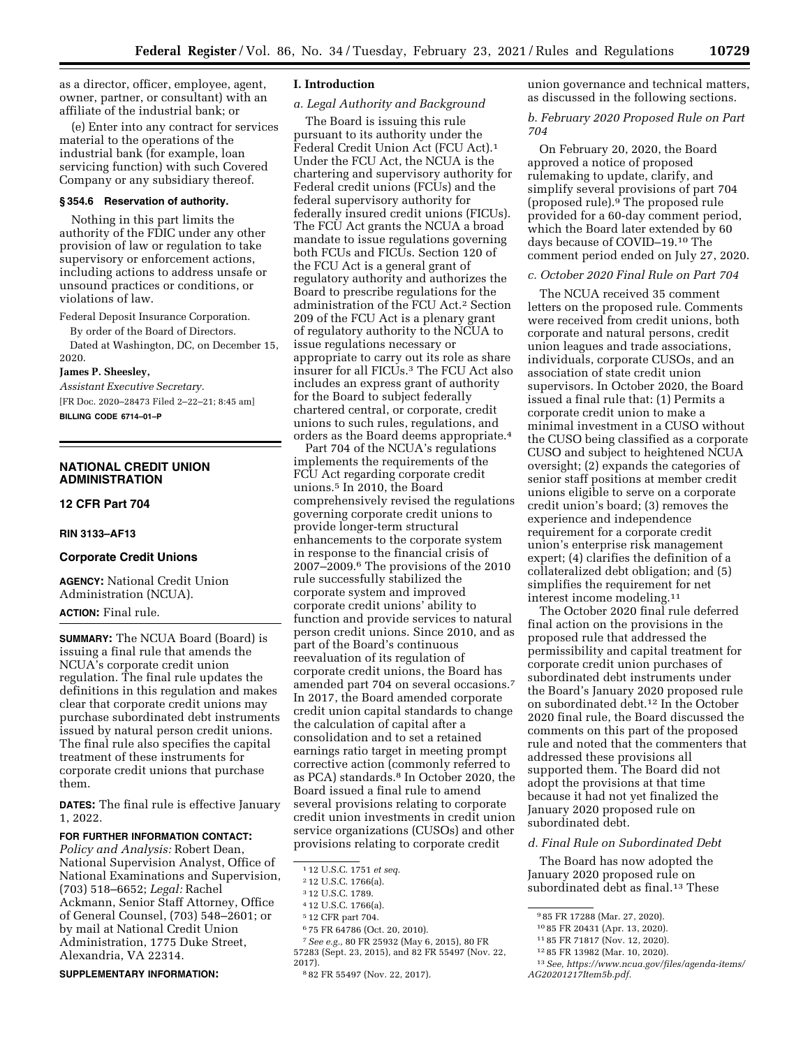as a director, officer, employee, agent, owner, partner, or consultant) with an affiliate of the industrial bank; or

(e) Enter into any contract for services material to the operations of the industrial bank (for example, loan servicing function) with such Covered Company or any subsidiary thereof.

**§ 354.6 Reservation of authority.**

Nothing in this part limits the authority of the FDIC under any other provision of law or regulation to take supervisory or enforcement actions, including actions to address unsafe or unsound practices or conditions, or violations of law.

Federal Deposit Insurance Corporation.

By order of the Board of Directors.

Dated at Washington, DC, on December 15, 2020.

**James P. Sheesley,**

*Assistant Executive Secretary.*

[FR Doc. 2020–28473 Filed 2–22–21; 8:45 am]

**BILLING CODE 6714–01–P**

---

## NATIONAL CREDIT UNION ADMINISTRATION

### 12 CFR Part 704

### RIN 3133–AF13

### Corporate Credit Unions

**AGENCY:** National Credit Union Administration (NCUA).

**ACTION:** Final rule.

**SUMMARY:** The NCUA Board (Board) is issuing a final rule that amends the NCUA's corporate credit union regulation. The final rule updates the definitions in this regulation and makes clear that corporate credit unions may purchase subordinated debt instruments issued by natural person credit unions. The final rule also specifies the capital treatment of these instruments for corporate credit unions that purchase them.

**DATES:** The final rule is effective January 1, 2022.

**FOR FURTHER INFORMATION CONTACT:** *Policy and Analysis:* Robert Dean, National Supervision Analyst, Office of National Examinations and Supervision, (703) 518–6652; *Legal:* Rachel Ackmann, Senior Staff Attorney, Office of General Counsel, (703) 548–2601; or by mail at National Credit Union Administration, 1775 Duke Street, Alexandria, VA 22314.

**SUPPLEMENTARY INFORMATION:**

#### I. Introduction

*a. Legal Authority and Background*

The Board is issuing this rule pursuant to its authority under the Federal Credit Union Act (FCU Act).[1] Under the FCU Act, the NCUA is the chartering and supervisory authority for Federal credit unions (FCUs) and the federal supervisory authority for federally insured credit unions (FICUs). The FCU Act grants the NCUA a broad mandate to issue regulations governing both FCUs and FICUs. Section 120 of the FCU Act is a general grant of regulatory authority and authorizes the Board to prescribe regulations for the administration of the FCU Act.[2] Section 209 of the FCU Act is a plenary grant of regulatory authority to the NCUA to issue regulations necessary or appropriate to carry out its role as share insurer for all FICUs.[3] The FCU Act also includes an express grant of authority for the Board to subject federally chartered central, or corporate, credit unions to such rules, regulations, and orders as the Board deems appropriate.[4]

Part 704 of the NCUA's regulations implements the requirements of the FCU Act regarding corporate credit unions.[5] In 2010, the Board comprehensively revised the regulations governing corporate credit unions to provide longer-term structural enhancements to the corporate system in response to the financial crisis of 2007–2009.[6] The provisions of the 2010 rule successfully stabilized the corporate system and improved corporate credit unions' ability to function and provide services to natural person credit unions. Since 2010, and as part of the Board's continuous reevaluation of its regulation of corporate credit unions, the Board has amended part 704 on several occasions.[7] In 2017, the Board amended corporate credit union capital standards to change the calculation of capital after a consolidation and to set a retained earnings ratio target in meeting prompt corrective action (commonly referred to as PCA) standards.[8] In October 2020, the Board issued a final rule to amend several provisions relating to corporate credit union investments in credit union service organizations (CUSOs) and other provisions relating to corporate credit union governance and technical matters, as discussed in the following sections.

*b. February 2020 Proposed Rule on Part 704*

On February 20, 2020, the Board approved a notice of proposed rulemaking to update, clarify, and simplify several provisions of part 704 (proposed rule).[9] The proposed rule provided for a 60-day comment period, which the Board later extended by 60 days because of COVID–19.[10] The comment period ended on July 27, 2020.

*c. October 2020 Final Rule on Part 704*

The NCUA received 35 comment letters on the proposed rule. Comments were received from credit unions, both corporate and natural persons, credit union leagues and trade associations, individuals, corporate CUSOs, and an association of state credit union supervisors. In October 2020, the Board issued a final rule that: (1) Permits a corporate credit union to make a minimal investment in a CUSO without the CUSO being classified as a corporate CUSO and subject to heightened NCUA oversight; (2) expands the categories of senior staff positions at member credit unions eligible to serve on a corporate credit union's board; (3) removes the experience and independence requirement for a corporate credit union's enterprise risk management expert; (4) clarifies the definition of a collateralized debt obligation; and (5) simplifies the requirement for net interest income modeling.[11]

The October 2020 final rule deferred final action on the provisions in the proposed rule that addressed the permissibility and capital treatment for corporate credit union purchases of subordinated debt instruments under the Board's January 2020 proposed rule on subordinated debt.[12] In the October 2020 final rule, the Board discussed the comments on this part of the proposed rule and noted that the commenters that addressed these provisions all supported them. The Board did not adopt the provisions at that time because it had not yet finalized the January 2020 proposed rule on subordinated debt.

*d. Final Rule on Subordinated Debt*

The Board has now adopted the January 2020 proposed rule on subordinated debt as final.[13] These

---

[1] 12 U.S.C. 1751 *et seq.*

[2] 12 U.S.C. 1766(a).

[3] 12 U.S.C. 1789.

[4] 12 U.S.C. 1766(a).

[5] 12 CFR part 704.

[6] 75 FR 64786 (Oct. 20, 2010).

[7] *See e.g.,* 80 FR 25932 (May 6, 2015), 80 FR 57283 (Sept. 23, 2015), and 82 FR 55497 (Nov. 22, 2017).

[8] 82 FR 55497 (Nov. 22, 2017).

[9] 85 FR 17288 (Mar. 27, 2020).

[10] 85 FR 20431 (Apr. 13, 2020).

[11] 85 FR 71817 (Nov. 12, 2020).

[12] 85 FR 13982 (Mar. 10, 2020).

[13] *See, https://www.ncua.gov/files/agenda-items/AG20201217Item5b.pdf.*